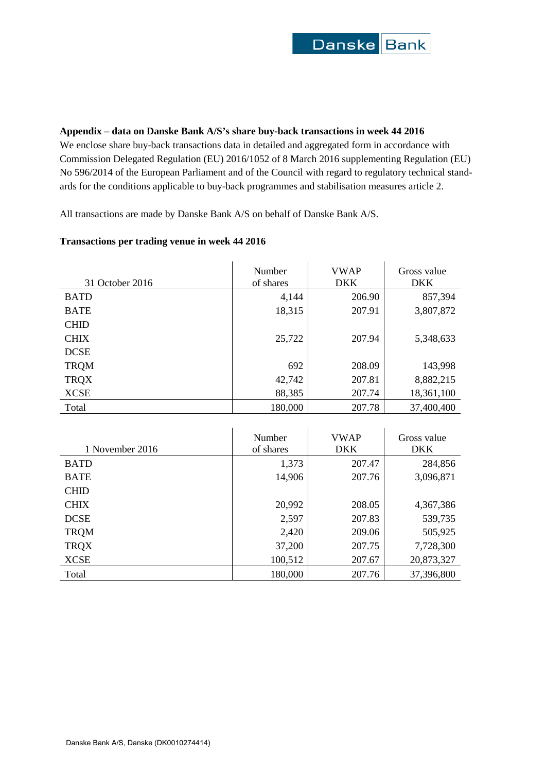**Appendix – data on Danske Bank A/S's share buy-back transactions in week 44 2016**

We enclose share buy-back transactions data in detailed and aggregated form in accordance with Commission Delegated Regulation (EU) 2016/1052 of 8 March 2016 supplementing Regulation (EU) No 596/2014 of the European Parliament and of the Council with regard to regulatory technical standards for the conditions applicable to buy-back programmes and stabilisation measures article 2.

All transactions are made by Danske Bank A/S on behalf of Danske Bank A/S.

**Transactions per trading venue in week 44 2016**

| 31 October 2016 | Number of shares | VWAP DKK | Gross value DKK |
|---|---|---|---|
| BATD | 4,144 | 206.90 | 857,394 |
| BATE | 18,315 | 207.91 | 3,807,872 |
| CHID | | | |
| CHIX | 25,722 | 207.94 | 5,348,633 |
| DCSE | | | |
| TRQM | 692 | 208.09 | 143,998 |
| TRQX | 42,742 | 207.81 | 8,882,215 |
| XCSE | 88,385 | 207.74 | 18,361,100 |
| Total | 180,000 | 207.78 | 37,400,400 |

| 1 November 2016 | Number of shares | VWAP DKK | Gross value DKK |
|---|---|---|---|
| BATD | 1,373 | 207.47 | 284,856 |
| BATE | 14,906 | 207.76 | 3,096,871 |
| CHID | | | |
| CHIX | 20,992 | 208.05 | 4,367,386 |
| DCSE | 2,597 | 207.83 | 539,735 |
| TRQM | 2,420 | 209.06 | 505,925 |
| TRQX | 37,200 | 207.75 | 7,728,300 |
| XCSE | 100,512 | 207.67 | 20,873,327 |
| Total | 180,000 | 207.76 | 37,396,800 |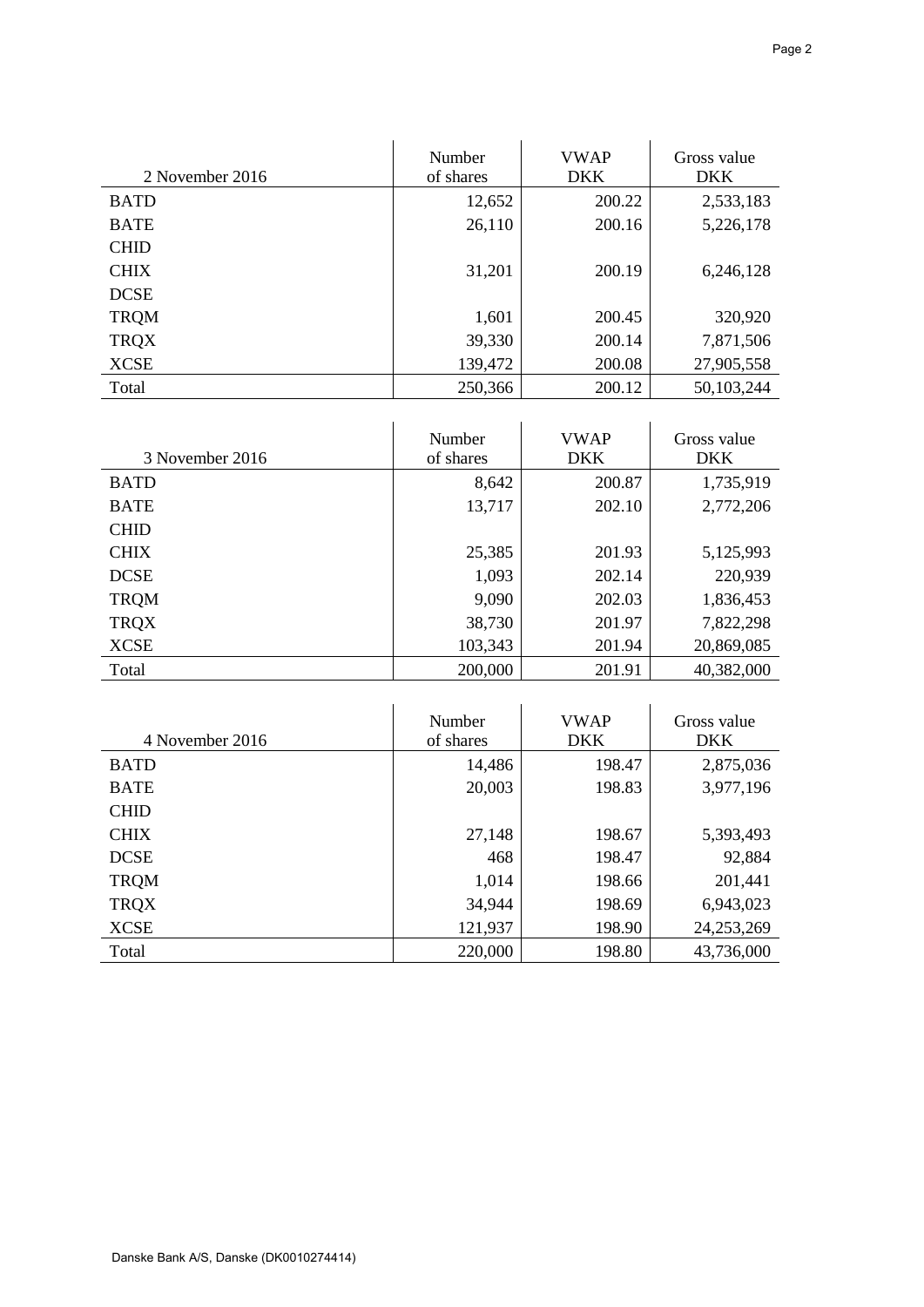| 2 November 2016 | Number of shares | VWAP DKK | Gross value DKK |
|---|---|---|---|
| BATD | 12,652 | 200.22 | 2,533,183 |
| BATE | 26,110 | 200.16 | 5,226,178 |
| CHID | | | |
| CHIX | 31,201 | 200.19 | 6,246,128 |
| DCSE | | | |
| TRQM | 1,601 | 200.45 | 320,920 |
| TRQX | 39,330 | 200.14 | 7,871,506 |
| XCSE | 139,472 | 200.08 | 27,905,558 |
| Total | 250,366 | 200.12 | 50,103,244 |

| 3 November 2016 | Number of shares | VWAP DKK | Gross value DKK |
|---|---|---|---|
| BATD | 8,642 | 200.87 | 1,735,919 |
| BATE | 13,717 | 202.10 | 2,772,206 |
| CHID | | | |
| CHIX | 25,385 | 201.93 | 5,125,993 |
| DCSE | 1,093 | 202.14 | 220,939 |
| TRQM | 9,090 | 202.03 | 1,836,453 |
| TRQX | 38,730 | 201.97 | 7,822,298 |
| XCSE | 103,343 | 201.94 | 20,869,085 |
| Total | 200,000 | 201.91 | 40,382,000 |

| 4 November 2016 | Number of shares | VWAP DKK | Gross value DKK |
|---|---|---|---|
| BATD | 14,486 | 198.47 | 2,875,036 |
| BATE | 20,003 | 198.83 | 3,977,196 |
| CHID | | | |
| CHIX | 27,148 | 198.67 | 5,393,493 |
| DCSE | 468 | 198.47 | 92,884 |
| TRQM | 1,014 | 198.66 | 201,441 |
| TRQX | 34,944 | 198.69 | 6,943,023 |
| XCSE | 121,937 | 198.90 | 24,253,269 |
| Total | 220,000 | 198.80 | 43,736,000 |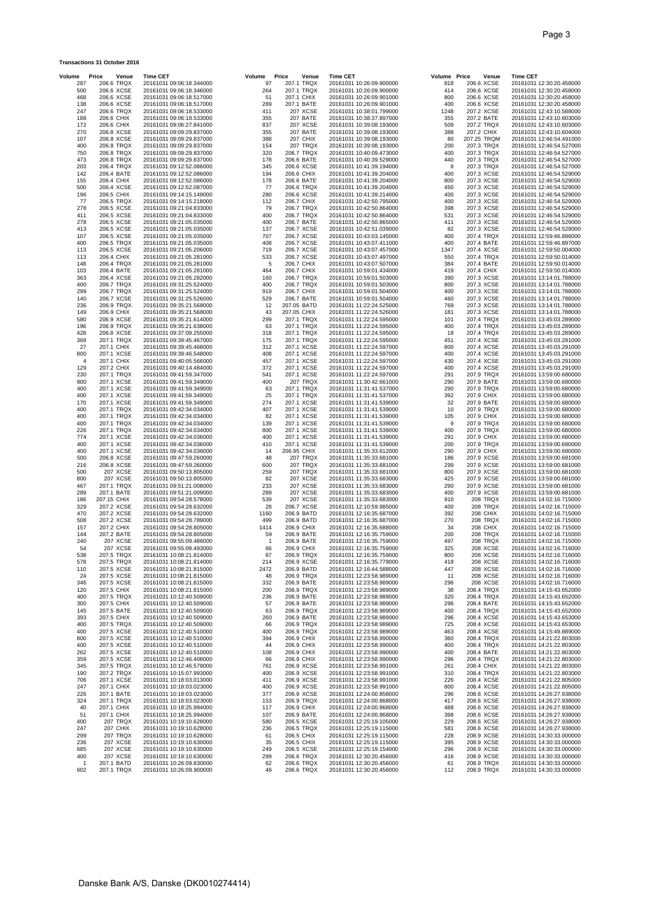**Transactions 31 October 2016**

| Volume | Price | Venue | Time CET |
|---|---|---|---|
| 287 | 206.6 | TRQX | 20161031 09:06:18.344000 |
| 500 | 206.6 | XCSE | 20161031 09:06:18.346000 |
| 468 | 206.6 | XCSE | 20161031 09:06:18.517000 |
| 138 | 206.6 | XCSE | 20161031 09:06:18.517000 |
| 247 | 206.6 | TRQX | 20161031 09:06:18.533000 |
| 188 | 206.6 | CHIX | 20161031 09:06:18.533000 |
| 172 | 206.6 | CHIX | 20161031 09:06:27.841000 |
| 270 | 206.8 | XCSE | 20161031 09:09:29.837000 |
| 107 | 206.8 | XCSE | 20161031 09:09:29.837000 |
| 400 | 206.8 | TRQX | 20161031 09:09:29.837000 |
| 750 | 206.8 | TRQX | 20161031 09:09:29.837000 |
| 473 | 206.8 | TRQX | 20161031 09:09:29.837000 |
| 203 | 206.4 | TRQX | 20161031 09:12:52.086000 |
| 142 | 206.4 | BATE | 20161031 09:12:52.086000 |
| 155 | 206.4 | CHIX | 20161031 09:12:52.086000 |
| 500 | 206.4 | XCSE | 20161031 09:12:52.087000 |
| 196 | 206.5 | CHIX | 20161031 09:14:15.149000 |
| 77 | 206.5 | TRQX | 20161031 09:14:15.218000 |
| 278 | 206.5 | XCSE | 20161031 09:21:04.833000 |
| 411 | 206.5 | XCSE | 20161031 09:21:04.833000 |
| 278 | 206.5 | XCSE | 20161031 09:21:05.035000 |
| 413 | 206.5 | XCSE | 20161031 09:21:05.035000 |
| 107 | 206.5 | XCSE | 20161031 09:21:05.035000 |
| 400 | 206.5 | TRQX | 20161031 09:21:05.035000 |
| 113 | 206.5 | XCSE | 20161031 09:21:05.206000 |
| 113 | 206.4 | CHIX | 20161031 09:21:05.281000 |
| 148 | 206.4 | TRQX | 20161031 09:21:05.281000 |
| 103 | 206.4 | BATE | 20161031 09:21:05.281000 |
| 363 | 206.4 | XCSE | 20161031 09:21:05.282000 |
| 400 | 206.7 | TRQX | 20161031 09:31:25.524000 |
| 299 | 206.7 | TRQX | 20161031 09:31:25.524000 |
| 140 | 206.7 | XCSE | 20161031 09:31:25.526000 |
| 236 | 206.9 | TRQX | 20161031 09:35:21.568000 |
| 149 | 206.9 | CHIX | 20161031 09:35:21.568000 |
| 580 | 206.9 | XCSE | 20161031 09:35:21.614000 |
| 196 | 206.9 | TRQX | 20161031 09:35:21.638000 |
| 428 | 206.8 | XCSE | 20161031 09:37:09.255000 |
| 369 | 207.1 | TRQX | 20161031 09:39:45.467000 |
| 27 | 207.1 | CHIX | 20161031 09:39:45.468000 |
| 800 | 207.1 | XCSE | 20161031 09:39:46.548000 |
| 4 | 207.1 | CHIX | 20161031 09:40:05.566000 |
| 129 | 207.2 | CHIX | 20161031 09:40:14.484000 |
| 230 | 207.1 | TRQX | 20161031 09:41:59.347000 |
| 800 | 207.1 | XCSE | 20161031 09:41:59.349000 |
| 400 | 207.1 | XCSE | 20161031 09:41:59.349000 |
| 400 | 207.1 | XCSE | 20161031 09:41:59.349000 |
| 170 | 207.1 | XCSE | 20161031 09:41:59.349000 |
| 400 | 207.1 | TRQX | 20161031 09:42:34.034000 |
| 400 | 207.1 | TRQX | 20161031 09:42:34.034000 |
| 400 | 207.1 | TRQX | 20161031 09:42:34.034000 |
| 226 | 207.1 | TRQX | 20161031 09:42:34.034000 |
| 774 | 207.1 | XCSE | 20161031 09:42:34.036000 |
| 400 | 207.1 | XCSE | 20161031 09:42:34.036000 |
| 400 | 207.1 | XCSE | 20161031 09:42:34.036000 |
| 500 | 206.8 | XCSE | 20161031 09:47:59.260000 |
| 216 | 206.8 | XCSE | 20161031 09:47:59.260000 |
| 500 | 207 | XCSE | 20161031 09:50:13.805000 |
| 800 | 207 | XCSE | 20161031 09:50:13.805000 |
| 467 | 207.1 | TRQX | 20161031 09:51:21.008000 |
| 289 | 207.1 | BATE | 20161031 09:51:21.009000 |
| 186 | 207.15 | CHIX | 20161031 09:54:28.578000 |
| 329 | 207.2 | XCSE | 20161031 09:54:28.632000 |
| 470 | 207.2 | XCSE | 20161031 09:54:28.632000 |
| 508 | 207.2 | XCSE | 20161031 09:54:28.789000 |
| 157 | 207.2 | CHIX | 20161031 09:54:28.805000 |
| 144 | 207.2 | BATE | 20161031 09:54:28.805000 |
| 240 | 207 | XCSE | 20161031 09:55:09.486000 |
| 54 | 207 | XCSE | 20161031 09:55:09.493000 |
| 538 | 207.5 | TRQX | 20161031 10:08:21.814000 |
| 578 | 207.5 | TRQX | 20161031 10:08:21.814000 |
| 110 | 207.5 | XCSE | 20161031 10:08:21.815000 |
| 24 | 207.5 | XCSE | 20161031 10:08:21.815000 |
| 346 | 207.5 | XCSE | 20161031 10:08:21.815000 |
| 120 | 207.5 | CHIX | 20161031 10:08:21.815000 |
| 400 | 207.5 | TRQX | 20161031 10:12:40.509000 |
| 300 | 207.5 | CHIX | 20161031 10:12:40.509000 |
| 145 | 207.5 | BATE | 20161031 10:12:40.509000 |
| 393 | 207.5 | CHIX | 20161031 10:12:40.509000 |
| 400 | 207.5 | TRQX | 20161031 10:12:40.509000 |
| 400 | 207.5 | XCSE | 20161031 10:12:40.510000 |
| 800 | 207.5 | XCSE | 20161031 10:12:40.510000 |
| 400 | 207.5 | XCSE | 20161031 10:12:40.510000 |
| 262 | 207.5 | XCSE | 20161031 10:12:40.510000 |
| 359 | 207.5 | XCSE | 20161031 10:12:46.408000 |
| 345 | 207.5 | TRQX | 20161031 10:12:46.579000 |
| 190 | 207.2 | TRQX | 20161031 10:15:07.993000 |
| 706 | 207.1 | XCSE | 20161031 10:18:03.013000 |
| 247 | 207.1 | CHIX | 20161031 10:18:03.023000 |
| 226 | 207.1 | BATE | 20161031 10:18:03.023000 |
| 324 | 207.1 | TRQX | 20161031 10:18:03.023000 |
| 40 | 207.1 | CHIX | 20161031 10:18:25.994000 |
| 51 | 207.1 | CHIX | 20161031 10:18:25.994000 |
| 400 | 207 | TRQX | 20161031 10:19:10.628000 |
| 247 | 207 | CHIX | 20161031 10:19:10.628000 |
| 299 | 207 | TRQX | 20161031 10:19:10.628000 |
| 236 | 207 | XCSE | 20161031 10:19:10.630000 |
| 685 | 207 | XCSE | 20161031 10:19:10.630000 |
| 400 | 207 | XCSE | 20161031 10:19:10.630000 |
| 1 | 207.1 | BATD | 20161031 10:26:09.830000 |
| 602 | 207.1 | TRQX | 20161031 10:26:09.900000 |
| 97 | 207.1 | TRQX | 20161031 10:26:09.900000 |
| 264 | 207.1 | TRQX | 20161031 10:26:09.900000 |
| 51 | 207.1 | CHIX | 20161031 10:26:09.901000 |
| 289 | 207.1 | BATE | 20161031 10:26:09.901000 |
| 411 | 207 | XCSE | 20161031 10:38:01.799000 |
| 355 | 207 | BATE | 20161031 10:38:37.897000 |
| 837 | 207 | XCSE | 20161031 10:39:08.193000 |
| 355 | 207 | BATE | 20161031 10:39:08.193000 |
| 388 | 207 | CHIX | 20161031 10:39:08.193000 |
| 154 | 207 | TRQX | 20161031 10:39:08.193000 |
| 320 | 206.7 | TRQX | 20161031 10:40:09.473000 |
| 178 | 206.6 | BATE | 20161031 10:40:39.529000 |
| 345 | 206.6 | XCSE | 20161031 10:41:39.194000 |
| 194 | 206.6 | CHIX | 20161031 10:41:39.204000 |
| 178 | 206.6 | BATE | 20161031 10:41:39.204000 |
| 77 | 206.6 | TRQX | 20161031 10:41:39.204000 |
| 280 | 206.6 | XCSE | 20161031 10:41:39.214000 |
| 112 | 206.7 | CHIX | 20161031 10:42:50.795000 |
| 79 | 206.7 | TRQX | 20161031 10:42:50.864000 |
| 400 | 206.7 | TRQX | 20161031 10:42:50.864000 |
| 400 | 206.7 | BATE | 20161031 10:42:50.865000 |
| 137 | 206.7 | XCSE | 20161031 10:42:51.039000 |
| 707 | 206.7 | XCSE | 20161031 10:43:03.145000 |
| 408 | 206.7 | XCSE | 20161031 10:43:07.411000 |
| 719 | 206.7 | XCSE | 20161031 10:43:07.457000 |
| 533 | 206.7 | XCSE | 20161031 10:43:07.497000 |
| 5 | 206.7 | CHIX | 20161031 10:43:07.507000 |
| 464 | 206.7 | CHIX | 20161031 10:59:01.434000 |
| 160 | 206.7 | TRQX | 20161031 10:59:01.503000 |
| 400 | 206.7 | TRQX | 20161031 10:59:01.503000 |
| 919 | 206.7 | CHIX | 20161031 10:59:01.504000 |
| 529 | 206.7 | BATE | 20161031 10:59:01.504000 |
| 12 | 207.05 | BATD | 20161031 11:22:24.525000 |
| 43 | 207.05 | CHIX | 20161031 11:22:24.526000 |
| 299 | 207.1 | TRQX | 20161031 11:22:24.595000 |
| 63 | 207.1 | TRQX | 20161031 11:22:24.595000 |
| 318 | 207.1 | TRQX | 20161031 11:22:24.595000 |
| 175 | 207.1 | TRQX | 20161031 11:22:24.595000 |
| 312 | 207.1 | XCSE | 20161031 11:22:24.597000 |
| 408 | 207.1 | XCSE | 20161031 11:22:24.597000 |
| 457 | 207.1 | XCSE | 20161031 11:22:24.597000 |
| 372 | 207.1 | XCSE | 20161031 11:22:24.597000 |
| 541 | 207.1 | XCSE | 20161031 11:22:24.597000 |
| 400 | 207 | TRQX | 20161031 11:30:42.661000 |
| 63 | 207.1 | TRQX | 20161031 11:31:41.537000 |
| 25 | 207.1 | TRQX | 20161031 11:31:41.537000 |
| 274 | 207.1 | XCSE | 20161031 11:31:41.539000 |
| 407 | 207.1 | XCSE | 20161031 11:31:41.539000 |
| 82 | 207.1 | XCSE | 20161031 11:31:41.539000 |
| 139 | 207.1 | XCSE | 20161031 11:31:41.539000 |
| 800 | 207.1 | XCSE | 20161031 11:31:41.539000 |
| 400 | 207.1 | XCSE | 20161031 11:31:41.539000 |
| 410 | 207.1 | XCSE | 20161031 11:31:41.539000 |
| 14 | 206.95 | CHIX | 20161031 11:35:33.612000 |
| 48 | 207 | TRQX | 20161031 11:35:33.681000 |
| 600 | 207 | TRQX | 20161031 11:35:33.681000 |
| 259 | 207 | TRQX | 20161031 11:35:33.681000 |
| 82 | 207 | XCSE | 20161031 11:35:33.683000 |
| 233 | 207 | XCSE | 20161031 11:35:33.683000 |
| 289 | 207 | XCSE | 20161031 11:35:33.683000 |
| 539 | 207 | XCSE | 20161031 11:35:33.683000 |
| 28 | 206.7 | XCSE | 20161031 12:10:59.985000 |
| 1160 | 206.9 | BATD | 20161031 12:16:35.687000 |
| 499 | 206.9 | BATD | 20161031 12:16:35.687000 |
| 1414 | 206.9 | CHIX | 20161031 12:16:35.688000 |
| 59 | 206.9 | BATE | 20161031 12:16:35.759000 |
| 1 | 206.9 | BATE | 20161031 12:16:35.759000 |
| 66 | 206.9 | CHIX | 20161031 12:16:35.759000 |
| 87 | 206.9 | TRQX | 20161031 12:16:35.759000 |
| 214 | 206.9 | XCSE | 20161031 12:16:35.779000 |
| 2472 | 206.9 | BATD | 20161031 12:16:44.588000 |
| 48 | 206.9 | TRQX | 20161031 12:23:58.989000 |
| 332 | 206.9 | BATE | 20161031 12:23:58.989000 |
| 200 | 206.9 | TRQX | 20161031 12:23:58.989000 |
| 236 | 206.9 | BATE | 20161031 12:23:58.989000 |
| 57 | 206.9 | BATE | 20161031 12:23:58.989000 |
| 63 | 206.9 | TRQX | 20161031 12:23:58.989000 |
| 260 | 206.9 | BATE | 20161031 12:23:58.989000 |
| 66 | 206.9 | TRQX | 20161031 12:23:58.989000 |
| 400 | 206.9 | TRQX | 20161031 12:23:58.989000 |
| 394 | 206.9 | CHIX | 20161031 12:23:58.990000 |
| 44 | 206.9 | CHIX | 20161031 12:23:58.990000 |
| 108 | 206.9 | CHIX | 20161031 12:23:58.990000 |
| 66 | 206.9 | CHIX | 20161031 12:23:58.990000 |
| 761 | 206.9 | XCSE | 20161031 12:23:58.991000 |
| 400 | 206.9 | XCSE | 20161031 12:23:58.991000 |
| 411 | 206.9 | XCSE | 20161031 12:23:58.991000 |
| 400 | 206.9 | XCSE | 20161031 12:23:58.991000 |
| 377 | 206.9 | XCSE | 20161031 12:24:00.858000 |
| 153 | 206.9 | TRQX | 20161031 12:24:00.868000 |
| 117 | 206.9 | CHIX | 20161031 12:24:00.868000 |
| 107 | 206.9 | BATE | 20161031 12:24:00.868000 |
| 580 | 206.5 | XCSE | 20161031 12:25:19.105000 |
| 236 | 206.5 | TRQX | 20161031 12:25:19.115000 |
| 61 | 206.5 | CHIX | 20161031 12:25:19.115000 |
| 35 | 206.5 | CHIX | 20161031 12:25:19.115000 |
| 249 | 206.5 | XCSE | 20161031 12:25:19.154000 |
| 299 | 206.6 | TRQX | 20161031 12:30:20.456000 |
| 62 | 206.6 | TRQX | 20161031 12:30:20.456000 |
| 46 | 206.6 | TRQX | 20161031 12:30:20.456000 |
| 818 | 206.6 | XCSE | 20161031 12:30:20.458000 |
| 414 | 206.6 | XCSE | 20161031 12:30:20.458000 |
| 800 | 206.6 | XCSE | 20161031 12:30:20.458000 |
| 400 | 206.6 | XCSE | 20161031 12:30:20.458000 |
| 1248 | 207.2 | XCSE | 20161031 12:43:10.588000 |
| 355 | 207.2 | BATE | 20161031 12:43:10.603000 |
| 509 | 207.2 | TRQX | 20161031 12:43:10.603000 |
| 388 | 207.2 | CHIX | 20161031 12:43:10.604000 |
| 80 | 207.25 | TRQM | 20161031 12:46:54.491000 |
| 200 | 207.3 | TRQX | 20161031 12:46:54.527000 |
| 400 | 207.3 | TRQX | 20161031 12:46:54.527000 |
| 440 | 207.3 | TRQX | 20161031 12:46:54.527000 |
| 8 | 207.3 | TRQX | 20161031 12:46:54.527000 |
| 400 | 207.3 | XCSE | 20161031 12:46:54.529000 |
| 800 | 207.3 | XCSE | 20161031 12:46:54.529000 |
| 450 | 207.3 | XCSE | 20161031 12:46:54.529000 |
| 400 | 207.3 | XCSE | 20161031 12:46:54.529000 |
| 400 | 207.3 | XCSE | 20161031 12:46:54.529000 |
| 398 | 207.3 | XCSE | 20161031 12:46:54.529000 |
| 531 | 207.3 | XCSE | 20161031 12:46:54.529000 |
| 411 | 207.3 | XCSE | 20161031 12:46:54.529000 |
| 82 | 207.3 | XCSE | 20161031 12:46:54.529000 |
| 400 | 207.4 | TRQX | 20161031 12:59:46.896000 |
| 400 | 207.4 | BATE | 20161031 12:59:46.897000 |
| 1347 | 207.4 | XCSE | 20161031 12:59:50.004000 |
| 550 | 207.4 | TRQX | 20161031 12:59:50.014000 |
| 384 | 207.4 | BATE | 20161031 12:59:50.014000 |
| 419 | 207.4 | CHIX | 20161031 12:59:50.014000 |
| 390 | 207.3 | XCSE | 20161031 13:14:01.788000 |
| 800 | 207.3 | XCSE | 20161031 13:14:01.788000 |
| 400 | 207.3 | XCSE | 20161031 13:14:01.788000 |
| 460 | 207.3 | XCSE | 20161031 13:14:01.788000 |
| 769 | 207.3 | XCSE | 20161031 13:14:01.788000 |
| 181 | 207.3 | XCSE | 20161031 13:14:01.788000 |
| 101 | 207.4 | TRQX | 20161031 13:45:03.289000 |
| 400 | 207.4 | TRQX | 20161031 13:45:03.289000 |
| 18 | 207.4 | TRQX | 20161031 13:45:03.289000 |
| 451 | 207.4 | XCSE | 20161031 13:45:03.291000 |
| 800 | 207.4 | XCSE | 20161031 13:45:03.291000 |
| 400 | 207.4 | XCSE | 20161031 13:45:03.291000 |
| 430 | 207.4 | XCSE | 20161031 13:45:03.291000 |
| 400 | 207.4 | XCSE | 20161031 13:45:03.291000 |
| 291 | 207.9 | TRQX | 20161031 13:59:00.680000 |
| 290 | 207.9 | BATE | 20161031 13:59:00.680000 |
| 290 | 207.9 | TRQX | 20161031 13:59:00.680000 |
| 392 | 207.9 | CHIX | 20161031 13:59:00.680000 |
| 32 | 207.9 | BATE | 20161031 13:59:00.680000 |
| 10 | 207.9 | TRQX | 20161031 13:59:00.680000 |
| 105 | 207.9 | CHIX | 20161031 13:59:00.680000 |
| 9 | 207.9 | TRQX | 20161031 13:59:00.680000 |
| 400 | 207.9 | TRQX | 20161031 13:59:00.680000 |
| 291 | 207.9 | CHIX | 20161031 13:59:00.680000 |
| 200 | 207.9 | TRQX | 20161031 13:59:00.680000 |
| 290 | 207.9 | CHIX | 20161031 13:59:00.680000 |
| 186 | 207.9 | XCSE | 20161031 13:59:00.681000 |
| 299 | 207.9 | XCSE | 20161031 13:59:00.681000 |
| 800 | 207.9 | XCSE | 20161031 13:59:00.681000 |
| 425 | 207.9 | XCSE | 20161031 13:59:00.681000 |
| 290 | 207.9 | XCSE | 20161031 13:59:00.681000 |
| 400 | 207.9 | XCSE | 20161031 13:59:00.681000 |
| 910 | 208 | TRQX | 20161031 14:02:16.715000 |
| 400 | 208 | TRQX | 20161031 14:02:16.715000 |
| 392 | 208 | CHIX | 20161031 14:02:16.715000 |
| 270 | 208 | TRQX | 20161031 14:02:16.715000 |
| 34 | 208 | CHIX | 20161031 14:02:16.715000 |
| 200 | 208 | TRQX | 20161031 14:02:16.715000 |
| 497 | 208 | TRQX | 20161031 14:02:16.715000 |
| 325 | 208 | XCSE | 20161031 14:02:16.716000 |
| 800 | 208 | XCSE | 20161031 14:02:16.716000 |
| 418 | 208 | XCSE | 20161031 14:02:16.716000 |
| 447 | 208 | XCSE | 20161031 14:02:16.716000 |
| 11 | 208 | XCSE | 20161031 14:02:16.716000 |
| 296 | 208 | XCSE | 20161031 14:02:16.716000 |
| 38 | 208.4 | TRQX | 20161031 14:15:43.652000 |
| 320 | 208.4 | TRQX | 20161031 14:15:43.652000 |
| 296 | 208.4 | BATE | 20161031 14:15:43.652000 |
| 400 | 208.4 | TRQX | 20161031 14:15:43.652000 |
| 296 | 208.4 | XCSE | 20161031 14:15:43.653000 |
| 725 | 208.4 | XCSE | 20161031 14:15:43.653000 |
| 463 | 208.4 | XCSE | 20161031 14:15:49.889000 |
| 360 | 208.4 | TRQX | 20161031 14:21:22.803000 |
| 400 | 208.4 | TRQX | 20161031 14:21:22.803000 |
| 400 | 208.4 | BATE | 20161031 14:21:22.803000 |
| 296 | 208.4 | TRQX | 20161031 14:21:22.803000 |
| 261 | 208.4 | CHIX | 20161031 14:21:22.803000 |
| 310 | 208.4 | TRQX | 20161031 14:21:22.803000 |
| 226 | 208.4 | XCSE | 20161031 14:21:22.805000 |
| 800 | 208.4 | XCSE | 20161031 14:21:22.805000 |
| 296 | 208.6 | XCSE | 20161031 14:26:27.938000 |
| 417 | 208.6 | XCSE | 20161031 14:26:27.938000 |
| 488 | 208.6 | XCSE | 20161031 14:26:27.938000 |
| 398 | 208.6 | XCSE | 20161031 14:26:27.938000 |
| 229 | 208.6 | XCSE | 20161031 14:26:27.938000 |
| 581 | 208.6 | XCSE | 20161031 14:26:27.938000 |
| 228 | 208.9 | XCSE | 20161031 14:30:33.000000 |
| 395 | 208.9 | XCSE | 20161031 14:30:33.000000 |
| 296 | 208.9 | XCSE | 20161031 14:30:33.000000 |
| 416 | 208.9 | XCSE | 20161031 14:30:33.000000 |
| 61 | 208.9 | TRQX | 20161031 14:30:33.000000 |
| 112 | 208.9 | TRQX | 20161031 14:30:33.000000 |

Danske Bank A/S, Danske (DK0010274414)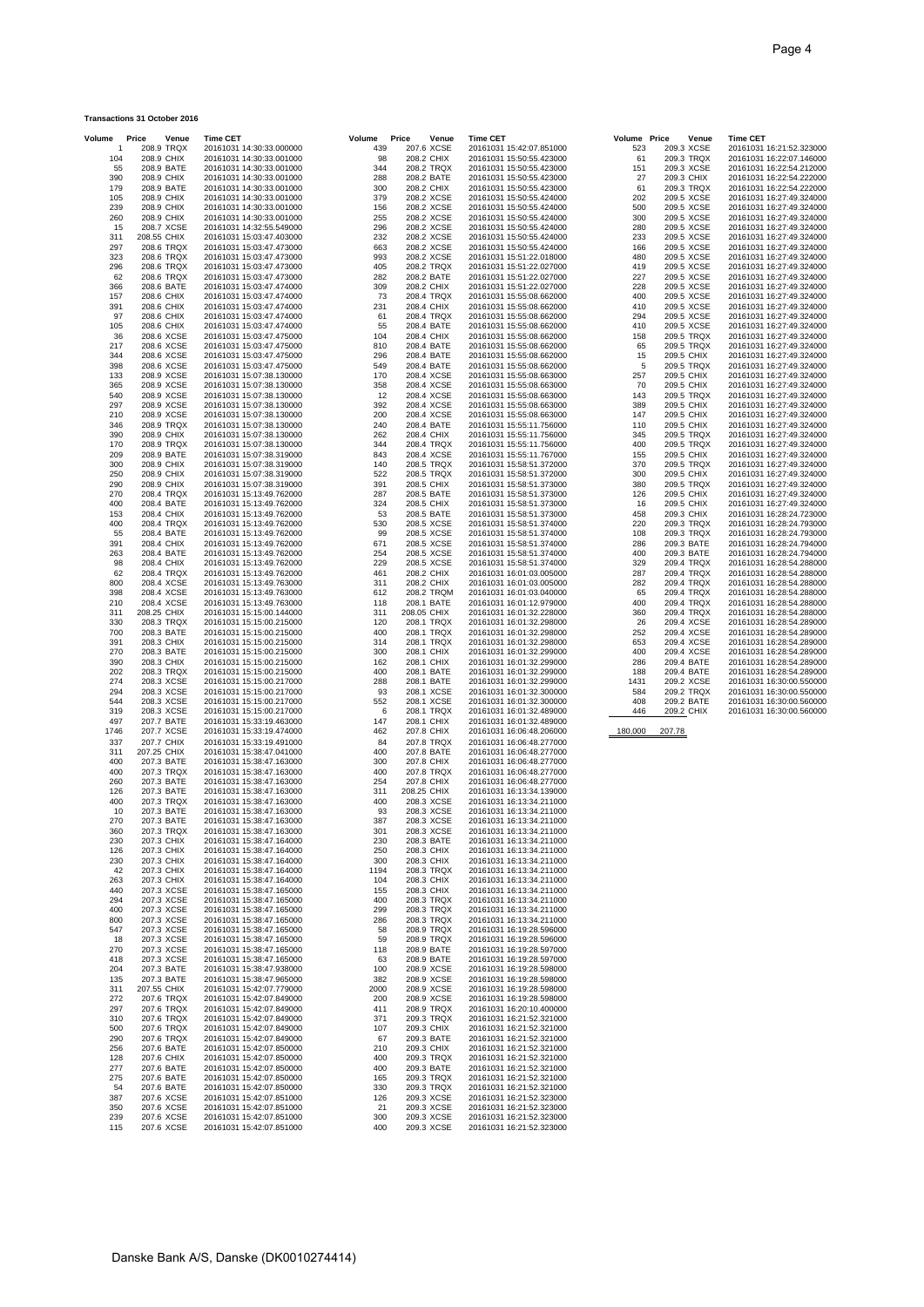**Transactions 31 October 2016**

| Volume | Price | Venue | Time CET |
|---|---|---|---|
| 1 | 208.9 | TRQX | 20161031 14:30:33.000000 |
| 104 | 208.9 | CHIX | 20161031 14:30:33.001000 |
| 55 | 208.9 | BATE | 20161031 14:30:33.001000 |
| 390 | 208.9 | CHIX | 20161031 14:30:33.001000 |
| 179 | 208.9 | BATE | 20161031 14:30:33.001000 |
| 105 | 208.9 | CHIX | 20161031 14:30:33.001000 |
| 239 | 208.9 | CHIX | 20161031 14:30:33.001000 |
| 260 | 208.9 | CHIX | 20161031 14:30:33.001000 |
| 15 | 208.7 | XCSE | 20161031 14:32:55.549000 |
| 311 | 208.55 | CHIX | 20161031 15:03:47.403000 |
| 297 | 208.6 | TRQX | 20161031 15:03:47.473000 |
| 323 | 208.6 | TRQX | 20161031 15:03:47.473000 |
| 296 | 208.6 | TRQX | 20161031 15:03:47.473000 |
| 62 | 208.6 | TRQX | 20161031 15:03:47.473000 |
| 366 | 208.6 | BATE | 20161031 15:03:47.474000 |
| 157 | 208.6 | CHIX | 20161031 15:03:47.474000 |
| 391 | 208.6 | CHIX | 20161031 15:03:47.474000 |
| 97 | 208.6 | CHIX | 20161031 15:03:47.474000 |
| 105 | 208.6 | CHIX | 20161031 15:03:47.474000 |
| 36 | 208.6 | XCSE | 20161031 15:03:47.475000 |
| 217 | 208.6 | XCSE | 20161031 15:03:47.475000 |
| 344 | 208.6 | XCSE | 20161031 15:03:47.475000 |
| 398 | 208.6 | XCSE | 20161031 15:03:47.475000 |
| 133 | 208.9 | XCSE | 20161031 15:07:38.130000 |
| 365 | 208.9 | XCSE | 20161031 15:07:38.130000 |
| 540 | 208.9 | XCSE | 20161031 15:07:38.130000 |
| 297 | 208.9 | XCSE | 20161031 15:07:38.130000 |
| 210 | 208.9 | XCSE | 20161031 15:07:38.130000 |
| 346 | 208.9 | TRQX | 20161031 15:07:38.130000 |
| 390 | 208.9 | CHIX | 20161031 15:07:38.130000 |
| 170 | 208.9 | TRQX | 20161031 15:07:38.130000 |
| 209 | 208.9 | BATE | 20161031 15:07:38.319000 |
| 300 | 208.9 | CHIX | 20161031 15:07:38.319000 |
| 250 | 208.9 | CHIX | 20161031 15:07:38.319000 |
| 290 | 208.9 | CHIX | 20161031 15:07:38.319000 |
| 270 | 208.4 | TRQX | 20161031 15:13:49.762000 |
| 400 | 208.4 | BATE | 20161031 15:13:49.762000 |
| 153 | 208.4 | CHIX | 20161031 15:13:49.762000 |
| 400 | 208.4 | TRQX | 20161031 15:13:49.762000 |
| 55 | 208.4 | BATE | 20161031 15:13:49.762000 |
| 391 | 208.4 | CHIX | 20161031 15:13:49.762000 |
| 263 | 208.4 | BATE | 20161031 15:13:49.762000 |
| 98 | 208.4 | CHIX | 20161031 15:13:49.762000 |
| 62 | 208.4 | TRQX | 20161031 15:13:49.762000 |
| 800 | 208.4 | XCSE | 20161031 15:13:49.763000 |
| 398 | 208.4 | XCSE | 20161031 15:13:49.763000 |
| 210 | 208.4 | XCSE | 20161031 15:13:49.763000 |
| 311 | 208.25 | CHIX | 20161031 15:15:00.144000 |
| 330 | 208.3 | TRQX | 20161031 15:15:00.215000 |
| 700 | 208.3 | BATE | 20161031 15:15:00.215000 |
| 391 | 208.3 | CHIX | 20161031 15:15:00.215000 |
| 270 | 208.3 | BATE | 20161031 15:15:00.215000 |
| 390 | 208.3 | CHIX | 20161031 15:15:00.215000 |
| 202 | 208.3 | TRQX | 20161031 15:15:00.215000 |
| 274 | 208.3 | XCSE | 20161031 15:15:00.217000 |
| 294 | 208.3 | XCSE | 20161031 15:15:00.217000 |
| 544 | 208.3 | XCSE | 20161031 15:15:00.217000 |
| 319 | 208.3 | XCSE | 20161031 15:15:00.217000 |
| 497 | 207.7 | BATE | 20161031 15:33:19.463000 |
| 1746 | 207.7 | XCSE | 20161031 15:33:19.474000 |
| 337 | 207.7 | CHIX | 20161031 15:33:19.491000 |
| 311 | 207.25 | CHIX | 20161031 15:38:47.041000 |
| 400 | 207.3 | BATE | 20161031 15:38:47.163000 |
| 400 | 207.3 | TRQX | 20161031 15:38:47.163000 |
| 260 | 207.3 | BATE | 20161031 15:38:47.163000 |
| 126 | 207.3 | BATE | 20161031 15:38:47.163000 |
| 400 | 207.3 | TRQX | 20161031 15:38:47.163000 |
| 10 | 207.3 | BATE | 20161031 15:38:47.163000 |
| 270 | 207.3 | BATE | 20161031 15:38:47.163000 |
| 360 | 207.3 | TRQX | 20161031 15:38:47.163000 |
| 230 | 207.3 | CHIX | 20161031 15:38:47.164000 |
| 126 | 207.3 | CHIX | 20161031 15:38:47.164000 |
| 230 | 207.3 | CHIX | 20161031 15:38:47.164000 |
| 42 | 207.3 | CHIX | 20161031 15:38:47.164000 |
| 263 | 207.3 | CHIX | 20161031 15:38:47.164000 |
| 440 | 207.3 | XCSE | 20161031 15:38:47.165000 |
| 294 | 207.3 | XCSE | 20161031 15:38:47.165000 |
| 400 | 207.3 | XCSE | 20161031 15:38:47.165000 |
| 800 | 207.3 | XCSE | 20161031 15:38:47.165000 |
| 547 | 207.3 | XCSE | 20161031 15:38:47.165000 |
| 18 | 207.3 | XCSE | 20161031 15:38:47.165000 |
| 270 | 207.3 | XCSE | 20161031 15:38:47.165000 |
| 418 | 207.3 | XCSE | 20161031 15:38:47.165000 |
| 204 | 207.3 | BATE | 20161031 15:38:47.938000 |
| 135 | 207.3 | BATE | 20161031 15:38:47.965000 |
| 311 | 207.55 | CHIX | 20161031 15:42:07.779000 |
| 272 | 207.6 | TRQX | 20161031 15:42:07.849000 |
| 297 | 207.6 | TRQX | 20161031 15:42:07.849000 |
| 310 | 207.6 | TRQX | 20161031 15:42:07.849000 |
| 500 | 207.6 | TRQX | 20161031 15:42:07.849000 |
| 290 | 207.6 | TRQX | 20161031 15:42:07.849000 |
| 256 | 207.6 | BATE | 20161031 15:42:07.850000 |
| 128 | 207.6 | CHIX | 20161031 15:42:07.850000 |
| 277 | 207.6 | BATE | 20161031 15:42:07.850000 |
| 275 | 207.6 | BATE | 20161031 15:42:07.850000 |
| 54 | 207.6 | BATE | 20161031 15:42:07.850000 |
| 387 | 207.6 | XCSE | 20161031 15:42:07.851000 |
| 350 | 207.6 | XCSE | 20161031 15:42:07.851000 |
| 239 | 207.6 | XCSE | 20161031 15:42:07.851000 |
| 115 | 207.6 | XCSE | 20161031 15:42:07.851000 |
| 439 | 207.6 | XCSE | 20161031 15:42:07.851000 |
| 98 | 208.2 | CHIX | 20161031 15:50:55.423000 |
| 344 | 208.2 | TRQX | 20161031 15:50:55.423000 |
| 288 | 208.2 | BATE | 20161031 15:50:55.423000 |
| 300 | 208.2 | CHIX | 20161031 15:50:55.423000 |
| 379 | 208.2 | XCSE | 20161031 15:50:55.424000 |
| 156 | 208.2 | XCSE | 20161031 15:50:55.424000 |
| 255 | 208.2 | XCSE | 20161031 15:50:55.424000 |
| 296 | 208.2 | XCSE | 20161031 15:50:55.424000 |
| 232 | 208.2 | XCSE | 20161031 15:50:55.424000 |
| 663 | 208.2 | XCSE | 20161031 15:50:55.424000 |
| 993 | 208.2 | XCSE | 20161031 15:51:22.018000 |
| 405 | 208.2 | TRQX | 20161031 15:51:22.027000 |
| 282 | 208.2 | BATE | 20161031 15:51:22.027000 |
| 309 | 208.2 | CHIX | 20161031 15:51:22.027000 |
| 73 | 208.4 | TRQX | 20161031 15:55:08.662000 |
| 231 | 208.4 | CHIX | 20161031 15:55:08.662000 |
| 61 | 208.4 | TRQX | 20161031 15:55:08.662000 |
| 55 | 208.4 | BATE | 20161031 15:55:08.662000 |
| 104 | 208.4 | CHIX | 20161031 15:55:08.662000 |
| 810 | 208.4 | BATE | 20161031 15:55:08.662000 |
| 296 | 208.4 | BATE | 20161031 15:55:08.662000 |
| 549 | 208.4 | BATE | 20161031 15:55:08.662000 |
| 170 | 208.4 | XCSE | 20161031 15:55:08.663000 |
| 358 | 208.4 | XCSE | 20161031 15:55:08.663000 |
| 12 | 208.4 | XCSE | 20161031 15:55:08.663000 |
| 392 | 208.4 | XCSE | 20161031 15:55:08.663000 |
| 200 | 208.4 | XCSE | 20161031 15:55:08.663000 |
| 240 | 208.4 | BATE | 20161031 15:55:11.756000 |
| 262 | 208.4 | CHIX | 20161031 15:55:11.756000 |
| 344 | 208.4 | TRQX | 20161031 15:55:11.756000 |
| 843 | 208.4 | XCSE | 20161031 15:55:11.767000 |
| 140 | 208.5 | TRQX | 20161031 15:58:51.372000 |
| 522 | 208.5 | TRQX | 20161031 15:58:51.372000 |
| 391 | 208.5 | CHIX | 20161031 15:58:51.373000 |
| 287 | 208.5 | BATE | 20161031 15:58:51.373000 |
| 324 | 208.5 | CHIX | 20161031 15:58:51.373000 |
| 53 | 208.5 | BATE | 20161031 15:58:51.373000 |
| 530 | 208.5 | XCSE | 20161031 15:58:51.374000 |
| 99 | 208.5 | XCSE | 20161031 15:58:51.374000 |
| 671 | 208.5 | XCSE | 20161031 15:58:51.374000 |
| 254 | 208.5 | XCSE | 20161031 15:58:51.374000 |
| 229 | 208.5 | XCSE | 20161031 15:58:51.374000 |
| 461 | 208.2 | CHIX | 20161031 16:01:03.005000 |
| 311 | 208.2 | CHIX | 20161031 16:01:03.005000 |
| 612 | 208.2 | TRQM | 20161031 16:01:03.040000 |
| 118 | 208.1 | BATE | 20161031 16:01:12.979000 |
| 311 | 208.05 | CHIX | 20161031 16:01:32.228000 |
| 120 | 208.1 | TRQX | 20161031 16:01:32.298000 |
| 400 | 208.1 | TRQX | 20161031 16:01:32.298000 |
| 314 | 208.1 | TRQX | 20161031 16:01:32.298000 |
| 300 | 208.1 | CHIX | 20161031 16:01:32.299000 |
| 162 | 208.1 | CHIX | 20161031 16:01:32.299000 |
| 400 | 208.1 | BATE | 20161031 16:01:32.299000 |
| 288 | 208.1 | BATE | 20161031 16:01:32.299000 |
| 93 | 208.1 | XCSE | 20161031 16:01:32.300000 |
| 552 | 208.1 | XCSE | 20161031 16:01:32.300000 |
| 6 | 208.1 | TRQX | 20161031 16:01:32.489000 |
| 147 | 208.1 | CHIX | 20161031 16:01:32.489000 |
| 462 | 207.8 | CHIX | 20161031 16:06:48.206000 |
| 84 | 207.8 | TRQX | 20161031 16:06:48.277000 |
| 400 | 207.8 | BATE | 20161031 16:06:48.277000 |
| 300 | 207.8 | CHIX | 20161031 16:06:48.277000 |
| 400 | 207.8 | TRQX | 20161031 16:06:48.277000 |
| 254 | 207.8 | CHIX | 20161031 16:06:48.277000 |
| 311 | 208.25 | CHIX | 20161031 16:13:34.139000 |
| 400 | 208.3 | XCSE | 20161031 16:13:34.211000 |
| 93 | 208.3 | XCSE | 20161031 16:13:34.211000 |
| 387 | 208.3 | XCSE | 20161031 16:13:34.211000 |
| 301 | 208.3 | XCSE | 20161031 16:13:34.211000 |
| 230 | 208.3 | BATE | 20161031 16:13:34.211000 |
| 250 | 208.3 | CHIX | 20161031 16:13:34.211000 |
| 300 | 208.3 | CHIX | 20161031 16:13:34.211000 |
| 1194 | 208.3 | TRQX | 20161031 16:13:34.211000 |
| 104 | 208.3 | CHIX | 20161031 16:13:34.211000 |
| 155 | 208.3 | CHIX | 20161031 16:13:34.211000 |
| 400 | 208.3 | TRQX | 20161031 16:13:34.211000 |
| 299 | 208.3 | TRQX | 20161031 16:13:34.211000 |
| 286 | 208.3 | TRQX | 20161031 16:13:34.211000 |
| 58 | 208.9 | TRQX | 20161031 16:19:28.596000 |
| 59 | 208.9 | TRQX | 20161031 16:19:28.596000 |
| 118 | 208.9 | BATE | 20161031 16:19:28.597000 |
| 63 | 208.9 | BATE | 20161031 16:19:28.597000 |
| 100 | 208.9 | XCSE | 20161031 16:19:28.598000 |
| 382 | 208.9 | XCSE | 20161031 16:19:28.598000 |
| 2000 | 208.9 | XCSE | 20161031 16:19:28.598000 |
| 200 | 208.9 | XCSE | 20161031 16:19:28.598000 |
| 411 | 208.9 | TRQX | 20161031 16:20:10.400000 |
| 371 | 209.3 | TRQX | 20161031 16:21:52.321000 |
| 107 | 209.3 | CHIX | 20161031 16:21:52.321000 |
| 67 | 209.3 | BATE | 20161031 16:21:52.321000 |
| 210 | 209.3 | CHIX | 20161031 16:21:52.321000 |
| 400 | 209.3 | TRQX | 20161031 16:21:52.321000 |
| 400 | 209.3 | BATE | 20161031 16:21:52.321000 |
| 165 | 209.3 | TRQX | 20161031 16:21:52.321000 |
| 330 | 209.3 | TRQX | 20161031 16:21:52.321000 |
| 126 | 209.3 | XCSE | 20161031 16:21:52.323000 |
| 21 | 209.3 | XCSE | 20161031 16:21:52.323000 |
| 300 | 209.3 | XCSE | 20161031 16:21:52.323000 |
| 400 | 209.3 | XCSE | 20161031 16:21:52.323000 |
| 523 | 209.3 | XCSE | 20161031 16:21:52.323000 |
| 61 | 209.3 | TRQX | 20161031 16:22:07.146000 |
| 151 | 209.3 | XCSE | 20161031 16:22:54.212000 |
| 27 | 209.3 | CHIX | 20161031 16:22:54.222000 |
| 61 | 209.3 | TRQX | 20161031 16:22:54.222000 |
| 202 | 209.5 | XCSE | 20161031 16:27:49.324000 |
| 500 | 209.5 | XCSE | 20161031 16:27:49.324000 |
| 300 | 209.5 | XCSE | 20161031 16:27:49.324000 |
| 280 | 209.5 | XCSE | 20161031 16:27:49.324000 |
| 233 | 209.5 | XCSE | 20161031 16:27:49.324000 |
| 166 | 209.5 | XCSE | 20161031 16:27:49.324000 |
| 480 | 209.5 | XCSE | 20161031 16:27:49.324000 |
| 419 | 209.5 | XCSE | 20161031 16:27:49.324000 |
| 227 | 209.5 | XCSE | 20161031 16:27:49.324000 |
| 228 | 209.5 | XCSE | 20161031 16:27:49.324000 |
| 400 | 209.5 | XCSE | 20161031 16:27:49.324000 |
| 410 | 209.5 | XCSE | 20161031 16:27:49.324000 |
| 294 | 209.5 | XCSE | 20161031 16:27:49.324000 |
| 410 | 209.5 | XCSE | 20161031 16:27:49.324000 |
| 158 | 209.5 | TRQX | 20161031 16:27:49.324000 |
| 65 | 209.5 | TRQX | 20161031 16:27:49.324000 |
| 15 | 209.5 | CHIX | 20161031 16:27:49.324000 |
| 5 | 209.5 | TRQX | 20161031 16:27:49.324000 |
| 257 | 209.5 | CHIX | 20161031 16:27:49.324000 |
| 70 | 209.5 | CHIX | 20161031 16:27:49.324000 |
| 143 | 209.5 | TRQX | 20161031 16:27:49.324000 |
| 389 | 209.5 | CHIX | 20161031 16:27:49.324000 |
| 147 | 209.5 | CHIX | 20161031 16:27:49.324000 |
| 110 | 209.5 | CHIX | 20161031 16:27:49.324000 |
| 345 | 209.5 | TRQX | 20161031 16:27:49.324000 |
| 400 | 209.5 | TRQX | 20161031 16:27:49.324000 |
| 155 | 209.5 | CHIX | 20161031 16:27:49.324000 |
| 370 | 209.5 | TRQX | 20161031 16:27:49.324000 |
| 300 | 209.5 | CHIX | 20161031 16:27:49.324000 |
| 380 | 209.5 | TRQX | 20161031 16:27:49.324000 |
| 126 | 209.5 | CHIX | 20161031 16:27:49.324000 |
| 16 | 209.5 | CHIX | 20161031 16:27:49.324000 |
| 458 | 209.3 | CHIX | 20161031 16:28:24.723000 |
| 220 | 209.3 | TRQX | 20161031 16:28:24.793000 |
| 108 | 209.3 | TRQX | 20161031 16:28:24.793000 |
| 286 | 209.3 | BATE | 20161031 16:28:24.794000 |
| 400 | 209.3 | BATE | 20161031 16:28:24.794000 |
| 329 | 209.4 | TRQX | 20161031 16:28:54.288000 |
| 287 | 209.4 | TRQX | 20161031 16:28:54.288000 |
| 282 | 209.4 | TRQX | 20161031 16:28:54.288000 |
| 65 | 209.4 | TRQX | 20161031 16:28:54.288000 |
| 400 | 209.4 | TRQX | 20161031 16:28:54.288000 |
| 360 | 209.4 | TRQX | 20161031 16:28:54.288000 |
| 26 | 209.4 | XCSE | 20161031 16:28:54.289000 |
| 252 | 209.4 | XCSE | 20161031 16:28:54.289000 |
| 653 | 209.4 | XCSE | 20161031 16:28:54.289000 |
| 400 | 209.4 | XCSE | 20161031 16:28:54.289000 |
| 286 | 209.4 | BATE | 20161031 16:28:54.289000 |
| 188 | 209.4 | BATE | 20161031 16:28:54.289000 |
| 1431 | 209.2 | XCSE | 20161031 16:30:00.550000 |
| 584 | 209.2 | TRQX | 20161031 16:30:00.550000 |
| 408 | 209.2 | BATE | 20161031 16:30:00.560000 |
| 446 | 209.2 | CHIX | 20161031 16:30:00.560000 |
| 180,000 | 207.78 | | |

Danske Bank A/S, Danske (DK0010274414)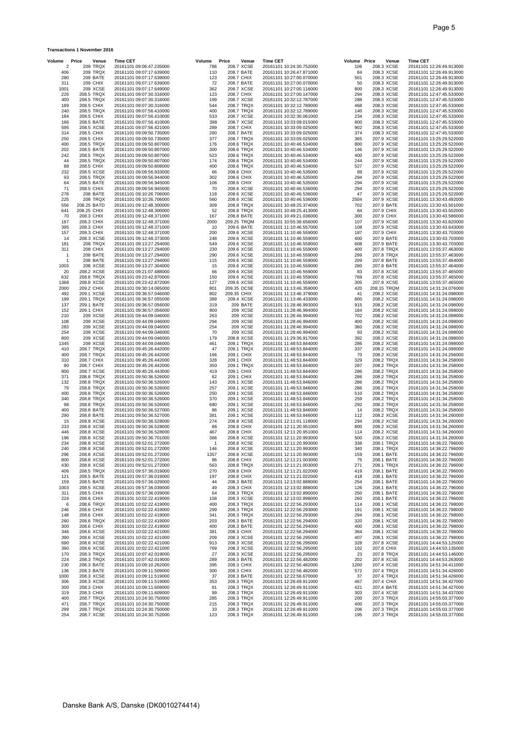**Transactions 1 November 2016**

| Volume | Price | Venue | Time CET | Volume | Price | Venue | Time CET | Volume | Price | Venue | Time CET |
|---|---|---|---|---|---|---|---|---|---|---|---|
| 2 | 209 | TRQX | 20161101 09:06:47.235000 | 786 | 208.7 | XCSE | 20161101 10:24:30.752000 | 106 | 208.3 | XCSE | 20161101 12:26:49.913000 |
| 406 | 209 | TRQX | 20161101 09:07:17.639000 | 110 | 208.7 | BATE | 20161101 10:26:47.871000 | 84 | 208.3 | XCSE | 20161101 12:26:49.913000 |
| 280 | 209 | BATE | 20161101 09:07:17.639000 | 123 | 208.7 | CHIX | 20161101 10:27:00.070000 | 501 | 208.3 | XCSE | 20161101 12:26:49.913000 |
| 311 | 209 | CHIX | 20161101 09:07:17.639000 | 72 | 208.7 | BATE | 20161101 10:27:00.070000 | 50 | 208.3 | XCSE | 20161101 12:26:49.913000 |
| 1001 | 209 | XCSE | 20161101 09:07:17.649000 | 362 | 208.7 | XCSE | 20161101 10:27:00.116000 | 800 | 208.3 | XCSE | 20161101 12:26:49.913000 |
| 226 | 208.5 | TRQX | 20161101 09:07:30.316000 | 123 | 208.7 | CHIX | 20161101 10:27:00.147000 | 294 | 208.3 | XCSE | 20161101 12:47:45.533000 |
| 400 | 208.5 | TRQX | 20161101 09:07:30.316000 | 199 | 208.7 | XCSE | 20161101 10:32:12.787000 | 288 | 208.3 | XCSE | 20161101 12:47:45.533000 |
| 189 | 208.5 | CHIX | 20161101 09:07:30.316000 | 544 | 208.7 | TRQX | 20161101 10:32:12.789000 | 468 | 208.3 | XCSE | 20161101 12:47:45.533000 |
| 240 | 208.5 | TRQX | 20161101 09:07:56.410000 | 400 | 208.7 | TRQX | 20161101 10:32:12.789000 | 140 | 208.3 | XCSE | 20161101 12:47:45.533000 |
| 184 | 208.5 | CHIX | 20161101 09:07:56.410000 | 533 | 208.7 | XCSE | 20161101 10:32:30.061000 | 234 | 208.3 | XCSE | 20161101 12:47:45.533000 |
| 166 | 208.5 | BATE | 20161101 09:07:56.410000 | 398 | 208.7 | XCSE | 20161101 10:33:09.015000 | 800 | 208.3 | XCSE | 20161101 12:47:45.533000 |
| 595 | 208.5 | XCSE | 20161101 09:07:56.421000 | 289 | 208.7 | CHIX | 20161101 10:33:09.025000 | 902 | 208.3 | XCSE | 20161101 12:47:45.533000 |
| 314 | 208.5 | CHIX | 20161101 09:09:50.735000 | 260 | 208.7 | BATE | 20161101 10:33:09.025000 | 374 | 208.3 | XCSE | 20161101 12:47:45.533000 |
| 250 | 208.5 | CHIX | 20161101 09:09:50.735000 | 377 | 208.7 | TRQX | 20161101 10:33:09.025000 | 365 | 207.9 | XCSE | 20161101 13:25:29.522000 |
| 400 | 208.5 | TRQX | 20161101 09:09:50.807000 | 176 | 208.6 | TRQX | 20161101 10:40:46.534000 | 800 | 207.9 | XCSE | 20161101 13:25:29.522000 |
| 202 | 208.5 | BATE | 20161101 09:09:50.807000 | 300 | 208.6 | TRQX | 20161101 10:40:46.534000 | 146 | 207.9 | XCSE | 20161101 13:25:29.522000 |
| 242 | 208.5 | TRQX | 20161101 09:09:50.807000 | 523 | 208.6 | TRQX | 20161101 10:40:46.534000 | 400 | 207.9 | XCSE | 20161101 13:25:29.522000 |
| 44 | 208.5 | TRQX | 20161101 09:09:50.807000 | 174 | 208.6 | TRQX | 20161101 10:40:46.534000 | 244 | 207.9 | XCSE | 20161101 13:25:29.522000 |
| 88 | 208.5 | CHIX | 20161101 09:09:50.808000 | 400 | 208.6 | TRQX | 20161101 10:40:46.534000 | 527 | 207.9 | XCSE | 20161101 13:25:29.522000 |
| 232 | 208.5 | XCSE | 20161101 09:09:56.933000 | 66 | 208.6 | CHIX | 20161101 10:40:46.535000 | 89 | 207.9 | XCSE | 20161101 13:25:29.522000 |
| 93 | 208.5 | TRQX | 20161101 09:09:56.944000 | 302 | 208.6 | CHIX | 20161101 10:40:46.535000 | 294 | 207.9 | XCSE | 20161101 13:25:29.522000 |
| 64 | 208.5 | BATE | 20161101 09:09:56.945000 | 106 | 208.6 | CHIX | 20161101 10:40:46.535000 | 294 | 207.9 | XCSE | 20161101 13:25:29.522000 |
| 71 | 208.5 | CHIX | 20161101 09:09:56.945000 | 70 | 208.6 | XCSE | 20161101 10:40:46.536000 | 294 | 207.9 | XCSE | 20161101 13:25:29.522000 |
| 278 | 208 | BATE | 20161101 09:10:26.706000 | 118 | 208.6 | XCSE | 20161101 10:40:46.536000 | 47 | 207.9 | XCSE | 20161101 13:25:29.522000 |
| 225 | 208 | TRQX | 20161101 09:10:26.706000 | 560 | 208.6 | XCSE | 20161101 10:40:46.536000 | 2504 | 207.9 | XCSE | 20161101 13:30:43.492000 |
| 556 | 208.25 | BATD | 20161101 09:12:48.300000 | 309 | 208.8 | TRQX | 20161101 10:48:25.374000 | 702 | 207.9 | BATE | 20161101 13:30:43.501000 |
| 641 | 208.25 | CHIX | 20161101 09:12:48.300000 | 52 | 208.8 | TRQX | 20161101 10:48:25.413000 | 84 | 207.9 | CHIX | 20161101 13:30:43.502000 |
| 70 | 208.3 | CHIX | 20161101 09:12:48.371000 | 167 | 208.8 | BATE | 20161101 10:49:21.036000 | 300 | 207.9 | CHIX | 20161101 13:30:43.586000 |
| 167 | 208.3 | CHIX | 20161101 09:12:48.371000 | 2000 | 209.25 | TRQM | 20161101 10:55:38.656000 | 107 | 207.9 | XCSE | 20161101 13:30:43.620000 |
| 395 | 208.3 | CHIX | 20161101 09:12:48.371000 | 10 | 209.6 | BATE | 20161101 11:10:46.557000 | 108 | 207.9 | XCSE | 20161101 13:30:43.643000 |
| 157 | 208.3 | CHIX | 20161101 09:12:48.371000 | 200 | 209.6 | XCSE | 20161101 11:10:46.559000 | 187 | 207.9 | CHIX | 20161101 13:30:43.703000 |
| 14 | 208.3 | XCSE | 20161101 09:12:48.373000 | 248 | 209.6 | XCSE | 20161101 11:10:46.559000 | 400 | 207.9 | BATE | 20161101 13:30:43.703000 |
| 181 | 208 | TRQX | 20161101 09:13:27.294000 | 549 | 209.6 | XCSE | 20161101 11:10:46.559000 | 608 | 207.9 | BATE | 20161101 13:30:43.703000 |
| 311 | 208 | CHIX | 20161101 09:13:27.294000 | 230 | 209.6 | XCSE | 20161101 11:10:46.559000 | 400 | 207.8 | TRQX | 20161101 13:55:37.463000 |
| 1 | 208 | BATE | 20161101 09:13:27.294000 | 290 | 209.6 | XCSE | 20161101 11:10:46.559000 | 299 | 207.8 | TRQX | 20161101 13:55:37.463000 |
| 1 | 208 | BATE | 20161101 09:13:27.294000 | 115 | 209.6 | XCSE | 20161101 11:10:46.559000 | 209 | 207.8 | BATE | 20161101 13:55:37.464000 |
| 1003 | 208 | XCSE | 20161101 09:13:27.304000 | 15 | 209.6 | XCSE | 20161101 11:10:46.559000 | 280 | 207.8 | BATE | 20161101 13:55:37.464000 |
| 20 | 208.2 | XCSE | 20161101 09:21:07.488000 | 66 | 209.6 | XCSE | 20161101 11:10:46.559000 | 83 | 207.8 | XCSE | 20161101 13:55:37.465000 |
| 632 | 208.8 | TRQX | 20161101 09:23:42.870000 | 150 | 209.6 | XCSE | 20161101 11:10:46.559000 | 769 | 207.8 | XCSE | 20161101 13:55:37.465000 |
| 1368 | 208.8 | XCSE | 20161101 09:23:42.872000 | 127 | 209.6 | XCSE | 20161101 11:10:46.559000 | 305 | 207.8 | XCSE | 20161101 13:55:37.465000 |
| 2000 | 209.2 | CHIX | 20161101 09:30:14.065000 | 801 | 209.35 | DCSE | 20161101 11:13:46.359000 | 420 | 208.15 | TRQM | 20161101 14:31:24.076000 |
| 492 | 209.1 | XCSE | 20161101 09:36:57.046000 | 802 | 209.35 | CHIX | 20161101 11:13:46.379000 | 41 | 208.2 | XCSE | 20161101 14:31:24.098000 |
| 199 | 209.1 | TRQX | 20161101 09:36:57.055000 | 389 | 209.4 | XCSE | 20161101 11:13:46.433000 | 800 | 208.2 | XCSE | 20161101 14:31:24.098000 |
| 137 | 209.1 | BATE | 20161101 09:36:57.056000 | 319 | 209 | BATE | 20161101 11:28:46.993000 | 915 | 208.2 | XCSE | 20161101 14:31:24.098000 |
| 152 | 209.1 | CHIX | 20161101 09:36:57.056000 | 800 | 209 | XCSE | 20161101 11:28:46.994000 | 184 | 208.2 | XCSE | 20161101 14:31:24.098000 |
| 210 | 209 | XCSE | 20161101 09:44:09.046000 | 263 | 209 | XCSE | 20161101 11:28:46.994000 | 702 | 208.2 | XCSE | 20161101 14:31:24.098000 |
| 108 | 209 | XCSE | 20161101 09:44:09.046000 | 294 | 209 | XCSE | 20161101 11:28:46.994000 | 400 | 208.2 | XCSE | 20161101 14:31:24.098000 |
| 283 | 209 | XCSE | 20161101 09:44:09.046000 | 254 | 209 | XCSE | 20161101 11:28:46.994000 | 360 | 208.2 | XCSE | 20161101 14:31:24.098000 |
| 254 | 209 | XCSE | 20161101 09:44:09.046000 | 70 | 209 | XCSE | 20161101 11:28:46.994000 | 93 | 208.2 | XCSE | 20161101 14:31:24.098000 |
| 800 | 209 | XCSE | 20161101 09:44:09.046000 | 179 | 208.8 | XCSE | 20161101 11:29:36.917000 | 392 | 208.2 | XCSE | 20161101 14:31:24.098000 |
| 1345 | 209 | XCSE | 20161101 09:44:09.046000 | 461 | 209.1 | TRQX | 20161101 11:48:53.844000 | 286 | 208.2 | XCSE | 20161101 14:31:24.098000 |
| 410 | 208.7 | TRQX | 20161101 09:45:26.442000 | 47 | 209.1 | TRQX | 20161101 11:48:53.844000 | 337 | 208.2 | XCSE | 20161101 14:31:24.098000 |
| 400 | 208.7 | TRQX | 20161101 09:45:26.442000 | 166 | 209.1 | CHIX | 20161101 11:48:53.844000 | 70 | 208.2 | XCSE | 20161101 14:31:24.256000 |
| 310 | 208.7 | CHIX | 20161101 09:45:26.442000 | 328 | 209.1 | CHIX | 20161101 11:48:53.844000 | 329 | 208.2 | TRQX | 20161101 14:31:34.258000 |
| 80 | 208.7 | CHIX | 20161101 09:45:26.442000 | 350 | 209.1 | TRQX | 20161101 11:48:53.844000 | 287 | 208.2 | TRQX | 20161101 14:31:34.258000 |
| 800 | 208.7 | XCSE | 20161101 09:45:26.443000 | 419 | 209.1 | CHIX | 20161101 11:48:53.844000 | 286 | 208.2 | TRQX | 20161101 14:31:34.258000 |
| 371 | 208.8 | TRQX | 20161101 09:50:36.526000 | 62 | 209.1 | CHIX | 20161101 11:48:53.844000 | 286 | 208.2 | TRQX | 20161101 14:31:34.258000 |
| 132 | 208.8 | TRQX | 20161101 09:50:36.526000 | 143 | 209.1 | XCSE | 20161101 11:48:53.846000 | 286 | 208.2 | TRQX | 20161101 14:31:34.258000 |
| 79 | 208.8 | TRQX | 20161101 09:50:36.526000 | 257 | 209.1 | XCSE | 20161101 11:48:53.846000 | 286 | 208.2 | TRQX | 20161101 14:31:34.258000 |
| 400 | 208.8 | TRQX | 20161101 09:50:36.526000 | 250 | 209.1 | XCSE | 20161101 11:48:53.846000 | 510 | 208.2 | TRQX | 20161101 14:31:34.258000 |
| 340 | 208.8 | TRQX | 20161101 09:50:36.526000 | 370 | 209.1 | XCSE | 20161101 11:48:53.846000 | 259 | 208.2 | TRQX | 20161101 14:31:34.258000 |
| 98 | 208.8 | TRQX | 20161101 09:50:36.526000 | 680 | 209.1 | XCSE | 20161101 11:48:53.846000 | 292 | 208.2 | TRQX | 20161101 14:31:34.258000 |
| 400 | 208.8 | BATE | 20161101 09:50:36.527000 | 86 | 209.1 | XCSE | 20161101 11:48:53.846000 | 14 | 208.2 | TRQX | 20161101 14:31:34.258000 |
| 290 | 208.8 | BATE | 20161101 09:50:36.527000 | 381 | 209.1 | XCSE | 20161101 11:48:53.846000 | 112 | 208.2 | XCSE | 20161101 14:31:34.260000 |
| 15 | 208.8 | XCSE | 20161101 09:50:36.528000 | 274 | 208.8 | XCSE | 20161101 12:11:01.118000 | 294 | 208.2 | XCSE | 20161101 14:31:34.260000 |
| 233 | 208.8 | XCSE | 20161101 09:50:36.528000 | 86 | 208.8 | CHIX | 20161101 12:11:20.951000 | 800 | 208.2 | XCSE | 20161101 14:31:34.260000 |
| 446 | 208.8 | XCSE | 20161101 09:50:36.528000 | 467 | 208.8 | CHIX | 20161101 12:11:20.951000 | 114 | 208.2 | XCSE | 20161101 14:31:34.260000 |
| 196 | 208.6 | XCSE | 20161101 09:50:36.701000 | 366 | 208.8 | XCSE | 20161101 12:11:20.993000 | 500 | 208.2 | XCSE | 20161101 14:31:34.260000 |
| 234 | 208.8 | XCSE | 20161101 09:52:01.272000 | 1 | 208.8 | XCSE | 20161101 12:11:20.993000 | 338 | 208.1 | TRQX | 20161101 14:36:22.796000 |
| 240 | 208.8 | XCSE | 20161101 09:52:01.272000 | 146 | 208.8 | XCSE | 20161101 12:11:20.993000 | 340 | 208.1 | TRQX | 20161101 14:36:22.796000 |
| 296 | 208.8 | XCSE | 20161101 09:52:01.272000 | 1357 | 208.8 | XCSE | 20161101 12:11:20.993000 | 159 | 208.1 | BATE | 20161101 14:36:22.796000 |
| 800 | 208.8 | XCSE | 20161101 09:52:01.272000 | 86 | 208.8 | CHIX | 20161101 12:11:21.003000 | 75 | 208.1 | BATE | 20161101 14:36:22.796000 |
| 430 | 208.8 | XCSE | 20161101 09:52:01.272000 | 563 | 208.8 | TRQX | 20161101 12:11:21.003000 | 271 | 208.1 | TRQX | 20161101 14:36:22.796000 |
| 406 | 208.5 | TRQX | 20161101 09:57:36.019000 | 270 | 208.8 | CHIX | 20161101 12:11:21.022000 | 419 | 208.1 | BATE | 20161101 14:36:22.796000 |
| 121 | 208.5 | BATE | 20161101 09:57:36.019000 | 197 | 208.8 | CHIX | 20161101 12:11:21.022000 | 418 | 208.1 | BATE | 20161101 14:36:22.796000 |
| 159 | 208.5 | BATE | 20161101 09:57:36.029000 | 44 | 208.3 | BATE | 20161101 12:13:02.888000 | 254 | 208.1 | BATE | 20161101 14:36:22.796000 |
| 1003 | 208.5 | XCSE | 20161101 09:57:36.039000 | 49 | 208.3 | CHIX | 20161101 12:13:02.888000 | 126 | 208.1 | BATE | 20161101 14:36:22.796000 |
| 311 | 208.5 | CHIX | 20161101 09:57:36.039000 | 64 | 208.3 | TRQX | 20161101 12:13:02.890000 | 250 | 208.1 | BATE | 20161101 14:36:22.796000 |
| 224 | 208.6 | CHIX | 20161101 10:02:22.419000 | 158 | 208.3 | XCSE | 20161101 12:13:02.898000 | 260 | 208.1 | BATE | 20161101 14:36:22.796000 |
| 6 | 208.6 | TRQX | 20161101 10:02:22.419000 | 400 | 208.3 | TRQX | 20161101 12:22:56.293000 | 114 | 208.1 | XCSE | 20161101 14:36:22.798000 |
| 246 | 208.6 | CHIX | 20161101 10:02:22.419000 | 299 | 208.3 | TRQX | 20161101 12:22:56.293000 | 191 | 208.1 | XCSE | 20161101 14:36:22.798000 |
| 148 | 208.6 | CHIX | 20161101 10:02:22.419000 | 341 | 208.3 | TRQX | 20161101 12:22:56.293000 | 294 | 208.1 | XCSE | 20161101 14:36:22.798000 |
| 260 | 208.6 | TRQX | 20161101 10:02:22.419000 | 203 | 208.3 | BATE | 20161101 12:22:56.294000 | 320 | 208.1 | XCSE | 20161101 14:36:22.798000 |
| 300 | 208.6 | CHIX | 20161101 10:02:22.419000 | 400 | 208.3 | BATE | 20161101 12:22:56.294000 | 400 | 208.1 | XCSE | 20161101 14:36:22.798000 |
| 346 | 208.6 | XCSE | 20161101 10:02:22.421000 | 381 | 208.3 | CHIX | 20161101 12:22:56.294000 | 364 | 208.1 | XCSE | 20161101 14:36:22.798000 |
| 390 | 208.6 | XCSE | 20161101 10:02:22.421000 | 209 | 208.3 | XCSE | 20161101 12:22:56.295000 | 407 | 208.1 | XCSE | 20161101 14:36:22.798000 |
| 690 | 208.6 | XCSE | 20161101 10:02:22.421000 | 913 | 208.3 | XCSE | 20161101 12:22:56.295000 | 328 | 207.8 | XCSE | 20161101 14:44:53.125000 |
| 390 | 208.6 | XCSE | 20161101 10:02:22.421000 | 769 | 208.3 | XCSE | 20161101 12:22:56.295000 | 102 | 207.8 | CHIX | 20161101 14:44:53.135000 |
| 170 | 208.3 | TRQX | 20161101 10:07:42.019000 | 27 | 208.3 | XCSE | 20161101 12:22:56.295000 | 23 | 207.8 | TRQX | 20161101 14:44:53.146000 |
| 224 | 208.3 | TRQX | 20161101 10:07:42.019000 | 289 | 208.3 | BATE | 20161101 12:22:56.482000 | 202 | 207.8 | XCSE | 20161101 14:44:53.263000 |
| 230 | 208.3 | BATE | 20161101 10:09:10.262000 | 395 | 208.3 | CHIX | 20161101 12:22:56.482000 | 1200 | 207.4 | XCSE | 20161101 14:51:34.411000 |
| 136 | 208.3 | BATE | 20161101 10:09:11.509000 | 300 | 208.3 | CHIX | 20161101 12:22:56.482000 | 572 | 207.4 | TRQX | 20161101 14:51:34.426000 |
| 1000 | 208.3 | XCSE | 20161101 10:09:11.519000 | 37 | 208.3 | BATE | 20161101 12:22:56.670000 | 37 | 207.4 | TRQX | 20161101 14:51:34.426000 |
| 306 | 208.3 | XCSE | 20161101 10:09:11.519000 | 353 | 208.3 | TRQX | 20161101 12:26:49.911000 | 467 | 207.4 | CHIX | 20161101 14:51:34.427000 |
| 300 | 208.3 | CHIX | 20161101 10:09:11.609000 | 81 | 208.3 | TRQX | 20161101 12:26:49.911000 | 421 | 207.4 | BATE | 20161101 14:51:34.427000 |
| 319 | 208.3 | CHIX | 20161101 10:09:11.609000 | 99 | 208.3 | TRQX | 20161101 12:26:49.911000 | 303 | 207.4 | XCSE | 20161101 14:51:34.437000 |
| 400 | 208.7 | TRQX | 20161101 10:24:30.750000 | 285 | 208.3 | TRQX | 20161101 12:26:49.911000 | 200 | 207.3 | TRQX | 20161101 14:55:03.377000 |
| 471 | 208.7 | TRQX | 20161101 10:24:30.750000 | 215 | 208.3 | TRQX | 20161101 12:26:49.911000 | 400 | 207.3 | TRQX | 20161101 14:55:03.377000 |
| 299 | 208.7 | TRQX | 20161101 10:24:30.750000 | 33 | 208.3 | TRQX | 20161101 12:26:49.911000 | 206 | 207.3 | TRQX | 20161101 14:55:03.377000 |
| 254 | 208.7 | XCSE | 20161101 10:24:30.752000 | 123 | 208.3 | TRQX | 20161101 12:26:49.911000 | 195 | 207.3 | TRQX | 20161101 14:55:03.377000 |

Danske Bank A/S, Danske (DK0010274414)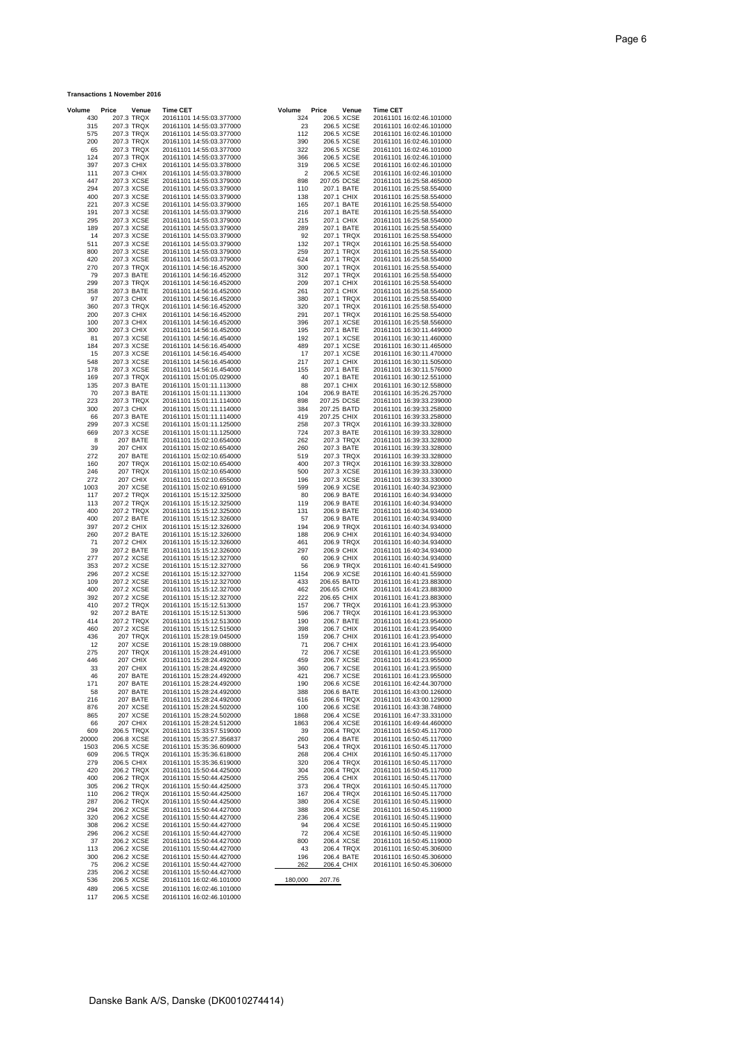**Transactions 1 November 2016**

| Volume | Price | Venue | Time CET |
|---|---|---|---|
| 430 | 207.3 | TRQX | 20161101 14:55:03.377000 |
| 315 | 207.3 | TRQX | 20161101 14:55:03.377000 |
| 575 | 207.3 | TRQX | 20161101 14:55:03.377000 |
| 200 | 207.3 | TRQX | 20161101 14:55:03.377000 |
| 65 | 207.3 | TRQX | 20161101 14:55:03.377000 |
| 124 | 207.3 | TRQX | 20161101 14:55:03.377000 |
| 397 | 207.3 | CHIX | 20161101 14:55:03.378000 |
| 111 | 207.3 | CHIX | 20161101 14:55:03.378000 |
| 447 | 207.3 | XCSE | 20161101 14:55:03.379000 |
| 294 | 207.3 | XCSE | 20161101 14:55:03.379000 |
| 400 | 207.3 | XCSE | 20161101 14:55:03.379000 |
| 221 | 207.3 | XCSE | 20161101 14:55:03.379000 |
| 191 | 207.3 | XCSE | 20161101 14:55:03.379000 |
| 295 | 207.3 | XCSE | 20161101 14:55:03.379000 |
| 189 | 207.3 | XCSE | 20161101 14:55:03.379000 |
| 14 | 207.3 | XCSE | 20161101 14:55:03.379000 |
| 511 | 207.3 | XCSE | 20161101 14:55:03.379000 |
| 800 | 207.3 | XCSE | 20161101 14:55:03.379000 |
| 420 | 207.3 | XCSE | 20161101 14:55:03.379000 |
| 270 | 207.3 | TRQX | 20161101 14:56:16.452000 |
| 79 | 207.3 | BATE | 20161101 14:56:16.452000 |
| 299 | 207.3 | TRQX | 20161101 14:56:16.452000 |
| 358 | 207.3 | BATE | 20161101 14:56:16.452000 |
| 97 | 207.3 | CHIX | 20161101 14:56:16.452000 |
| 360 | 207.3 | TRQX | 20161101 14:56:16.452000 |
| 200 | 207.3 | CHIX | 20161101 14:56:16.452000 |
| 100 | 207.3 | CHIX | 20161101 14:56:16.452000 |
| 300 | 207.3 | CHIX | 20161101 14:56:16.452000 |
| 81 | 207.3 | XCSE | 20161101 14:56:16.454000 |
| 184 | 207.3 | XCSE | 20161101 14:56:16.454000 |
| 15 | 207.3 | XCSE | 20161101 14:56:16.454000 |
| 548 | 207.3 | XCSE | 20161101 14:56:16.454000 |
| 178 | 207.3 | XCSE | 20161101 14:56:16.454000 |
| 169 | 207.3 | TRQX | 20161101 15:01:05.029000 |
| 135 | 207.3 | BATE | 20161101 15:01:11.113000 |
| 70 | 207.3 | BATE | 20161101 15:01:11.113000 |
| 223 | 207.3 | TRQX | 20161101 15:01:11.114000 |
| 300 | 207.3 | CHIX | 20161101 15:01:11.114000 |
| 66 | 207.3 | BATE | 20161101 15:01:11.114000 |
| 299 | 207.3 | XCSE | 20161101 15:01:11.125000 |
| 669 | 207.3 | XCSE | 20161101 15:01:11.125000 |
| 8 | 207 | BATE | 20161101 15:02:10.654000 |
| 39 | 207 | CHIX | 20161101 15:02:10.654000 |
| 272 | 207 | BATE | 20161101 15:02:10.654000 |
| 160 | 207 | TRQX | 20161101 15:02:10.654000 |
| 246 | 207 | TRQX | 20161101 15:02:10.654000 |
| 272 | 207 | CHIX | 20161101 15:02:10.655000 |
| 1003 | 207 | XCSE | 20161101 15:02:10.691000 |
| 117 | 207.2 | TRQX | 20161101 15:15:12.325000 |
| 113 | 207.2 | TRQX | 20161101 15:15:12.325000 |
| 400 | 207.2 | TRQX | 20161101 15:15:12.325000 |
| 400 | 207.2 | BATE | 20161101 15:15:12.326000 |
| 397 | 207.2 | CHIX | 20161101 15:15:12.326000 |
| 260 | 207.2 | BATE | 20161101 15:15:12.326000 |
| 71 | 207.2 | CHIX | 20161101 15:15:12.326000 |
| 39 | 207.2 | BATE | 20161101 15:15:12.326000 |
| 277 | 207.2 | XCSE | 20161101 15:15:12.327000 |
| 353 | 207.2 | XCSE | 20161101 15:15:12.327000 |
| 296 | 207.2 | XCSE | 20161101 15:15:12.327000 |
| 109 | 207.2 | XCSE | 20161101 15:15:12.327000 |
| 400 | 207.2 | XCSE | 20161101 15:15:12.327000 |
| 392 | 207.2 | XCSE | 20161101 15:15:12.327000 |
| 410 | 207.2 | TRQX | 20161101 15:15:12.513000 |
| 92 | 207.2 | BATE | 20161101 15:15:12.513000 |
| 414 | 207.2 | TRQX | 20161101 15:15:12.513000 |
| 460 | 207.2 | XCSE | 20161101 15:15:12.515000 |
| 436 | 207 | TRQX | 20161101 15:28:19.045000 |
| 12 | 207 | XCSE | 20161101 15:28:19.088000 |
| 275 | 207 | TRQX | 20161101 15:28:24.491000 |
| 446 | 207 | CHIX | 20161101 15:28:24.492000 |
| 33 | 207 | CHIX | 20161101 15:28:24.492000 |
| 46 | 207 | BATE | 20161101 15:28:24.492000 |
| 171 | 207 | BATE | 20161101 15:28:24.492000 |
| 58 | 207 | BATE | 20161101 15:28:24.492000 |
| 216 | 207 | BATE | 20161101 15:28:24.492000 |
| 876 | 207 | XCSE | 20161101 15:28:24.502000 |
| 865 | 207 | XCSE | 20161101 15:28:24.502000 |
| 66 | 207 | CHIX | 20161101 15:28:24.512000 |
| 609 | 206.5 | TRQX | 20161101 15:33:57.519000 |
| 20000 | 206.8 | XCSE | 20161101 15:35:27.356837 |
| 1503 | 206.5 | XCSE | 20161101 15:35:36.609000 |
| 609 | 206.5 | TRQX | 20161101 15:35:36.618000 |
| 279 | 206.5 | CHIX | 20161101 15:35:36.619000 |
| 420 | 206.2 | TRQX | 20161101 15:50:44.425000 |
| 400 | 206.2 | TRQX | 20161101 15:50:44.425000 |
| 305 | 206.2 | TRQX | 20161101 15:50:44.425000 |
| 110 | 206.2 | TRQX | 20161101 15:50:44.425000 |
| 287 | 206.2 | TRQX | 20161101 15:50:44.425000 |
| 294 | 206.2 | XCSE | 20161101 15:50:44.427000 |
| 320 | 206.2 | XCSE | 20161101 15:50:44.427000 |
| 308 | 206.2 | XCSE | 20161101 15:50:44.427000 |
| 296 | 206.2 | XCSE | 20161101 15:50:44.427000 |
| 37 | 206.2 | XCSE | 20161101 15:50:44.427000 |
| 113 | 206.2 | XCSE | 20161101 15:50:44.427000 |
| 300 | 206.2 | XCSE | 20161101 15:50:44.427000 |
| 75 | 206.2 | XCSE | 20161101 15:50:44.427000 |
| 235 | 206.2 | XCSE | 20161101 15:50:44.427000 |
| 536 | 206.5 | XCSE | 20161101 16:02:46.101000 |
| 489 | 206.5 | XCSE | 20161101 16:02:46.101000 |
| 117 | 206.5 | XCSE | 20161101 16:02:46.101000 |
| 324 | 206.5 | XCSE | 20161101 16:02:46.101000 |
| 23 | 206.5 | XCSE | 20161101 16:02:46.101000 |
| 112 | 206.5 | XCSE | 20161101 16:02:46.101000 |
| 390 | 206.5 | XCSE | 20161101 16:02:46.101000 |
| 322 | 206.5 | XCSE | 20161101 16:02:46.101000 |
| 366 | 206.5 | XCSE | 20161101 16:02:46.101000 |
| 319 | 206.5 | XCSE | 20161101 16:02:46.101000 |
| 2 | 206.5 | XCSE | 20161101 16:02:46.101000 |
| 898 | 207.05 | DCSE | 20161101 16:25:58.465000 |
| 110 | 207.1 | BATE | 20161101 16:25:58.554000 |
| 138 | 207.1 | CHIX | 20161101 16:25:58.554000 |
| 165 | 207.1 | BATE | 20161101 16:25:58.554000 |
| 216 | 207.1 | BATE | 20161101 16:25:58.554000 |
| 215 | 207.1 | CHIX | 20161101 16:25:58.554000 |
| 289 | 207.1 | BATE | 20161101 16:25:58.554000 |
| 92 | 207.1 | TRQX | 20161101 16:25:58.554000 |
| 132 | 207.1 | TRQX | 20161101 16:25:58.554000 |
| 259 | 207.1 | TRQX | 20161101 16:25:58.554000 |
| 624 | 207.1 | TRQX | 20161101 16:25:58.554000 |
| 300 | 207.1 | TRQX | 20161101 16:25:58.554000 |
| 312 | 207.1 | TRQX | 20161101 16:25:58.554000 |
| 209 | 207.1 | CHIX | 20161101 16:25:58.554000 |
| 261 | 207.1 | CHIX | 20161101 16:25:58.554000 |
| 380 | 207.1 | TRQX | 20161101 16:25:58.554000 |
| 320 | 207.1 | TRQX | 20161101 16:25:58.554000 |
| 291 | 207.1 | TRQX | 20161101 16:25:58.554000 |
| 396 | 207.1 | XCSE | 20161101 16:25:58.556000 |
| 195 | 207.1 | BATE | 20161101 16:30:11.449000 |
| 192 | 207.1 | XCSE | 20161101 16:30:11.460000 |
| 489 | 207.1 | XCSE | 20161101 16:30:11.465000 |
| 17 | 207.1 | XCSE | 20161101 16:30:11.470000 |
| 217 | 207.1 | CHIX | 20161101 16:30:11.505000 |
| 155 | 207.1 | BATE | 20161101 16:30:11.576000 |
| 40 | 207.1 | BATE | 20161101 16:30:12.551000 |
| 88 | 207.1 | CHIX | 20161101 16:30:12.558000 |
| 104 | 206.9 | BATE | 20161101 16:35:26.257000 |
| 898 | 207.25 | DCSE | 20161101 16:39:33.239000 |
| 384 | 207.25 | BATD | 20161101 16:39:33.258000 |
| 419 | 207.25 | CHIX | 20161101 16:39:33.258000 |
| 258 | 207.3 | TRQX | 20161101 16:39:33.328000 |
| 724 | 207.3 | BATE | 20161101 16:39:33.328000 |
| 262 | 207.3 | TRQX | 20161101 16:39:33.328000 |
| 260 | 207.3 | BATE | 20161101 16:39:33.328000 |
| 519 | 207.3 | TRQX | 20161101 16:39:33.328000 |
| 400 | 207.3 | TRQX | 20161101 16:39:33.328000 |
| 500 | 207.3 | XCSE | 20161101 16:39:33.330000 |
| 196 | 207.3 | XCSE | 20161101 16:39:33.330000 |
| 599 | 206.9 | XCSE | 20161101 16:40:34.923000 |
| 80 | 206.9 | BATE | 20161101 16:40:34.934000 |
| 119 | 206.9 | BATE | 20161101 16:40:34.934000 |
| 131 | 206.9 | BATE | 20161101 16:40:34.934000 |
| 57 | 206.9 | BATE | 20161101 16:40:34.934000 |
| 194 | 206.9 | TRQX | 20161101 16:40:34.934000 |
| 188 | 206.9 | CHIX | 20161101 16:40:34.934000 |
| 461 | 206.9 | TRQX | 20161101 16:40:34.934000 |
| 297 | 206.9 | CHIX | 20161101 16:40:34.934000 |
| 60 | 206.9 | CHIX | 20161101 16:40:34.934000 |
| 56 | 206.9 | TRQX | 20161101 16:40:41.549000 |
| 1154 | 206.9 | XCSE | 20161101 16:40:41.559000 |
| 433 | 206.65 | BATD | 20161101 16:41:23.883000 |
| 462 | 206.65 | CHIX | 20161101 16:41:23.883000 |
| 222 | 206.65 | CHIX | 20161101 16:41:23.883000 |
| 157 | 206.7 | TRQX | 20161101 16:41:23.953000 |
| 596 | 206.7 | TRQX | 20161101 16:41:23.953000 |
| 190 | 206.7 | BATE | 20161101 16:41:23.954000 |
| 398 | 206.7 | CHIX | 20161101 16:41:23.954000 |
| 159 | 206.7 | CHIX | 20161101 16:41:23.954000 |
| 71 | 206.7 | CHIX | 20161101 16:41:23.954000 |
| 72 | 206.7 | XCSE | 20161101 16:41:23.955000 |
| 459 | 206.7 | XCSE | 20161101 16:41:23.955000 |
| 360 | 206.7 | XCSE | 20161101 16:41:23.955000 |
| 421 | 206.7 | XCSE | 20161101 16:41:23.955000 |
| 190 | 206.6 | XCSE | 20161101 16:42:44.307000 |
| 388 | 206.6 | BATE | 20161101 16:43:00.126000 |
| 616 | 206.6 | TRQX | 20161101 16:43:00.129000 |
| 100 | 206.6 | XCSE | 20161101 16:43:38.748000 |
| 1868 | 206.4 | XCSE | 20161101 16:47:33.331000 |
| 1863 | 206.4 | XCSE | 20161101 16:49:44.460000 |
| 39 | 206.4 | TRQX | 20161101 16:50:45.117000 |
| 260 | 206.4 | BATE | 20161101 16:50:45.117000 |
| 543 | 206.4 | TRQX | 20161101 16:50:45.117000 |
| 268 | 206.4 | CHIX | 20161101 16:50:45.117000 |
| 320 | 206.4 | TRQX | 20161101 16:50:45.117000 |
| 304 | 206.4 | TRQX | 20161101 16:50:45.117000 |
| 255 | 206.4 | CHIX | 20161101 16:50:45.117000 |
| 373 | 206.4 | TRQX | 20161101 16:50:45.117000 |
| 167 | 206.4 | TRQX | 20161101 16:50:45.117000 |
| 380 | 206.4 | XCSE | 20161101 16:50:45.119000 |
| 388 | 206.4 | XCSE | 20161101 16:50:45.119000 |
| 236 | 206.4 | XCSE | 20161101 16:50:45.119000 |
| 94 | 206.4 | XCSE | 20161101 16:50:45.119000 |
| 72 | 206.4 | XCSE | 20161101 16:50:45.119000 |
| 800 | 206.4 | XCSE | 20161101 16:50:45.119000 |
| 43 | 206.4 | TRQX | 20161101 16:50:45.306000 |
| 196 | 206.4 | BATE | 20161101 16:50:45.306000 |
| 262 | 206.4 | CHIX | 20161101 16:50:45.306000 |
| 180,000 | 207.76 | | |

Danske Bank A/S, Danske (DK0010274414)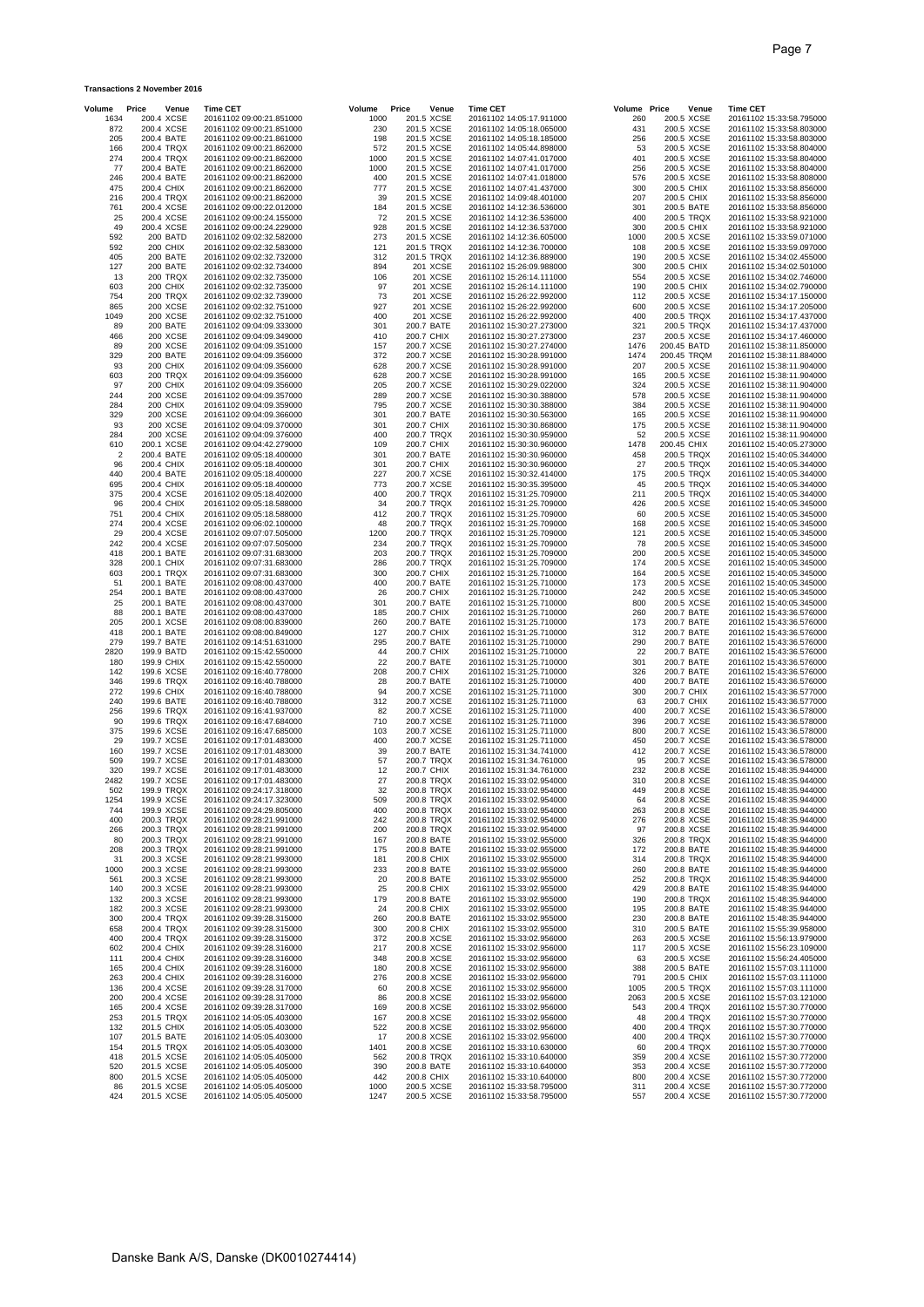**Transactions 2 November 2016**

| Volume | Price | Venue | Time CET |
|---|---|---|---|
| 1634 | 200.4 | XCSE | 20161102 09:00:21.851000 |
| 872 | 200.4 | XCSE | 20161102 09:00:21.851000 |
| 205 | 200.4 | BATE | 20161102 09:00:21.861000 |
| 166 | 200.4 | TRQX | 20161102 09:00:21.862000 |
| 274 | 200.4 | TRQX | 20161102 09:00:21.862000 |
| 77 | 200.4 | BATE | 20161102 09:00:21.862000 |
| 246 | 200.4 | BATE | 20161102 09:00:21.862000 |
| 475 | 200.4 | CHIX | 20161102 09:00:21.862000 |
| 216 | 200.4 | TRQX | 20161102 09:00:21.862000 |
| 761 | 200.4 | XCSE | 20161102 09:00:22.012000 |
| 25 | 200.4 | XCSE | 20161102 09:00:24.155000 |
| 49 | 200.4 | XCSE | 20161102 09:00:24.229000 |
| 592 | 200 | BATD | 20161102 09:02:32.582000 |
| 592 | 200 | CHIX | 20161102 09:02:32.583000 |
| 405 | 200 | BATE | 20161102 09:02:32.732000 |
| 127 | 200 | BATE | 20161102 09:02:32.734000 |
| 13 | 200 | TRQX | 20161102 09:02:32.735000 |
| 603 | 200 | CHIX | 20161102 09:02:32.735000 |
| 754 | 200 | TRQX | 20161102 09:02:32.739000 |
| 865 | 200 | XCSE | 20161102 09:02:32.751000 |
| 1049 | 200 | XCSE | 20161102 09:02:32.751000 |
| 89 | 200 | BATE | 20161102 09:04:09.333000 |
| 466 | 200 | XCSE | 20161102 09:04:09.349000 |
| 89 | 200 | XCSE | 20161102 09:04:09.351000 |
| 329 | 200 | BATE | 20161102 09:04:09.356000 |
| 93 | 200 | CHIX | 20161102 09:04:09.356000 |
| 603 | 200 | TRQX | 20161102 09:04:09.356000 |
| 97 | 200 | CHIX | 20161102 09:04:09.356000 |
| 244 | 200 | XCSE | 20161102 09:04:09.357000 |
| 284 | 200 | CHIX | 20161102 09:04:09.359000 |
| 329 | 200 | XCSE | 20161102 09:04:09.366000 |
| 93 | 200 | XCSE | 20161102 09:04:09.370000 |
| 284 | 200 | XCSE | 20161102 09:04:09.376000 |
| 610 | 200.1 | XCSE | 20161102 09:04:42.279000 |
| 2 | 200.4 | BATE | 20161102 09:05:18.400000 |
| 96 | 200.4 | CHIX | 20161102 09:05:18.400000 |
| 440 | 200.4 | BATE | 20161102 09:05:18.400000 |
| 695 | 200.4 | CHIX | 20161102 09:05:18.400000 |
| 375 | 200.4 | XCSE | 20161102 09:05:18.402000 |
| 96 | 200.4 | CHIX | 20161102 09:05:18.588000 |
| 751 | 200.4 | CHIX | 20161102 09:05:18.588000 |
| 274 | 200.4 | XCSE | 20161102 09:06:02.100000 |
| 29 | 200.4 | XCSE | 20161102 09:07:07.505000 |
| 242 | 200.4 | XCSE | 20161102 09:07:07.505000 |
| 418 | 200.1 | BATE | 20161102 09:07:31.683000 |
| 328 | 200.1 | CHIX | 20161102 09:07:31.683000 |
| 603 | 200.1 | TRQX | 20161102 09:07:31.683000 |
| 51 | 200.1 | BATE | 20161102 09:08:00.437000 |
| 254 | 200.1 | BATE | 20161102 09:08:00.437000 |
| 25 | 200.1 | BATE | 20161102 09:08:00.437000 |
| 88 | 200.1 | BATE | 20161102 09:08:00.437000 |
| 205 | 200.1 | XCSE | 20161102 09:08:00.839000 |
| 418 | 200.1 | BATE | 20161102 09:08:00.849000 |
| 279 | 199.7 | BATE | 20161102 09:14:51.631000 |
| 2820 | 199.9 | BATD | 20161102 09:15:42.550000 |
| 180 | 199.9 | CHIX | 20161102 09:15:42.550000 |
| 142 | 199.6 | XCSE | 20161102 09:16:40.778000 |
| 346 | 199.6 | TRQX | 20161102 09:16:40.788000 |
| 272 | 199.6 | CHIX | 20161102 09:16:40.788000 |
| 240 | 199.6 | BATE | 20161102 09:16:40.788000 |
| 256 | 199.6 | TRQX | 20161102 09:16:41.937000 |
| 90 | 199.6 | TRQX | 20161102 09:16:47.684000 |
| 375 | 199.6 | XCSE | 20161102 09:16:47.685000 |
| 29 | 199.7 | XCSE | 20161102 09:17:01.483000 |
| 160 | 199.7 | XCSE | 20161102 09:17:01.483000 |
| 509 | 199.7 | XCSE | 20161102 09:17:01.483000 |
| 320 | 199.7 | XCSE | 20161102 09:17:01.483000 |
| 2482 | 199.7 | XCSE | 20161102 09:17:01.483000 |
| 502 | 199.9 | TRQX | 20161102 09:24:17.318000 |
| 1254 | 199.9 | XCSE | 20161102 09:24:17.323000 |
| 744 | 199.9 | XCSE | 20161102 09:24:29.805000 |
| 400 | 200.3 | TRQX | 20161102 09:28:21.991000 |
| 266 | 200.3 | TRQX | 20161102 09:28:21.991000 |
| 80 | 200.3 | TRQX | 20161102 09:28:21.991000 |
| 208 | 200.3 | TRQX | 20161102 09:28:21.991000 |
| 31 | 200.3 | XCSE | 20161102 09:28:21.993000 |
| 1000 | 200.3 | XCSE | 20161102 09:28:21.993000 |
| 561 | 200.3 | XCSE | 20161102 09:28:21.993000 |
| 140 | 200.3 | XCSE | 20161102 09:28:21.993000 |
| 132 | 200.3 | XCSE | 20161102 09:28:21.993000 |
| 182 | 200.3 | XCSE | 20161102 09:28:21.993000 |
| 300 | 200.4 | TRQX | 20161102 09:39:28.315000 |
| 658 | 200.4 | TRQX | 20161102 09:39:28.315000 |
| 400 | 200.4 | TRQX | 20161102 09:39:28.315000 |
| 602 | 200.4 | CHIX | 20161102 09:39:28.316000 |
| 111 | 200.4 | CHIX | 20161102 09:39:28.316000 |
| 165 | 200.4 | CHIX | 20161102 09:39:28.316000 |
| 263 | 200.4 | CHIX | 20161102 09:39:28.316000 |
| 136 | 200.4 | XCSE | 20161102 09:39:28.317000 |
| 200 | 200.4 | XCSE | 20161102 09:39:28.317000 |
| 165 | 200.4 | XCSE | 20161102 09:39:28.317000 |
| 253 | 201.5 | TRQX | 20161102 14:05:05.403000 |
| 132 | 201.5 | CHIX | 20161102 14:05:05.403000 |
| 107 | 201.5 | BATE | 20161102 14:05:05.403000 |
| 154 | 201.5 | TRQX | 20161102 14:05:05.403000 |
| 418 | 201.5 | XCSE | 20161102 14:05:05.405000 |
| 520 | 201.5 | XCSE | 20161102 14:05:05.405000 |
| 800 | 201.5 | XCSE | 20161102 14:05:05.405000 |
| 86 | 201.5 | XCSE | 20161102 14:05:05.405000 |
| 424 | 201.5 | XCSE | 20161102 14:05:05.405000 |
| 1000 | 201.5 | XCSE | 20161102 14:05:17.911000 |
| 230 | 201.5 | XCSE | 20161102 14:05:18.065000 |
| 198 | 201.5 | XCSE | 20161102 14:05:18.185000 |
| 572 | 201.5 | XCSE | 20161102 14:05:44.898000 |
| 1000 | 201.5 | XCSE | 20161102 14:07:41.017000 |
| 1000 | 201.5 | XCSE | 20161102 14:07:41.017000 |
| 400 | 201.5 | XCSE | 20161102 14:07:41.018000 |
| 777 | 201.5 | XCSE | 20161102 14:07:41.437000 |
| 39 | 201.5 | XCSE | 20161102 14:09:48.401000 |
| 184 | 201.5 | XCSE | 20161102 14:12:36.536000 |
| 72 | 201.5 | XCSE | 20161102 14:12:36.536000 |
| 928 | 201.5 | XCSE | 20161102 14:12:36.537000 |
| 273 | 201.5 | XCSE | 20161102 14:12:36.605000 |
| 121 | 201.5 | TRQX | 20161102 14:12:36.700000 |
| 312 | 201.5 | TRQX | 20161102 14:12:36.889000 |
| 894 | 201 | XCSE | 20161102 15:26:09.988000 |
| 106 | 201 | XCSE | 20161102 15:26:14.111000 |
| 97 | 201 | XCSE | 20161102 15:26:14.111000 |
| 73 | 201 | XCSE | 20161102 15:26:22.992000 |
| 927 | 201 | XCSE | 20161102 15:26:22.992000 |
| 400 | 201 | XCSE | 20161102 15:26:22.992000 |
| 301 | 200.7 | BATE | 20161102 15:30:27.273000 |
| 410 | 200.7 | CHIX | 20161102 15:30:27.273000 |
| 157 | 200.7 | XCSE | 20161102 15:30:27.274000 |
| 372 | 200.7 | XCSE | 20161102 15:30:28.991000 |
| 628 | 200.7 | XCSE | 20161102 15:30:28.991000 |
| 628 | 200.7 | XCSE | 20161102 15:30:28.991000 |
| 205 | 200.7 | XCSE | 20161102 15:30:29.022000 |
| 289 | 200.7 | XCSE | 20161102 15:30:30.388000 |
| 795 | 200.7 | XCSE | 20161102 15:30:30.388000 |
| 301 | 200.7 | BATE | 20161102 15:30:30.563000 |
| 301 | 200.7 | CHIX | 20161102 15:30:30.868000 |
| 400 | 200.7 | TRQX | 20161102 15:30:30.959000 |
| 109 | 200.7 | CHIX | 20161102 15:30:30.960000 |
| 301 | 200.7 | BATE | 20161102 15:30:30.960000 |
| 301 | 200.7 | CHIX | 20161102 15:30:30.960000 |
| 227 | 200.7 | XCSE | 20161102 15:30:32.414000 |
| 773 | 200.7 | XCSE | 20161102 15:30:35.395000 |
| 400 | 200.7 | TRQX | 20161102 15:31:25.709000 |
| 34 | 200.7 | TRQX | 20161102 15:31:25.709000 |
| 412 | 200.7 | TRQX | 20161102 15:31:25.709000 |
| 48 | 200.7 | TRQX | 20161102 15:31:25.709000 |
| 1200 | 200.7 | TRQX | 20161102 15:31:25.709000 |
| 234 | 200.7 | TRQX | 20161102 15:31:25.709000 |
| 203 | 200.7 | TRQX | 20161102 15:31:25.709000 |
| 286 | 200.7 | TRQX | 20161102 15:31:25.709000 |
| 300 | 200.7 | CHIX | 20161102 15:31:25.710000 |
| 400 | 200.7 | BATE | 20161102 15:31:25.710000 |
| 26 | 200.7 | CHIX | 20161102 15:31:25.710000 |
| 301 | 200.7 | BATE | 20161102 15:31:25.710000 |
| 185 | 200.7 | CHIX | 20161102 15:31:25.710000 |
| 260 | 200.7 | BATE | 20161102 15:31:25.710000 |
| 127 | 200.7 | CHIX | 20161102 15:31:25.710000 |
| 295 | 200.7 | BATE | 20161102 15:31:25.710000 |
| 44 | 200.7 | CHIX | 20161102 15:31:25.710000 |
| 22 | 200.7 | BATE | 20161102 15:31:25.710000 |
| 208 | 200.7 | CHIX | 20161102 15:31:25.710000 |
| 28 | 200.7 | BATE | 20161102 15:31:25.710000 |
| 94 | 200.7 | XCSE | 20161102 15:31:25.711000 |
| 312 | 200.7 | XCSE | 20161102 15:31:25.711000 |
| 82 | 200.7 | XCSE | 20161102 15:31:25.711000 |
| 710 | 200.7 | XCSE | 20161102 15:31:25.711000 |
| 103 | 200.7 | XCSE | 20161102 15:31:25.711000 |
| 400 | 200.7 | XCSE | 20161102 15:31:25.711000 |
| 39 | 200.7 | BATE | 20161102 15:31:34.741000 |
| 57 | 200.7 | TRQX | 20161102 15:31:34.761000 |
| 12 | 200.7 | CHIX | 20161102 15:31:34.761000 |
| 27 | 200.8 | TRQX | 20161102 15:33:02.954000 |
| 32 | 200.8 | TRQX | 20161102 15:33:02.954000 |
| 509 | 200.8 | TRQX | 20161102 15:33:02.954000 |
| 400 | 200.8 | TRQX | 20161102 15:33:02.954000 |
| 242 | 200.8 | TRQX | 20161102 15:33:02.954000 |
| 200 | 200.8 | TRQX | 20161102 15:33:02.954000 |
| 167 | 200.8 | BATE | 20161102 15:33:02.955000 |
| 175 | 200.8 | BATE | 20161102 15:33:02.955000 |
| 181 | 200.8 | CHIX | 20161102 15:33:02.955000 |
| 233 | 200.8 | BATE | 20161102 15:33:02.955000 |
| 20 | 200.8 | BATE | 20161102 15:33:02.955000 |
| 25 | 200.8 | CHIX | 20161102 15:33:02.955000 |
| 179 | 200.8 | BATE | 20161102 15:33:02.955000 |
| 24 | 200.8 | CHIX | 20161102 15:33:02.955000 |
| 260 | 200.8 | BATE | 20161102 15:33:02.955000 |
| 300 | 200.8 | CHIX | 20161102 15:33:02.955000 |
| 372 | 200.8 | XCSE | 20161102 15:33:02.956000 |
| 217 | 200.8 | XCSE | 20161102 15:33:02.956000 |
| 348 | 200.8 | XCSE | 20161102 15:33:02.956000 |
| 180 | 200.8 | XCSE | 20161102 15:33:02.956000 |
| 276 | 200.8 | XCSE | 20161102 15:33:02.956000 |
| 60 | 200.8 | XCSE | 20161102 15:33:02.956000 |
| 86 | 200.8 | XCSE | 20161102 15:33:02.956000 |
| 169 | 200.8 | XCSE | 20161102 15:33:02.956000 |
| 167 | 200.8 | XCSE | 20161102 15:33:02.956000 |
| 522 | 200.8 | XCSE | 20161102 15:33:02.956000 |
| 17 | 200.8 | XCSE | 20161102 15:33:02.956000 |
| 1401 | 200.8 | XCSE | 20161102 15:33:10.630000 |
| 562 | 200.8 | TRQX | 20161102 15:33:10.640000 |
| 390 | 200.8 | BATE | 20161102 15:33:10.640000 |
| 442 | 200.8 | CHIX | 20161102 15:33:10.640000 |
| 1000 | 200.5 | XCSE | 20161102 15:33:58.795000 |
| 1247 | 200.5 | XCSE | 20161102 15:33:58.795000 |
| 260 | 200.5 | XCSE | 20161102 15:33:58.795000 |
| 431 | 200.5 | XCSE | 20161102 15:33:58.803000 |
| 256 | 200.5 | XCSE | 20161102 15:33:58.803000 |
| 53 | 200.5 | XCSE | 20161102 15:33:58.804000 |
| 401 | 200.5 | XCSE | 20161102 15:33:58.804000 |
| 256 | 200.5 | XCSE | 20161102 15:33:58.804000 |
| 576 | 200.5 | XCSE | 20161102 15:33:58.808000 |
| 300 | 200.5 | CHIX | 20161102 15:33:58.856000 |
| 207 | 200.5 | CHIX | 20161102 15:33:58.856000 |
| 301 | 200.5 | BATE | 20161102 15:33:58.856000 |
| 400 | 200.5 | TRQX | 20161102 15:33:58.921000 |
| 300 | 200.5 | CHIX | 20161102 15:33:58.921000 |
| 1000 | 200.5 | XCSE | 20161102 15:33:59.071000 |
| 108 | 200.5 | XCSE | 20161102 15:33:59.097000 |
| 190 | 200.5 | XCSE | 20161102 15:34:02.455000 |
| 300 | 200.5 | CHIX | 20161102 15:34:02.501000 |
| 554 | 200.5 | XCSE | 20161102 15:34:02.746000 |
| 190 | 200.5 | CHIX | 20161102 15:34:02.790000 |
| 112 | 200.5 | XCSE | 20161102 15:34:17.150000 |
| 600 | 200.5 | XCSE | 20161102 15:34:17.205000 |
| 400 | 200.5 | TRQX | 20161102 15:34:17.437000 |
| 321 | 200.5 | TRQX | 20161102 15:34:17.437000 |
| 237 | 200.5 | XCSE | 20161102 15:34:17.460000 |
| 1476 | 200.45 | BATD | 20161102 15:38:11.850000 |
| 1474 | 200.45 | TRQM | 20161102 15:38:11.884000 |
| 207 | 200.5 | XCSE | 20161102 15:38:11.904000 |
| 165 | 200.5 | XCSE | 20161102 15:38:11.904000 |
| 324 | 200.5 | XCSE | 20161102 15:38:11.904000 |
| 578 | 200.5 | XCSE | 20161102 15:38:11.904000 |
| 384 | 200.5 | XCSE | 20161102 15:38:11.904000 |
| 165 | 200.5 | XCSE | 20161102 15:38:11.904000 |
| 175 | 200.5 | XCSE | 20161102 15:38:11.904000 |
| 52 | 200.5 | XCSE | 20161102 15:38:11.904000 |
| 1478 | 200.45 | CHIX | 20161102 15:40:05.273000 |
| 458 | 200.5 | TRQX | 20161102 15:40:05.344000 |
| 27 | 200.5 | TRQX | 20161102 15:40:05.344000 |
| 175 | 200.5 | TRQX | 20161102 15:40:05.344000 |
| 45 | 200.5 | TRQX | 20161102 15:40:05.344000 |
| 211 | 200.5 | TRQX | 20161102 15:40:05.344000 |
| 426 | 200.5 | XCSE | 20161102 15:40:05.345000 |
| 60 | 200.5 | XCSE | 20161102 15:40:05.345000 |
| 168 | 200.5 | XCSE | 20161102 15:40:05.345000 |
| 121 | 200.5 | XCSE | 20161102 15:40:05.345000 |
| 78 | 200.5 | XCSE | 20161102 15:40:05.345000 |
| 200 | 200.5 | XCSE | 20161102 15:40:05.345000 |
| 174 | 200.5 | XCSE | 20161102 15:40:05.345000 |
| 164 | 200.5 | XCSE | 20161102 15:40:05.345000 |
| 173 | 200.5 | XCSE | 20161102 15:40:05.345000 |
| 242 | 200.5 | XCSE | 20161102 15:40:05.345000 |
| 800 | 200.5 | XCSE | 20161102 15:40:05.345000 |
| 260 | 200.7 | BATE | 20161102 15:43:36.576000 |
| 173 | 200.7 | BATE | 20161102 15:43:36.576000 |
| 312 | 200.7 | BATE | 20161102 15:43:36.576000 |
| 290 | 200.7 | BATE | 20161102 15:43:36.576000 |
| 22 | 200.7 | BATE | 20161102 15:43:36.576000 |
| 301 | 200.7 | BATE | 20161102 15:43:36.576000 |
| 326 | 200.7 | BATE | 20161102 15:43:36.576000 |
| 400 | 200.7 | BATE | 20161102 15:43:36.576000 |
| 300 | 200.7 | CHIX | 20161102 15:43:36.577000 |
| 63 | 200.7 | CHIX | 20161102 15:43:36.577000 |
| 400 | 200.7 | XCSE | 20161102 15:43:36.578000 |
| 396 | 200.7 | XCSE | 20161102 15:43:36.578000 |
| 800 | 200.7 | XCSE | 20161102 15:43:36.578000 |
| 450 | 200.7 | XCSE | 20161102 15:43:36.578000 |
| 412 | 200.7 | XCSE | 20161102 15:43:36.578000 |
| 95 | 200.7 | XCSE | 20161102 15:43:36.578000 |
| 232 | 200.8 | XCSE | 20161102 15:48:35.944000 |
| 310 | 200.8 | XCSE | 20161102 15:48:35.944000 |
| 449 | 200.8 | XCSE | 20161102 15:48:35.944000 |
| 64 | 200.8 | XCSE | 20161102 15:48:35.944000 |
| 263 | 200.8 | XCSE | 20161102 15:48:35.944000 |
| 276 | 200.8 | XCSE | 20161102 15:48:35.944000 |
| 97 | 200.8 | XCSE | 20161102 15:48:35.944000 |
| 326 | 200.8 | TRQX | 20161102 15:48:35.944000 |
| 172 | 200.8 | BATE | 20161102 15:48:35.944000 |
| 314 | 200.8 | TRQX | 20161102 15:48:35.944000 |
| 260 | 200.8 | BATE | 20161102 15:48:35.944000 |
| 252 | 200.8 | TRQX | 20161102 15:48:35.944000 |
| 429 | 200.8 | BATE | 20161102 15:48:35.944000 |
| 190 | 200.8 | TRQX | 20161102 15:48:35.944000 |
| 195 | 200.8 | BATE | 20161102 15:48:35.944000 |
| 230 | 200.8 | BATE | 20161102 15:48:35.944000 |
| 310 | 200.5 | BATE | 20161102 15:55:39.958000 |
| 263 | 200.5 | XCSE | 20161102 15:56:13.979000 |
| 117 | 200.5 | XCSE | 20161102 15:56:23.109000 |
| 63 | 200.5 | XCSE | 20161102 15:56:24.405000 |
| 388 | 200.5 | BATE | 20161102 15:57:03.111000 |
| 791 | 200.5 | CHIX | 20161102 15:57:03.111000 |
| 1005 | 200.5 | TRQX | 20161102 15:57:03.111000 |
| 2063 | 200.5 | XCSE | 20161102 15:57:03.121000 |
| 543 | 200.4 | TRQX | 20161102 15:57:30.770000 |
| 48 | 200.4 | TRQX | 20161102 15:57:30.770000 |
| 400 | 200.4 | TRQX | 20161102 15:57:30.770000 |
| 400 | 200.4 | TRQX | 20161102 15:57:30.770000 |
| 60 | 200.4 | TRQX | 20161102 15:57:30.770000 |
| 359 | 200.4 | XCSE | 20161102 15:57:30.772000 |
| 353 | 200.4 | XCSE | 20161102 15:57:30.772000 |
| 800 | 200.4 | XCSE | 20161102 15:57:30.772000 |
| 311 | 200.4 | XCSE | 20161102 15:57:30.772000 |
| 557 | 200.4 | XCSE | 20161102 15:57:30.772000 |

Danske Bank A/S, Danske (DK0010274414)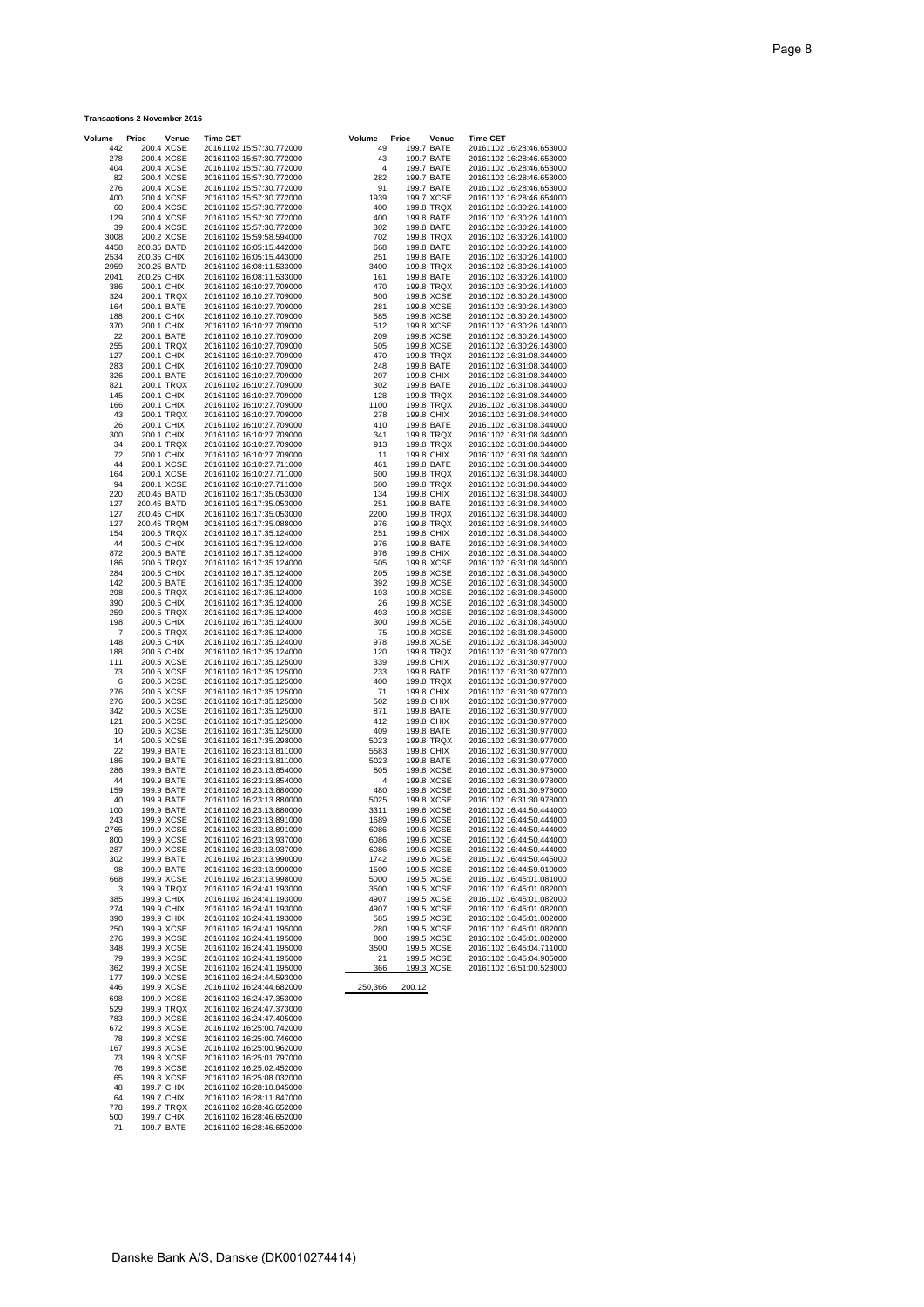**Transactions 2 November 2016**

| Volume | Price | Venue | Time CET |
|---|---|---|---|
| 442 | 200.4 | XCSE | 20161102 15:57:30.772000 |
| 278 | 200.4 | XCSE | 20161102 15:57:30.772000 |
| 404 | 200.4 | XCSE | 20161102 15:57:30.772000 |
| 82 | 200.4 | XCSE | 20161102 15:57:30.772000 |
| 276 | 200.4 | XCSE | 20161102 15:57:30.772000 |
| 400 | 200.4 | XCSE | 20161102 15:57:30.772000 |
| 60 | 200.4 | XCSE | 20161102 15:57:30.772000 |
| 129 | 200.4 | XCSE | 20161102 15:57:30.772000 |
| 39 | 200.4 | XCSE | 20161102 15:57:30.772000 |
| 3008 | 200.2 | XCSE | 20161102 15:59:58.594000 |
| 4458 | 200.35 | BATD | 20161102 16:05:15.442000 |
| 2534 | 200.35 | CHIX | 20161102 16:05:15.443000 |
| 2959 | 200.25 | BATD | 20161102 16:08:11.533000 |
| 2041 | 200.25 | CHIX | 20161102 16:08:11.533000 |
| 386 | 200.1 | CHIX | 20161102 16:10:27.709000 |
| 324 | 200.1 | TRQX | 20161102 16:10:27.709000 |
| 164 | 200.1 | BATE | 20161102 16:10:27.709000 |
| 188 | 200.1 | CHIX | 20161102 16:10:27.709000 |
| 370 | 200.1 | CHIX | 20161102 16:10:27.709000 |
| 22 | 200.1 | BATE | 20161102 16:10:27.709000 |
| 255 | 200.1 | TRQX | 20161102 16:10:27.709000 |
| 127 | 200.1 | CHIX | 20161102 16:10:27.709000 |
| 283 | 200.1 | CHIX | 20161102 16:10:27.709000 |
| 326 | 200.1 | BATE | 20161102 16:10:27.709000 |
| 821 | 200.1 | TRQX | 20161102 16:10:27.709000 |
| 145 | 200.1 | CHIX | 20161102 16:10:27.709000 |
| 166 | 200.1 | CHIX | 20161102 16:10:27.709000 |
| 43 | 200.1 | TRQX | 20161102 16:10:27.709000 |
| 26 | 200.1 | CHIX | 20161102 16:10:27.709000 |
| 300 | 200.1 | CHIX | 20161102 16:10:27.709000 |
| 34 | 200.1 | TRQX | 20161102 16:10:27.709000 |
| 72 | 200.1 | CHIX | 20161102 16:10:27.709000 |
| 44 | 200.1 | XCSE | 20161102 16:10:27.711000 |
| 164 | 200.1 | XCSE | 20161102 16:10:27.711000 |
| 94 | 200.1 | XCSE | 20161102 16:10:27.711000 |
| 220 | 200.45 | BATD | 20161102 16:17:35.053000 |
| 127 | 200.45 | BATD | 20161102 16:17:35.053000 |
| 127 | 200.45 | CHIX | 20161102 16:17:35.053000 |
| 127 | 200.45 | TRQM | 20161102 16:17:35.088000 |
| 154 | 200.5 | TRQX | 20161102 16:17:35.124000 |
| 44 | 200.5 | CHIX | 20161102 16:17:35.124000 |
| 872 | 200.5 | BATE | 20161102 16:17:35.124000 |
| 186 | 200.5 | TRQX | 20161102 16:17:35.124000 |
| 284 | 200.5 | CHIX | 20161102 16:17:35.124000 |
| 142 | 200.5 | BATE | 20161102 16:17:35.124000 |
| 298 | 200.5 | TRQX | 20161102 16:17:35.124000 |
| 390 | 200.5 | CHIX | 20161102 16:17:35.124000 |
| 259 | 200.5 | TRQX | 20161102 16:17:35.124000 |
| 198 | 200.5 | CHIX | 20161102 16:17:35.124000 |
| 7 | 200.5 | TRQX | 20161102 16:17:35.124000 |
| 148 | 200.5 | CHIX | 20161102 16:17:35.124000 |
| 188 | 200.5 | CHIX | 20161102 16:17:35.124000 |
| 111 | 200.5 | XCSE | 20161102 16:17:35.125000 |
| 73 | 200.5 | XCSE | 20161102 16:17:35.125000 |
| 6 | 200.5 | XCSE | 20161102 16:17:35.125000 |
| 276 | 200.5 | XCSE | 20161102 16:17:35.125000 |
| 276 | 200.5 | XCSE | 20161102 16:17:35.125000 |
| 342 | 200.5 | XCSE | 20161102 16:17:35.125000 |
| 121 | 200.5 | XCSE | 20161102 16:17:35.125000 |
| 10 | 200.5 | XCSE | 20161102 16:17:35.125000 |
| 14 | 200.5 | XCSE | 20161102 16:17:35.298000 |
| 22 | 199.9 | BATE | 20161102 16:23:13.811000 |
| 186 | 199.9 | BATE | 20161102 16:23:13.811000 |
| 286 | 199.9 | BATE | 20161102 16:23:13.854000 |
| 44 | 199.9 | BATE | 20161102 16:23:13.854000 |
| 159 | 199.9 | BATE | 20161102 16:23:13.880000 |
| 40 | 199.9 | BATE | 20161102 16:23:13.880000 |
| 100 | 199.9 | BATE | 20161102 16:23:13.880000 |
| 243 | 199.9 | XCSE | 20161102 16:23:13.891000 |
| 2765 | 199.9 | XCSE | 20161102 16:23:13.891000 |
| 800 | 199.9 | XCSE | 20161102 16:23:13.937000 |
| 287 | 199.9 | XCSE | 20161102 16:23:13.937000 |
| 302 | 199.9 | BATE | 20161102 16:23:13.990000 |
| 98 | 199.9 | BATE | 20161102 16:23:13.990000 |
| 668 | 199.9 | XCSE | 20161102 16:23:13.998000 |
| 3 | 199.9 | TRQX | 20161102 16:24:41.193000 |
| 385 | 199.9 | CHIX | 20161102 16:24:41.193000 |
| 274 | 199.9 | CHIX | 20161102 16:24:41.193000 |
| 390 | 199.9 | CHIX | 20161102 16:24:41.193000 |
| 250 | 199.9 | XCSE | 20161102 16:24:41.195000 |
| 276 | 199.9 | XCSE | 20161102 16:24:41.195000 |
| 348 | 199.9 | XCSE | 20161102 16:24:41.195000 |
| 79 | 199.9 | XCSE | 20161102 16:24:41.195000 |
| 362 | 199.9 | XCSE | 20161102 16:24:41.195000 |
| 177 | 199.9 | XCSE | 20161102 16:24:44.593000 |
| 446 | 199.9 | XCSE | 20161102 16:24:44.682000 |
| 698 | 199.9 | XCSE | 20161102 16:24:47.353000 |
| 529 | 199.9 | TRQX | 20161102 16:24:47.373000 |
| 783 | 199.9 | XCSE | 20161102 16:24:47.405000 |
| 672 | 199.8 | XCSE | 20161102 16:25:00.742000 |
| 78 | 199.8 | XCSE | 20161102 16:25:00.746000 |
| 167 | 199.8 | XCSE | 20161102 16:25:00.962000 |
| 73 | 199.8 | XCSE | 20161102 16:25:01.797000 |
| 76 | 199.8 | XCSE | 20161102 16:25:02.452000 |
| 65 | 199.8 | XCSE | 20161102 16:25:08.032000 |
| 48 | 199.7 | CHIX | 20161102 16:28:10.845000 |
| 64 | 199.7 | CHIX | 20161102 16:28:11.847000 |
| 778 | 199.7 | TRQX | 20161102 16:28:46.652000 |
| 500 | 199.7 | CHIX | 20161102 16:28:46.652000 |
| 71 | 199.7 | BATE | 20161102 16:28:46.652000 |
| 49 | 199.7 | BATE | 20161102 16:28:46.653000 |
| 43 | 199.7 | BATE | 20161102 16:28:46.653000 |
| 4 | 199.7 | BATE | 20161102 16:28:46.653000 |
| 282 | 199.7 | BATE | 20161102 16:28:46.653000 |
| 91 | 199.7 | BATE | 20161102 16:28:46.653000 |
| 1939 | 199.7 | XCSE | 20161102 16:28:46.654000 |
| 400 | 199.8 | TRQX | 20161102 16:30:26.141000 |
| 400 | 199.8 | BATE | 20161102 16:30:26.141000 |
| 302 | 199.8 | BATE | 20161102 16:30:26.141000 |
| 702 | 199.8 | TRQX | 20161102 16:30:26.141000 |
| 668 | 199.8 | BATE | 20161102 16:30:26.141000 |
| 251 | 199.8 | BATE | 20161102 16:30:26.141000 |
| 3400 | 199.8 | TRQX | 20161102 16:30:26.141000 |
| 161 | 199.8 | BATE | 20161102 16:30:26.141000 |
| 470 | 199.8 | TRQX | 20161102 16:30:26.141000 |
| 800 | 199.8 | XCSE | 20161102 16:30:26.143000 |
| 281 | 199.8 | XCSE | 20161102 16:30:26.143000 |
| 585 | 199.8 | XCSE | 20161102 16:30:26.143000 |
| 512 | 199.8 | XCSE | 20161102 16:30:26.143000 |
| 209 | 199.8 | XCSE | 20161102 16:30:26.143000 |
| 505 | 199.8 | XCSE | 20161102 16:30:26.143000 |
| 470 | 199.8 | TRQX | 20161102 16:31:08.344000 |
| 248 | 199.8 | BATE | 20161102 16:31:08.344000 |
| 207 | 199.8 | CHIX | 20161102 16:31:08.344000 |
| 302 | 199.8 | BATE | 20161102 16:31:08.344000 |
| 128 | 199.8 | TRQX | 20161102 16:31:08.344000 |
| 1100 | 199.8 | TRQX | 20161102 16:31:08.344000 |
| 278 | 199.8 | CHIX | 20161102 16:31:08.344000 |
| 410 | 199.8 | BATE | 20161102 16:31:08.344000 |
| 341 | 199.8 | TRQX | 20161102 16:31:08.344000 |
| 913 | 199.8 | TRQX | 20161102 16:31:08.344000 |
| 11 | 199.8 | CHIX | 20161102 16:31:08.344000 |
| 461 | 199.8 | BATE | 20161102 16:31:08.344000 |
| 600 | 199.8 | TRQX | 20161102 16:31:08.344000 |
| 600 | 199.8 | TRQX | 20161102 16:31:08.344000 |
| 134 | 199.8 | CHIX | 20161102 16:31:08.344000 |
| 251 | 199.8 | BATE | 20161102 16:31:08.344000 |
| 2200 | 199.8 | TRQX | 20161102 16:31:08.344000 |
| 976 | 199.8 | TRQX | 20161102 16:31:08.344000 |
| 251 | 199.8 | CHIX | 20161102 16:31:08.344000 |
| 976 | 199.8 | BATE | 20161102 16:31:08.344000 |
| 976 | 199.8 | CHIX | 20161102 16:31:08.344000 |
| 505 | 199.8 | XCSE | 20161102 16:31:08.346000 |
| 205 | 199.8 | XCSE | 20161102 16:31:08.346000 |
| 392 | 199.8 | XCSE | 20161102 16:31:08.346000 |
| 193 | 199.8 | XCSE | 20161102 16:31:08.346000 |
| 26 | 199.8 | XCSE | 20161102 16:31:08.346000 |
| 493 | 199.8 | XCSE | 20161102 16:31:08.346000 |
| 300 | 199.8 | XCSE | 20161102 16:31:08.346000 |
| 75 | 199.8 | XCSE | 20161102 16:31:08.346000 |
| 978 | 199.8 | XCSE | 20161102 16:31:08.346000 |
| 120 | 199.8 | TRQX | 20161102 16:31:30.977000 |
| 339 | 199.8 | CHIX | 20161102 16:31:30.977000 |
| 233 | 199.8 | BATE | 20161102 16:31:30.977000 |
| 400 | 199.8 | TRQX | 20161102 16:31:30.977000 |
| 71 | 199.8 | CHIX | 20161102 16:31:30.977000 |
| 502 | 199.8 | CHIX | 20161102 16:31:30.977000 |
| 871 | 199.8 | BATE | 20161102 16:31:30.977000 |
| 412 | 199.8 | CHIX | 20161102 16:31:30.977000 |
| 409 | 199.8 | BATE | 20161102 16:31:30.977000 |
| 5023 | 199.8 | TRQX | 20161102 16:31:30.977000 |
| 5583 | 199.8 | CHIX | 20161102 16:31:30.977000 |
| 5023 | 199.8 | BATE | 20161102 16:31:30.977000 |
| 505 | 199.8 | XCSE | 20161102 16:31:30.978000 |
| 4 | 199.8 | XCSE | 20161102 16:31:30.978000 |
| 480 | 199.8 | XCSE | 20161102 16:31:30.978000 |
| 5025 | 199.8 | XCSE | 20161102 16:31:30.978000 |
| 3311 | 199.6 | XCSE | 20161102 16:44:50.444000 |
| 1689 | 199.6 | XCSE | 20161102 16:44:50.444000 |
| 6086 | 199.6 | XCSE | 20161102 16:44:50.444000 |
| 6086 | 199.6 | XCSE | 20161102 16:44:50.444000 |
| 6086 | 199.6 | XCSE | 20161102 16:44:50.444000 |
| 1742 | 199.6 | XCSE | 20161102 16:44:50.445000 |
| 1500 | 199.5 | XCSE | 20161102 16:44:59.010000 |
| 5000 | 199.5 | XCSE | 20161102 16:45:01.081000 |
| 3500 | 199.5 | XCSE | 20161102 16:45:01.082000 |
| 4907 | 199.5 | XCSE | 20161102 16:45:01.082000 |
| 4907 | 199.5 | XCSE | 20161102 16:45:01.082000 |
| 585 | 199.5 | XCSE | 20161102 16:45:01.082000 |
| 280 | 199.5 | XCSE | 20161102 16:45:01.082000 |
| 800 | 199.5 | XCSE | 20161102 16:45:01.082000 |
| 3500 | 199.5 | XCSE | 20161102 16:45:04.711000 |
| 21 | 199.5 | XCSE | 20161102 16:45:04.905000 |
| 366 | 199.3 | XCSE | 20161102 16:51:00.523000 |
| 250,366 | 200.12 | | |

Danske Bank A/S, Danske (DK0010274414)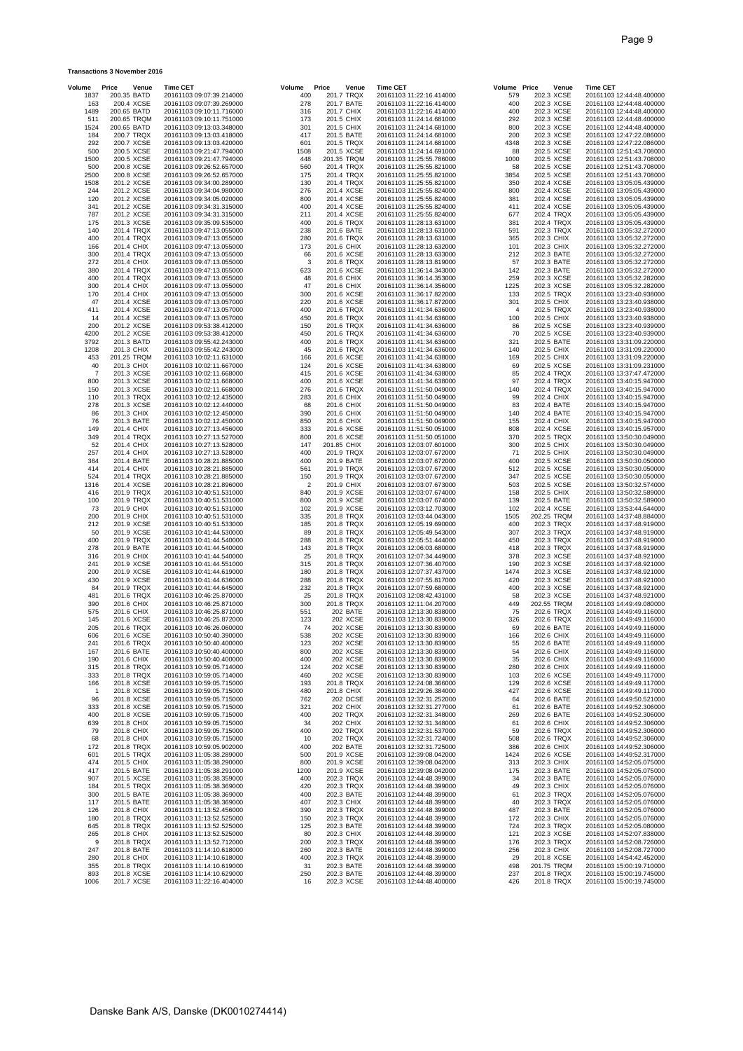**Transactions 3 November 2016**

| Volume | Price | Venue | Time CET |
|---|---|---|---|
| 1837 | 200.35 | BATD | 20161103 09:07:39.214000 |
| 163 | 200.4 | XCSE | 20161103 09:07:39.269000 |
| 1489 | 200.65 | BATD | 20161103 09:10:11.716000 |
| 511 | 200.65 | TRQM | 20161103 09:10:11.751000 |
| 1524 | 200.65 | BATD | 20161103 09:13:03.348000 |
| 184 | 200.7 | TRQX | 20161103 09:13:03.418000 |
| 292 | 200.7 | XCSE | 20161103 09:13:03.420000 |
| 500 | 200.5 | XCSE | 20161103 09:21:47.794000 |
| 1500 | 200.5 | XCSE | 20161103 09:21:47.794000 |
| 500 | 200.8 | XCSE | 20161103 09:26:52.657000 |
| 2500 | 200.8 | XCSE | 20161103 09:26:52.657000 |
| 1508 | 201.2 | XCSE | 20161103 09:34:00.289000 |
| 244 | 201.2 | XCSE | 20161103 09:34:04.980000 |
| 120 | 201.2 | XCSE | 20161103 09:34:05.020000 |
| 341 | 201.2 | XCSE | 20161103 09:34:31.315000 |
| 787 | 201.2 | XCSE | 20161103 09:34:31.315000 |
| 175 | 201.3 | XCSE | 20161103 09:35:09.535000 |
| 140 | 201.4 | TRQX | 20161103 09:47:13.055000 |
| 400 | 201.4 | TRQX | 20161103 09:47:13.055000 |
| 166 | 201.4 | CHIX | 20161103 09:47:13.055000 |
| 300 | 201.4 | TRQX | 20161103 09:47:13.055000 |
| 272 | 201.4 | CHIX | 20161103 09:47:13.055000 |
| 380 | 201.4 | TRQX | 20161103 09:47:13.055000 |
| 400 | 201.4 | TRQX | 20161103 09:47:13.055000 |
| 300 | 201.4 | CHIX | 20161103 09:47:13.055000 |
| 170 | 201.4 | CHIX | 20161103 09:47:13.055000 |
| 47 | 201.4 | XCSE | 20161103 09:47:13.057000 |
| 411 | 201.4 | XCSE | 20161103 09:47:13.057000 |
| 14 | 201.4 | XCSE | 20161103 09:47:13.057000 |
| 200 | 201.2 | XCSE | 20161103 09:53:38.412000 |
| 4200 | 201.2 | XCSE | 20161103 09:53:38.412000 |
| 3792 | 201.3 | BATD | 20161103 09:55:42.243000 |
| 1208 | 201.3 | CHIX | 20161103 09:55:42.243000 |
| 453 | 201.25 | TRQM | 20161103 10:02:11.631000 |
| 40 | 201.3 | CHIX | 20161103 10:02:11.667000 |
| 7 | 201.3 | XCSE | 20161103 10:02:11.668000 |
| 800 | 201.3 | XCSE | 20161103 10:02:11.668000 |
| 150 | 201.3 | XCSE | 20161103 10:02:11.668000 |
| 110 | 201.3 | TRQX | 20161103 10:02:12.435000 |
| 278 | 201.3 | XCSE | 20161103 10:02:12.440000 |
| 86 | 201.3 | CHIX | 20161103 10:02:12.450000 |
| 76 | 201.3 | BATE | 20161103 10:02:12.450000 |
| 149 | 201.4 | CHIX | 20161103 10:27:13.456000 |
| 349 | 201.4 | TRQX | 20161103 10:27:13.527000 |
| 52 | 201.4 | CHIX | 20161103 10:27:13.528000 |
| 257 | 201.4 | CHIX | 20161103 10:27:13.528000 |
| 364 | 201.4 | BATE | 20161103 10:28:21.885000 |
| 414 | 201.4 | CHIX | 20161103 10:28:21.885000 |
| 524 | 201.4 | TRQX | 20161103 10:28:21.885000 |
| 1316 | 201.4 | XCSE | 20161103 10:28:21.896000 |
| 416 | 201.9 | TRQX | 20161103 10:40:51.531000 |
| 100 | 201.9 | TRQX | 20161103 10:40:51.531000 |
| 73 | 201.9 | CHIX | 20161103 10:40:51.531000 |
| 200 | 201.9 | CHIX | 20161103 10:40:51.531000 |
| 212 | 201.9 | XCSE | 20161103 10:40:51.533000 |
| 50 | 201.9 | XCSE | 20161103 10:41:44.530000 |
| 400 | 201.9 | TRQX | 20161103 10:41:44.540000 |
| 278 | 201.9 | BATE | 20161103 10:41:44.540000 |
| 316 | 201.9 | CHIX | 20161103 10:41:44.540000 |
| 241 | 201.9 | XCSE | 20161103 10:41:44.551000 |
| 200 | 201.9 | XCSE | 20161103 10:41:44.619000 |
| 430 | 201.9 | XCSE | 20161103 10:41:44.636000 |
| 84 | 201.9 | TRQX | 20161103 10:41:44.645000 |
| 481 | 201.6 | TRQX | 20161103 10:46:25.870000 |
| 390 | 201.6 | CHIX | 20161103 10:46:25.871000 |
| 575 | 201.6 | CHIX | 20161103 10:46:25.871000 |
| 145 | 201.6 | XCSE | 20161103 10:46:25.872000 |
| 205 | 201.6 | TRQX | 20161103 10:46:26.060000 |
| 606 | 201.6 | XCSE | 20161103 10:50:40.390000 |
| 241 | 201.6 | TRQX | 20161103 10:50:40.400000 |
| 167 | 201.6 | BATE | 20161103 10:50:40.400000 |
| 190 | 201.6 | CHIX | 20161103 10:50:40.400000 |
| 315 | 201.8 | TRQX | 20161103 10:59:05.714000 |
| 333 | 201.8 | TRQX | 20161103 10:59:05.714000 |
| 166 | 201.8 | XCSE | 20161103 10:59:05.715000 |
| 1 | 201.8 | XCSE | 20161103 10:59:05.715000 |
| 96 | 201.8 | XCSE | 20161103 10:59:05.715000 |
| 333 | 201.8 | XCSE | 20161103 10:59:05.715000 |
| 400 | 201.8 | XCSE | 20161103 10:59:05.715000 |
| 639 | 201.8 | CHIX | 20161103 10:59:05.715000 |
| 79 | 201.8 | CHIX | 20161103 10:59:05.715000 |
| 68 | 201.8 | CHIX | 20161103 10:59:05.715000 |
| 172 | 201.8 | TRQX | 20161103 10:59:05.902000 |
| 601 | 201.5 | TRQX | 20161103 11:05:38.289000 |
| 474 | 201.5 | CHIX | 20161103 11:05:38.290000 |
| 417 | 201.5 | BATE | 20161103 11:05:38.291000 |
| 907 | 201.5 | XCSE | 20161103 11:05:38.359000 |
| 184 | 201.5 | TRQX | 20161103 11:05:38.369000 |
| 300 | 201.5 | BATE | 20161103 11:05:38.369000 |
| 117 | 201.5 | BATE | 20161103 11:05:38.369000 |
| 126 | 201.8 | CHIX | 20161103 11:13:52.456000 |
| 180 | 201.8 | TRQX | 20161103 11:13:52.525000 |
| 645 | 201.8 | TRQX | 20161103 11:13:52.525000 |
| 265 | 201.8 | CHIX | 20161103 11:13:52.525000 |
| 9 | 201.8 | TRQX | 20161103 11:13:52.712000 |
| 247 | 201.8 | BATE | 20161103 11:14:10.618000 |
| 280 | 201.8 | CHIX | 20161103 11:14:10.618000 |
| 355 | 201.8 | TRQX | 20161103 11:14:10.619000 |
| 893 | 201.8 | XCSE | 20161103 11:14:10.629000 |
| 1006 | 201.7 | XCSE | 20161103 11:22:16.404000 |
| 400 | 201.7 | TRQX | 20161103 11:22:16.414000 |
| 278 | 201.7 | BATE | 20161103 11:22:16.414000 |
| 316 | 201.7 | CHIX | 20161103 11:22:16.414000 |
| 173 | 201.5 | CHIX | 20161103 11:24:14.681000 |
| 301 | 201.5 | CHIX | 20161103 11:24:14.681000 |
| 417 | 201.5 | BATE | 20161103 11:24:14.681000 |
| 601 | 201.5 | TRQX | 20161103 11:24:14.681000 |
| 1508 | 201.5 | XCSE | 20161103 11:24:14.691000 |
| 448 | 201.35 | TRQM | 20161103 11:25:55.786000 |
| 560 | 201.4 | TRQX | 20161103 11:25:55.821000 |
| 175 | 201.4 | TRQX | 20161103 11:25:55.821000 |
| 130 | 201.4 | TRQX | 20161103 11:25:55.821000 |
| 276 | 201.4 | XCSE | 20161103 11:25:55.824000 |
| 800 | 201.4 | XCSE | 20161103 11:25:55.824000 |
| 400 | 201.4 | XCSE | 20161103 11:25:55.824000 |
| 211 | 201.4 | XCSE | 20161103 11:25:55.824000 |
| 400 | 201.6 | TRQX | 20161103 11:28:13.631000 |
| 238 | 201.6 | BATE | 20161103 11:28:13.631000 |
| 280 | 201.6 | TRQX | 20161103 11:28:13.631000 |
| 173 | 201.6 | CHIX | 20161103 11:28:13.632000 |
| 66 | 201.6 | XCSE | 20161103 11:28:13.633000 |
| 3 | 201.6 | TRQX | 20161103 11:28:13.819000 |
| 623 | 201.6 | XCSE | 20161103 11:36:14.343000 |
| 48 | 201.6 | CHIX | 20161103 11:36:14.353000 |
| 47 | 201.6 | CHIX | 20161103 11:36:14.356000 |
| 300 | 201.6 | XCSE | 20161103 11:36:17.822000 |
| 220 | 201.6 | XCSE | 20161103 11:36:17.872000 |
| 400 | 201.6 | TRQX | 20161103 11:41:34.636000 |
| 450 | 201.6 | TRQX | 20161103 11:41:34.636000 |
| 150 | 201.6 | TRQX | 20161103 11:41:34.636000 |
| 450 | 201.6 | TRQX | 20161103 11:41:34.636000 |
| 400 | 201.6 | TRQX | 20161103 11:41:34.636000 |
| 45 | 201.6 | TRQX | 20161103 11:41:34.636000 |
| 166 | 201.6 | XCSE | 20161103 11:41:34.638000 |
| 124 | 201.6 | XCSE | 20161103 11:41:34.638000 |
| 415 | 201.6 | XCSE | 20161103 11:41:34.638000 |
| 400 | 201.6 | XCSE | 20161103 11:41:34.638000 |
| 276 | 201.6 | TRQX | 20161103 11:51:50.049000 |
| 283 | 201.6 | CHIX | 20161103 11:51:50.049000 |
| 68 | 201.6 | CHIX | 20161103 11:51:50.049000 |
| 390 | 201.6 | CHIX | 20161103 11:51:50.049000 |
| 850 | 201.6 | CHIX | 20161103 11:51:50.049000 |
| 333 | 201.6 | XCSE | 20161103 11:51:50.051000 |
| 800 | 201.6 | XCSE | 20161103 11:51:50.051000 |
| 147 | 201.85 | CHIX | 20161103 12:03:07.601000 |
| 400 | 201.9 | TRQX | 20161103 12:03:07.672000 |
| 400 | 201.9 | BATE | 20161103 12:03:07.672000 |
| 561 | 201.9 | TRQX | 20161103 12:03:07.672000 |
| 150 | 201.9 | TRQX | 20161103 12:03:07.672000 |
| 2 | 201.9 | CHIX | 20161103 12:03:07.673000 |
| 840 | 201.9 | XCSE | 20161103 12:03:07.674000 |
| 800 | 201.9 | XCSE | 20161103 12:03:07.674000 |
| 102 | 201.9 | XCSE | 20161103 12:03:12.703000 |
| 335 | 201.8 | TRQX | 20161103 12:03:44.043000 |
| 185 | 201.8 | TRQX | 20161103 12:05:19.690000 |
| 89 | 201.8 | TRQX | 20161103 12:05:49.543000 |
| 288 | 201.8 | TRQX | 20161103 12:05:51.444000 |
| 143 | 201.8 | TRQX | 20161103 12:06:03.680000 |
| 25 | 201.8 | TRQX | 20161103 12:07:34.449000 |
| 315 | 201.8 | TRQX | 20161103 12:07:36.407000 |
| 180 | 201.8 | TRQX | 20161103 12:07:37.437000 |
| 288 | 201.8 | TRQX | 20161103 12:07:55.817000 |
| 232 | 201.8 | TRQX | 20161103 12:07:59.680000 |
| 25 | 201.8 | TRQX | 20161103 12:08:42.431000 |
| 300 | 201.8 | TRQX | 20161103 12:11:04.207000 |
| 551 | 202 | BATE | 20161103 12:13:30.838000 |
| 123 | 202 | XCSE | 20161103 12:13:30.839000 |
| 74 | 202 | XCSE | 20161103 12:13:30.839000 |
| 538 | 202 | XCSE | 20161103 12:13:30.839000 |
| 123 | 202 | XCSE | 20161103 12:13:30.839000 |
| 800 | 202 | XCSE | 20161103 12:13:30.839000 |
| 400 | 202 | XCSE | 20161103 12:13:30.839000 |
| 124 | 202 | XCSE | 20161103 12:13:30.839000 |
| 460 | 202 | XCSE | 20161103 12:13:30.839000 |
| 193 | 201.8 | TRQX | 20161103 12:24:08.366000 |
| 480 | 201.8 | CHIX | 20161103 12:29:26.384000 |
| 762 | 202 | DCSE | 20161103 12:32:31.252000 |
| 321 | 202 | CHIX | 20161103 12:32:31.277000 |
| 400 | 202 | TRQX | 20161103 12:32:31.348000 |
| 34 | 202 | CHIX | 20161103 12:32:31.348000 |
| 400 | 202 | TRQX | 20161103 12:32:31.537000 |
| 10 | 202 | TRQX | 20161103 12:32:31.724000 |
| 400 | 202 | BATE | 20161103 12:32:31.725000 |
| 500 | 201.9 | XCSE | 20161103 12:39:08.042000 |
| 800 | 201.9 | XCSE | 20161103 12:39:08.042000 |
| 1200 | 201.9 | XCSE | 20161103 12:39:08.042000 |
| 400 | 202.3 | TRQX | 20161103 12:44:48.399000 |
| 420 | 202.3 | TRQX | 20161103 12:44:48.399000 |
| 400 | 202.3 | BATE | 20161103 12:44:48.399000 |
| 407 | 202.3 | CHIX | 20161103 12:44:48.399000 |
| 390 | 202.3 | TRQX | 20161103 12:44:48.399000 |
| 150 | 202.3 | TRQX | 20161103 12:44:48.399000 |
| 125 | 202.3 | BATE | 20161103 12:44:48.399000 |
| 80 | 202.3 | CHIX | 20161103 12:44:48.399000 |
| 200 | 202.3 | TRQX | 20161103 12:44:48.399000 |
| 260 | 202.3 | BATE | 20161103 12:44:48.399000 |
| 400 | 202.3 | TRQX | 20161103 12:44:48.399000 |
| 31 | 202.3 | BATE | 20161103 12:44:48.399000 |
| 250 | 202.3 | BATE | 20161103 12:44:48.399000 |
| 16 | 202.3 | XCSE | 20161103 12:44:48.400000 |
| 579 | 202.3 | XCSE | 20161103 12:44:48.400000 |
| 400 | 202.3 | XCSE | 20161103 12:44:48.400000 |
| 400 | 202.3 | XCSE | 20161103 12:44:48.400000 |
| 292 | 202.3 | XCSE | 20161103 12:44:48.400000 |
| 800 | 202.3 | XCSE | 20161103 12:44:48.400000 |
| 200 | 202.3 | XCSE | 20161103 12:47:22.086000 |
| 4348 | 202.3 | XCSE | 20161103 12:47:22.086000 |
| 88 | 202.5 | XCSE | 20161103 12:51:43.708000 |
| 1000 | 202.5 | XCSE | 20161103 12:51:43.708000 |
| 58 | 202.5 | XCSE | 20161103 12:51:43.708000 |
| 3854 | 202.5 | XCSE | 20161103 12:51:43.708000 |
| 350 | 202.4 | XCSE | 20161103 13:05:05.439000 |
| 800 | 202.4 | XCSE | 20161103 13:05:05.439000 |
| 381 | 202.4 | XCSE | 20161103 13:05:05.439000 |
| 411 | 202.4 | XCSE | 20161103 13:05:05.439000 |
| 677 | 202.4 | TRQX | 20161103 13:05:05.439000 |
| 381 | 202.4 | TRQX | 20161103 13:05:05.439000 |
| 591 | 202.3 | TRQX | 20161103 13:05:32.272000 |
| 365 | 202.3 | CHIX | 20161103 13:05:32.272000 |
| 101 | 202.3 | CHIX | 20161103 13:05:32.272000 |
| 212 | 202.3 | BATE | 20161103 13:05:32.272000 |
| 57 | 202.3 | BATE | 20161103 13:05:32.272000 |
| 142 | 202.3 | BATE | 20161103 13:05:32.272000 |
| 259 | 202.3 | XCSE | 20161103 13:05:32.282000 |
| 1225 | 202.3 | XCSE | 20161103 13:05:32.282000 |
| 133 | 202.5 | TRQX | 20161103 13:23:40.938000 |
| 301 | 202.5 | CHIX | 20161103 13:23:40.938000 |
| 4 | 202.5 | TRQX | 20161103 13:23:40.938000 |
| 100 | 202.5 | CHIX | 20161103 13:23:40.938000 |
| 86 | 202.5 | XCSE | 20161103 13:23:40.939000 |
| 70 | 202.5 | XCSE | 20161103 13:23:40.939000 |
| 321 | 202.5 | BATE | 20161103 13:31:09.220000 |
| 140 | 202.5 | CHIX | 20161103 13:31:09.220000 |
| 169 | 202.5 | CHIX | 20161103 13:31:09.220000 |
| 69 | 202.5 | XCSE | 20161103 13:31:09.231000 |
| 85 | 202.4 | TRQX | 20161103 13:37:47.472000 |
| 97 | 202.4 | TRQX | 20161103 13:40:15.947000 |
| 140 | 202.4 | TRQX | 20161103 13:40:15.947000 |
| 99 | 202.4 | CHIX | 20161103 13:40:15.947000 |
| 83 | 202.4 | BATE | 20161103 13:40:15.947000 |
| 140 | 202.4 | BATE | 20161103 13:40:15.947000 |
| 155 | 202.4 | CHIX | 20161103 13:40:15.947000 |
| 808 | 202.4 | XCSE | 20161103 13:40:15.957000 |
| 370 | 202.5 | TRQX | 20161103 13:50:30.049000 |
| 300 | 202.5 | CHIX | 20161103 13:50:30.049000 |
| 71 | 202.5 | CHIX | 20161103 13:50:30.049000 |
| 400 | 202.5 | XCSE | 20161103 13:50:30.050000 |
| 512 | 202.5 | XCSE | 20161103 13:50:30.050000 |
| 347 | 202.5 | XCSE | 20161103 13:50:30.050000 |
| 503 | 202.5 | XCSE | 20161103 13:50:32.574000 |
| 158 | 202.5 | CHIX | 20161103 13:50:32.589000 |
| 139 | 202.5 | BATE | 20161103 13:50:32.589000 |
| 102 | 202.4 | XCSE | 20161103 13:53:44.644000 |
| 1505 | 202.25 | TRQM | 20161103 14:37:48.884000 |
| 400 | 202.3 | TRQX | 20161103 14:37:48.919000 |
| 307 | 202.3 | TRQX | 20161103 14:37:48.919000 |
| 450 | 202.3 | TRQX | 20161103 14:37:48.919000 |
| 418 | 202.3 | TRQX | 20161103 14:37:48.919000 |
| 378 | 202.3 | XCSE | 20161103 14:37:48.921000 |
| 190 | 202.3 | XCSE | 20161103 14:37:48.921000 |
| 1474 | 202.3 | XCSE | 20161103 14:37:48.921000 |
| 420 | 202.3 | XCSE | 20161103 14:37:48.921000 |
| 400 | 202.3 | XCSE | 20161103 14:37:48.921000 |
| 58 | 202.3 | XCSE | 20161103 14:37:48.921000 |
| 449 | 202.55 | TRQM | 20161103 14:49:49.080000 |
| 75 | 202.6 | TRQX | 20161103 14:49:49.116000 |
| 326 | 202.6 | TRQX | 20161103 14:49:49.116000 |
| 69 | 202.6 | BATE | 20161103 14:49:49.116000 |
| 166 | 202.6 | CHIX | 20161103 14:49:49.116000 |
| 55 | 202.6 | BATE | 20161103 14:49:49.116000 |
| 54 | 202.6 | CHIX | 20161103 14:49:49.116000 |
| 35 | 202.6 | CHIX | 20161103 14:49:49.116000 |
| 280 | 202.6 | CHIX | 20161103 14:49:49.116000 |
| 103 | 202.6 | XCSE | 20161103 14:49:49.117000 |
| 129 | 202.6 | XCSE | 20161103 14:49:49.117000 |
| 427 | 202.6 | XCSE | 20161103 14:49:49.117000 |
| 64 | 202.6 | BATE | 20161103 14:49:50.521000 |
| 61 | 202.6 | BATE | 20161103 14:49:52.306000 |
| 269 | 202.6 | BATE | 20161103 14:49:52.306000 |
| 61 | 202.6 | CHIX | 20161103 14:49:52.306000 |
| 59 | 202.6 | TRQX | 20161103 14:49:52.306000 |
| 508 | 202.6 | TRQX | 20161103 14:49:52.306000 |
| 386 | 202.6 | CHIX | 20161103 14:49:52.306000 |
| 1424 | 202.6 | XCSE | 20161103 14:49:52.317000 |
| 313 | 202.3 | CHIX | 20161103 14:52:05.075000 |
| 175 | 202.3 | BATE | 20161103 14:52:05.075000 |
| 34 | 202.3 | BATE | 20161103 14:52:05.076000 |
| 49 | 202.3 | CHIX | 20161103 14:52:05.076000 |
| 61 | 202.3 | TRQX | 20161103 14:52:05.076000 |
| 40 | 202.3 | TRQX | 20161103 14:52:05.076000 |
| 487 | 202.3 | BATE | 20161103 14:52:05.076000 |
| 172 | 202.3 | CHIX | 20161103 14:52:05.076000 |
| 724 | 202.3 | TRQX | 20161103 14:52:05.080000 |
| 121 | 202.3 | XCSE | 20161103 14:52:07.838000 |
| 176 | 202.3 | TRQX | 20161103 14:52:08.726000 |
| 256 | 202.3 | CHIX | 20161103 14:52:08.727000 |
| 29 | 201.8 | XCSE | 20161103 14:54:42.452000 |
| 498 | 201.75 | TRQM | 20161103 15:00:19.710000 |
| 237 | 201.8 | TRQX | 20161103 15:00:19.745000 |
| 426 | 201.8 | TRQX | 20161103 15:00:19.745000 |

Danske Bank A/S, Danske (DK0010274414)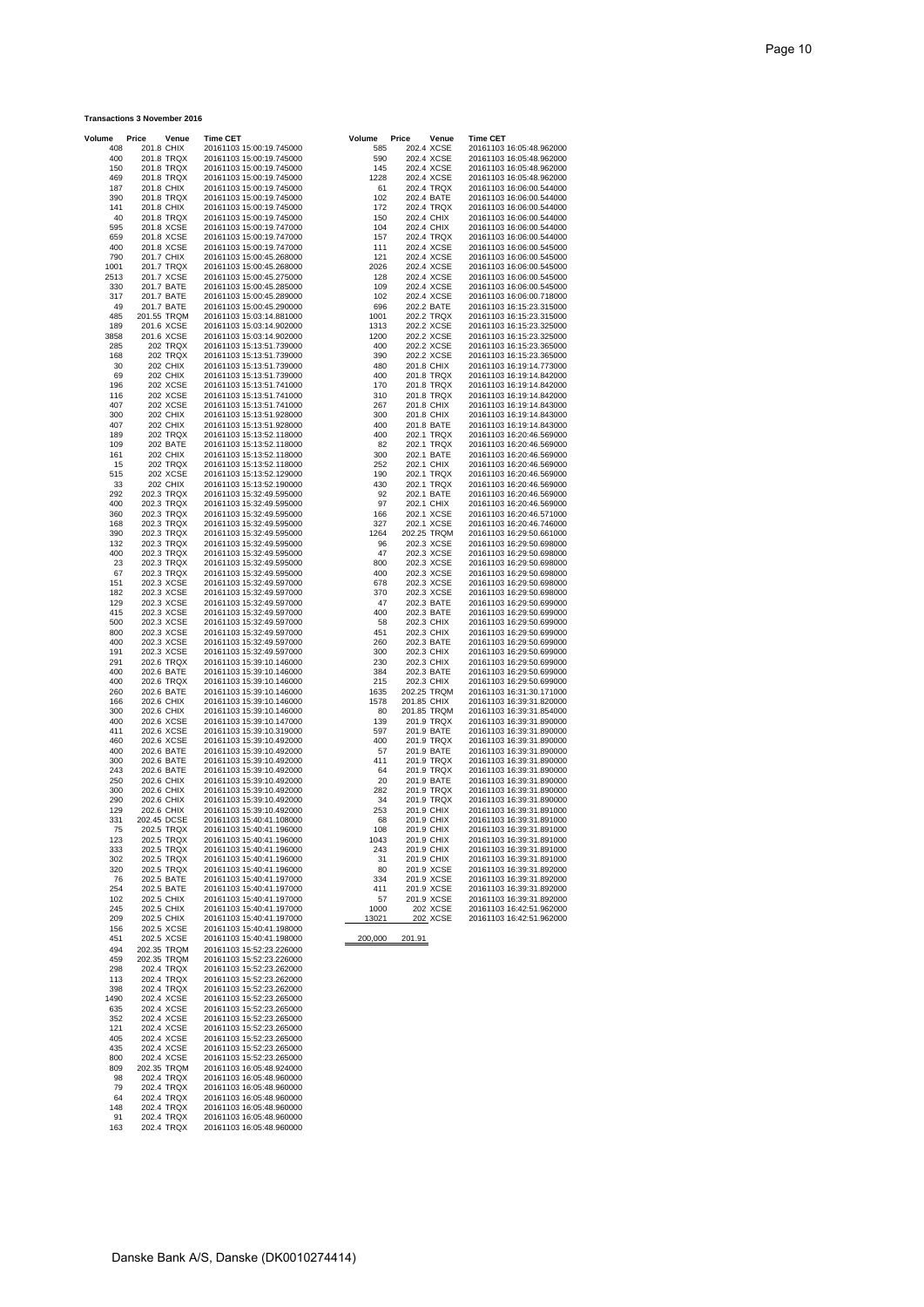**Transactions 3 November 2016**

| Volume | Price | Venue | Time CET |
|---|---|---|---|
| 408 | 201.8 | CHIX | 20161103 15:00:19.745000 |
| 400 | 201.8 | TRQX | 20161103 15:00:19.745000 |
| 150 | 201.8 | TRQX | 20161103 15:00:19.745000 |
| 469 | 201.8 | TRQX | 20161103 15:00:19.745000 |
| 187 | 201.8 | CHIX | 20161103 15:00:19.745000 |
| 390 | 201.8 | TRQX | 20161103 15:00:19.745000 |
| 141 | 201.8 | CHIX | 20161103 15:00:19.745000 |
| 40 | 201.8 | TRQX | 20161103 15:00:19.745000 |
| 595 | 201.8 | XCSE | 20161103 15:00:19.747000 |
| 659 | 201.8 | XCSE | 20161103 15:00:19.747000 |
| 400 | 201.8 | XCSE | 20161103 15:00:19.747000 |
| 790 | 201.7 | CHIX | 20161103 15:00:45.268000 |
| 1001 | 201.7 | TRQX | 20161103 15:00:45.268000 |
| 2513 | 201.7 | XCSE | 20161103 15:00:45.275000 |
| 330 | 201.7 | BATE | 20161103 15:00:45.285000 |
| 317 | 201.7 | BATE | 20161103 15:00:45.289000 |
| 49 | 201.7 | BATE | 20161103 15:00:45.290000 |
| 485 | 201.55 | TRQM | 20161103 15:03:14.881000 |
| 189 | 201.6 | XCSE | 20161103 15:03:14.902000 |
| 3858 | 201.6 | XCSE | 20161103 15:03:14.902000 |
| 285 | 202 | TRQX | 20161103 15:13:51.739000 |
| 168 | 202 | TRQX | 20161103 15:13:51.739000 |
| 30 | 202 | CHIX | 20161103 15:13:51.739000 |
| 69 | 202 | CHIX | 20161103 15:13:51.739000 |
| 196 | 202 | XCSE | 20161103 15:13:51.741000 |
| 116 | 202 | XCSE | 20161103 15:13:51.741000 |
| 407 | 202 | XCSE | 20161103 15:13:51.741000 |
| 300 | 202 | CHIX | 20161103 15:13:51.928000 |
| 407 | 202 | CHIX | 20161103 15:13:51.928000 |
| 189 | 202 | TRQX | 20161103 15:13:52.118000 |
| 109 | 202 | BATE | 20161103 15:13:52.118000 |
| 161 | 202 | CHIX | 20161103 15:13:52.118000 |
| 15 | 202 | TRQX | 20161103 15:13:52.118000 |
| 515 | 202 | XCSE | 20161103 15:13:52.129000 |
| 33 | 202 | CHIX | 20161103 15:13:52.190000 |
| 292 | 202.3 | TRQX | 20161103 15:32:49.595000 |
| 400 | 202.3 | TRQX | 20161103 15:32:49.595000 |
| 360 | 202.3 | TRQX | 20161103 15:32:49.595000 |
| 168 | 202.3 | TRQX | 20161103 15:32:49.595000 |
| 390 | 202.3 | TRQX | 20161103 15:32:49.595000 |
| 132 | 202.3 | TRQX | 20161103 15:32:49.595000 |
| 400 | 202.3 | TRQX | 20161103 15:32:49.595000 |
| 23 | 202.3 | TRQX | 20161103 15:32:49.595000 |
| 67 | 202.3 | TRQX | 20161103 15:32:49.595000 |
| 151 | 202.3 | XCSE | 20161103 15:32:49.597000 |
| 182 | 202.3 | XCSE | 20161103 15:32:49.597000 |
| 129 | 202.3 | XCSE | 20161103 15:32:49.597000 |
| 415 | 202.3 | XCSE | 20161103 15:32:49.597000 |
| 500 | 202.3 | XCSE | 20161103 15:32:49.597000 |
| 800 | 202.3 | XCSE | 20161103 15:32:49.597000 |
| 400 | 202.3 | XCSE | 20161103 15:32:49.597000 |
| 191 | 202.3 | XCSE | 20161103 15:32:49.597000 |
| 291 | 202.6 | TRQX | 20161103 15:39:10.146000 |
| 400 | 202.6 | BATE | 20161103 15:39:10.146000 |
| 400 | 202.6 | TRQX | 20161103 15:39:10.146000 |
| 260 | 202.6 | BATE | 20161103 15:39:10.146000 |
| 166 | 202.6 | CHIX | 20161103 15:39:10.146000 |
| 300 | 202.6 | CHIX | 20161103 15:39:10.146000 |
| 400 | 202.6 | XCSE | 20161103 15:39:10.147000 |
| 411 | 202.6 | XCSE | 20161103 15:39:10.319000 |
| 460 | 202.6 | XCSE | 20161103 15:39:10.492000 |
| 400 | 202.6 | BATE | 20161103 15:39:10.492000 |
| 300 | 202.6 | BATE | 20161103 15:39:10.492000 |
| 243 | 202.6 | BATE | 20161103 15:39:10.492000 |
| 250 | 202.6 | CHIX | 20161103 15:39:10.492000 |
| 300 | 202.6 | CHIX | 20161103 15:39:10.492000 |
| 290 | 202.6 | CHIX | 20161103 15:39:10.492000 |
| 129 | 202.6 | CHIX | 20161103 15:39:10.492000 |
| 331 | 202.45 | DCSE | 20161103 15:40:41.108000 |
| 75 | 202.5 | TRQX | 20161103 15:40:41.196000 |
| 123 | 202.5 | TRQX | 20161103 15:40:41.196000 |
| 333 | 202.5 | TRQX | 20161103 15:40:41.196000 |
| 302 | 202.5 | TRQX | 20161103 15:40:41.196000 |
| 320 | 202.5 | TRQX | 20161103 15:40:41.196000 |
| 76 | 202.5 | BATE | 20161103 15:40:41.197000 |
| 254 | 202.5 | BATE | 20161103 15:40:41.197000 |
| 102 | 202.5 | CHIX | 20161103 15:40:41.197000 |
| 245 | 202.5 | CHIX | 20161103 15:40:41.197000 |
| 209 | 202.5 | CHIX | 20161103 15:40:41.197000 |
| 156 | 202.5 | XCSE | 20161103 15:40:41.198000 |
| 451 | 202.5 | XCSE | 20161103 15:40:41.198000 |
| 494 | 202.35 | TRQM | 20161103 15:52:23.226000 |
| 459 | 202.35 | TRQM | 20161103 15:52:23.226000 |
| 298 | 202.4 | TRQX | 20161103 15:52:23.262000 |
| 113 | 202.4 | TRQX | 20161103 15:52:23.262000 |
| 398 | 202.4 | TRQX | 20161103 15:52:23.262000 |
| 1490 | 202.4 | XCSE | 20161103 15:52:23.265000 |
| 635 | 202.4 | XCSE | 20161103 15:52:23.265000 |
| 352 | 202.4 | XCSE | 20161103 15:52:23.265000 |
| 121 | 202.4 | XCSE | 20161103 15:52:23.265000 |
| 405 | 202.4 | XCSE | 20161103 15:52:23.265000 |
| 435 | 202.4 | XCSE | 20161103 15:52:23.265000 |
| 800 | 202.4 | XCSE | 20161103 15:52:23.265000 |
| 809 | 202.35 | TRQM | 20161103 16:05:48.924000 |
| 98 | 202.4 | TRQX | 20161103 16:05:48.960000 |
| 79 | 202.4 | TRQX | 20161103 16:05:48.960000 |
| 64 | 202.4 | TRQX | 20161103 16:05:48.960000 |
| 148 | 202.4 | TRQX | 20161103 16:05:48.960000 |
| 91 | 202.4 | TRQX | 20161103 16:05:48.960000 |
| 163 | 202.4 | TRQX | 20161103 16:05:48.960000 |
| 585 | 202.4 | XCSE | 20161103 16:05:48.962000 |
| 590 | 202.4 | XCSE | 20161103 16:05:48.962000 |
| 145 | 202.4 | XCSE | 20161103 16:05:48.962000 |
| 1228 | 202.4 | XCSE | 20161103 16:05:48.962000 |
| 61 | 202.4 | TRQX | 20161103 16:06:00.544000 |
| 102 | 202.4 | BATE | 20161103 16:06:00.544000 |
| 172 | 202.4 | TRQX | 20161103 16:06:00.544000 |
| 150 | 202.4 | CHIX | 20161103 16:06:00.544000 |
| 104 | 202.4 | CHIX | 20161103 16:06:00.544000 |
| 157 | 202.4 | TRQX | 20161103 16:06:00.544000 |
| 111 | 202.4 | XCSE | 20161103 16:06:00.545000 |
| 121 | 202.4 | XCSE | 20161103 16:06:00.545000 |
| 2026 | 202.4 | XCSE | 20161103 16:06:00.545000 |
| 128 | 202.4 | XCSE | 20161103 16:06:00.545000 |
| 109 | 202.4 | XCSE | 20161103 16:06:00.545000 |
| 102 | 202.4 | XCSE | 20161103 16:06:00.718000 |
| 696 | 202.2 | BATE | 20161103 16:15:23.315000 |
| 1001 | 202.2 | TRQX | 20161103 16:15:23.315000 |
| 1313 | 202.2 | XCSE | 20161103 16:15:23.325000 |
| 1200 | 202.2 | XCSE | 20161103 16:15:23.325000 |
| 400 | 202.2 | XCSE | 20161103 16:15:23.365000 |
| 390 | 202.2 | XCSE | 20161103 16:15:23.365000 |
| 480 | 201.8 | CHIX | 20161103 16:19:14.773000 |
| 400 | 201.8 | TRQX | 20161103 16:19:14.842000 |
| 170 | 201.8 | TRQX | 20161103 16:19:14.842000 |
| 310 | 201.8 | TRQX | 20161103 16:19:14.842000 |
| 267 | 201.8 | CHIX | 20161103 16:19:14.843000 |
| 300 | 201.8 | CHIX | 20161103 16:19:14.843000 |
| 400 | 201.8 | BATE | 20161103 16:19:14.843000 |
| 400 | 202.1 | TRQX | 20161103 16:20:46.569000 |
| 82 | 202.1 | TRQX | 20161103 16:20:46.569000 |
| 300 | 202.1 | BATE | 20161103 16:20:46.569000 |
| 252 | 202.1 | CHIX | 20161103 16:20:46.569000 |
| 190 | 202.1 | TRQX | 20161103 16:20:46.569000 |
| 430 | 202.1 | TRQX | 20161103 16:20:46.569000 |
| 92 | 202.1 | BATE | 20161103 16:20:46.569000 |
| 97 | 202.1 | CHIX | 20161103 16:20:46.569000 |
| 166 | 202.1 | XCSE | 20161103 16:20:46.571000 |
| 327 | 202.1 | XCSE | 20161103 16:20:46.746000 |
| 1264 | 202.25 | TRQM | 20161103 16:29:50.661000 |
| 96 | 202.3 | XCSE | 20161103 16:29:50.698000 |
| 47 | 202.3 | XCSE | 20161103 16:29:50.698000 |
| 800 | 202.3 | XCSE | 20161103 16:29:50.698000 |
| 400 | 202.3 | XCSE | 20161103 16:29:50.698000 |
| 678 | 202.3 | XCSE | 20161103 16:29:50.698000 |
| 370 | 202.3 | XCSE | 20161103 16:29:50.698000 |
| 47 | 202.3 | BATE | 20161103 16:29:50.699000 |
| 400 | 202.3 | BATE | 20161103 16:29:50.699000 |
| 58 | 202.3 | CHIX | 20161103 16:29:50.699000 |
| 451 | 202.3 | CHIX | 20161103 16:29:50.699000 |
| 260 | 202.3 | BATE | 20161103 16:29:50.699000 |
| 300 | 202.3 | CHIX | 20161103 16:29:50.699000 |
| 230 | 202.3 | CHIX | 20161103 16:29:50.699000 |
| 384 | 202.3 | BATE | 20161103 16:29:50.699000 |
| 215 | 202.3 | CHIX | 20161103 16:29:50.699000 |
| 1635 | 202.25 | TRQM | 20161103 16:31:30.171000 |
| 1578 | 201.85 | CHIX | 20161103 16:39:31.820000 |
| 80 | 201.85 | TRQM | 20161103 16:39:31.854000 |
| 139 | 201.9 | TRQX | 20161103 16:39:31.890000 |
| 597 | 201.9 | BATE | 20161103 16:39:31.890000 |
| 400 | 201.9 | TRQX | 20161103 16:39:31.890000 |
| 57 | 201.9 | BATE | 20161103 16:39:31.890000 |
| 411 | 201.9 | TRQX | 20161103 16:39:31.890000 |
| 64 | 201.9 | TRQX | 20161103 16:39:31.890000 |
| 20 | 201.9 | BATE | 20161103 16:39:31.890000 |
| 282 | 201.9 | TRQX | 20161103 16:39:31.890000 |
| 34 | 201.9 | TRQX | 20161103 16:39:31.890000 |
| 253 | 201.9 | CHIX | 20161103 16:39:31.891000 |
| 68 | 201.9 | CHIX | 20161103 16:39:31.891000 |
| 108 | 201.9 | CHIX | 20161103 16:39:31.891000 |
| 1043 | 201.9 | CHIX | 20161103 16:39:31.891000 |
| 243 | 201.9 | CHIX | 20161103 16:39:31.891000 |
| 31 | 201.9 | CHIX | 20161103 16:39:31.891000 |
| 80 | 201.9 | XCSE | 20161103 16:39:31.892000 |
| 334 | 201.9 | XCSE | 20161103 16:39:31.892000 |
| 411 | 201.9 | XCSE | 20161103 16:39:31.892000 |
| 57 | 201.9 | XCSE | 20161103 16:39:31.892000 |
| 1000 | 202 | XCSE | 20161103 16:42:51.962000 |
| 13021 | 202 | XCSE | 20161103 16:42:51.962000 |
| **200,000** | **201.91** | | |

Danske Bank A/S, Danske (DK0010274414)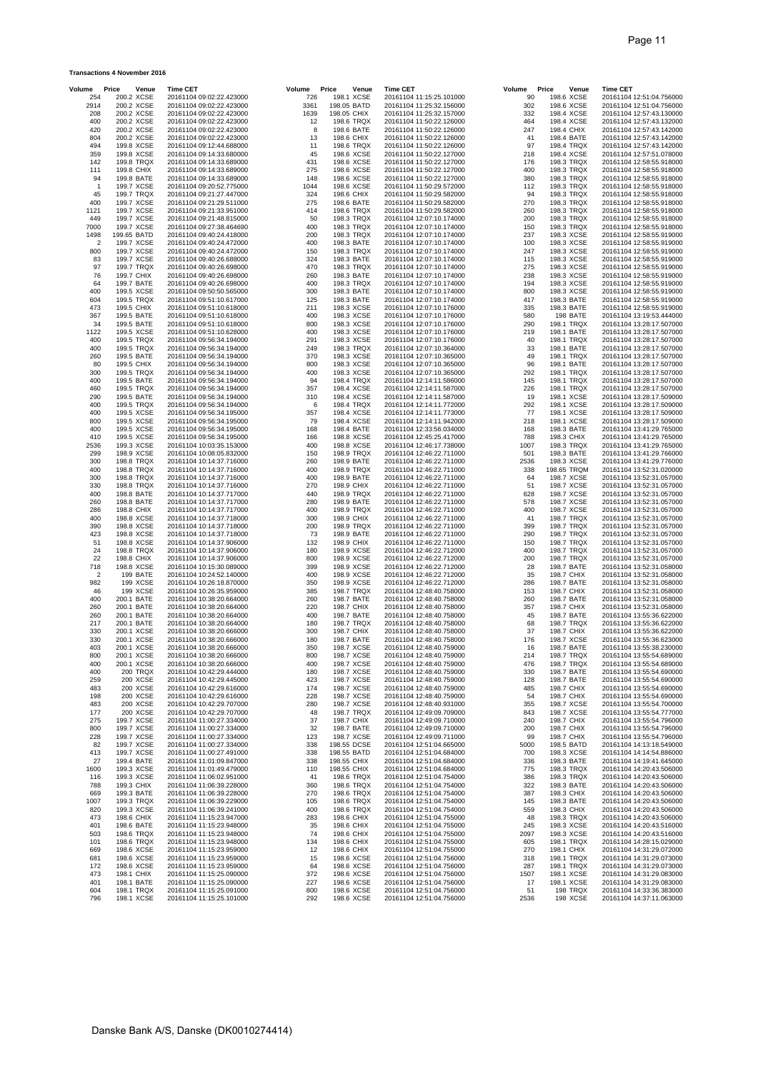**Transactions 4 November 2016**

| Volume | Price | Venue | Time CET |
|---|---|---|---|
| 254 | 200.2 | XCSE | 20161104 09:02:22.423000 |
| 2914 | 200.2 | XCSE | 20161104 09:02:22.423000 |
| 208 | 200.2 | XCSE | 20161104 09:02:22.423000 |
| 400 | 200.2 | XCSE | 20161104 09:02:22.423000 |
| 420 | 200.2 | XCSE | 20161104 09:02:22.423000 |
| 804 | 200.2 | XCSE | 20161104 09:02:22.423000 |
| 494 | 199.8 | XCSE | 20161104 09:12:44.688000 |
| 359 | 199.8 | XCSE | 20161104 09:14:33.680000 |
| 142 | 199.8 | TRQX | 20161104 09:14:33.689000 |
| 111 | 199.8 | CHIX | 20161104 09:14:33.689000 |
| 94 | 199.8 | BATE | 20161104 09:14:33.689000 |
| 1 | 199.7 | XCSE | 20161104 09:20:52.775000 |
| 45 | 199.7 | TRQX | 20161104 09:21:27.447000 |
| 400 | 199.7 | XCSE | 20161104 09:21:29.511000 |
| 1121 | 199.7 | XCSE | 20161104 09:21:33.951000 |
| 449 | 199.7 | XCSE | 20161104 09:21:48.815000 |
| 7000 | 199.7 | XCSE | 20161104 09:27:38.464690 |
| 1498 | 199.65 | BATD | 20161104 09:40:24.418000 |
| 2 | 199.7 | XCSE | 20161104 09:40:24.472000 |
| 800 | 199.7 | XCSE | 20161104 09:40:24.472000 |
| 83 | 199.7 | XCSE | 20161104 09:40:26.688000 |
| 97 | 199.7 | TRQX | 20161104 09:40:26.698000 |
| 76 | 199.7 | CHIX | 20161104 09:40:26.698000 |
| 64 | 199.7 | BATE | 20161104 09:40:26.698000 |
| 400 | 199.5 | XCSE | 20161104 09:50:50.565000 |
| 604 | 199.5 | TRQX | 20161104 09:51:10.617000 |
| 473 | 199.5 | CHIX | 20161104 09:51:10.618000 |
| 367 | 199.5 | BATE | 20161104 09:51:10.618000 |
| 34 | 199.5 | BATE | 20161104 09:51:10.618000 |
| 1122 | 199.5 | XCSE | 20161104 09:51:10.628000 |
| 400 | 199.5 | TRQX | 20161104 09:56:34.194000 |
| 400 | 199.5 | TRQX | 20161104 09:56:34.194000 |
| 260 | 199.5 | BATE | 20161104 09:56:34.194000 |
| 80 | 199.5 | CHIX | 20161104 09:56:34.194000 |
| 300 | 199.5 | TRQX | 20161104 09:56:34.194000 |
| 400 | 199.5 | BATE | 20161104 09:56:34.194000 |
| 460 | 199.5 | TRQX | 20161104 09:56:34.194000 |
| 290 | 199.5 | BATE | 20161104 09:56:34.194000 |
| 400 | 199.5 | TRQX | 20161104 09:56:34.194000 |
| 400 | 199.5 | XCSE | 20161104 09:56:34.195000 |
| 800 | 199.5 | XCSE | 20161104 09:56:34.195000 |
| 400 | 199.5 | XCSE | 20161104 09:56:34.195000 |
| 410 | 199.5 | XCSE | 20161104 09:56:34.195000 |
| 2536 | 199.3 | XCSE | 20161104 10:03:35.153000 |
| 299 | 198.9 | XCSE | 20161104 10:08:05.832000 |
| 300 | 198.8 | TRQX | 20161104 10:14:37.716000 |
| 400 | 198.8 | TRQX | 20161104 10:14:37.716000 |
| 300 | 198.8 | TRQX | 20161104 10:14:37.716000 |
| 330 | 198.8 | TRQX | 20161104 10:14:37.716000 |
| 400 | 198.8 | BATE | 20161104 10:14:37.717000 |
| 260 | 198.8 | BATE | 20161104 10:14:37.717000 |
| 286 | 198.8 | CHIX | 20161104 10:14:37.717000 |
| 400 | 198.8 | XCSE | 20161104 10:14:37.718000 |
| 390 | 198.8 | XCSE | 20161104 10:14:37.718000 |
| 423 | 198.8 | XCSE | 20161104 10:14:37.718000 |
| 51 | 198.8 | XCSE | 20161104 10:14:37.906000 |
| 24 | 198.8 | TRQX | 20161104 10:14:37.906000 |
| 22 | 198.8 | CHIX | 20161104 10:14:37.906000 |
| 718 | 198.8 | XCSE | 20161104 10:15:30.089000 |
| 2 | 199 | BATE | 20161104 10:24:52.140000 |
| 982 | 199 | XCSE | 20161104 10:26:18.870000 |
| 46 | 199 | XCSE | 20161104 10:26:35.959000 |
| 400 | 200.1 | BATE | 20161104 10:38:20.664000 |
| 260 | 200.1 | BATE | 20161104 10:38:20.664000 |
| 260 | 200.1 | BATE | 20161104 10:38:20.664000 |
| 217 | 200.1 | BATE | 20161104 10:38:20.664000 |
| 330 | 200.1 | XCSE | 20161104 10:38:20.666000 |
| 330 | 200.1 | XCSE | 20161104 10:38:20.666000 |
| 403 | 200.1 | XCSE | 20161104 10:38:20.666000 |
| 800 | 200.1 | XCSE | 20161104 10:38:20.666000 |
| 400 | 200.1 | XCSE | 20161104 10:38:20.666000 |
| 400 | 200 | TRQX | 20161104 10:42:29.444000 |
| 259 | 200 | XCSE | 20161104 10:42:29.445000 |
| 483 | 200 | XCSE | 20161104 10:42:29.616000 |
| 198 | 200 | XCSE | 20161104 10:42:29.616000 |
| 483 | 200 | XCSE | 20161104 10:42:29.707000 |
| 177 | 200 | XCSE | 20161104 10:42:29.707000 |
| 275 | 199.7 | XCSE | 20161104 11:00:27.334000 |
| 800 | 199.7 | XCSE | 20161104 11:00:27.334000 |
| 228 | 199.7 | XCSE | 20161104 11:00:27.334000 |
| 82 | 199.7 | XCSE | 20161104 11:00:27.334000 |
| 413 | 199.7 | XCSE | 20161104 11:00:27.491000 |
| 27 | 199.4 | BATE | 20161104 11:01:09.847000 |
| 1600 | 199.3 | XCSE | 20161104 11:01:49.479000 |
| 116 | 199.3 | XCSE | 20161104 11:06:02.951000 |
| 788 | 199.3 | CHIX | 20161104 11:06:39.228000 |
| 669 | 199.3 | BATE | 20161104 11:06:39.228000 |
| 1007 | 199.3 | TRQX | 20161104 11:06:39.229000 |
| 820 | 199.3 | XCSE | 20161104 11:06:39.241000 |
| 473 | 198.6 | CHIX | 20161104 11:15:23.947000 |
| 401 | 198.6 | BATE | 20161104 11:15:23.948000 |
| 503 | 198.6 | TRQX | 20161104 11:15:23.948000 |
| 101 | 198.6 | TRQX | 20161104 11:15:23.948000 |
| 669 | 198.6 | XCSE | 20161104 11:15:23.959000 |
| 681 | 198.6 | XCSE | 20161104 11:15:23.959000 |
| 172 | 198.6 | XCSE | 20161104 11:15:23.959000 |
| 473 | 198.1 | CHIX | 20161104 11:15:25.090000 |
| 401 | 198.1 | BATE | 20161104 11:15:25.090000 |
| 604 | 198.1 | TRQX | 20161104 11:15:25.091000 |
| 796 | 198.1 | XCSE | 20161104 11:15:25.101000 |
| 726 | 198.1 | XCSE | 20161104 11:15:25.101000 |
| 3361 | 198.05 | BATD | 20161104 11:25:32.156000 |
| 1639 | 198.05 | CHIX | 20161104 11:25:32.157000 |
| 12 | 198.6 | TRQX | 20161104 11:50:22.126000 |
| 8 | 198.6 | BATE | 20161104 11:50:22.126000 |
| 13 | 198.6 | CHIX | 20161104 11:50:22.126000 |
| 11 | 198.6 | TRQX | 20161104 11:50:22.126000 |
| 45 | 198.6 | XCSE | 20161104 11:50:22.127000 |
| 431 | 198.6 | XCSE | 20161104 11:50:22.127000 |
| 275 | 198.6 | XCSE | 20161104 11:50:22.127000 |
| 148 | 198.6 | XCSE | 20161104 11:50:22.127000 |
| 1044 | 198.6 | XCSE | 20161104 11:50:29.572000 |
| 324 | 198.6 | CHIX | 20161104 11:50:29.582000 |
| 275 | 198.6 | BATE | 20161104 11:50:29.582000 |
| 414 | 198.6 | TRQX | 20161104 11:50:29.582000 |
| 50 | 198.3 | TRQX | 20161104 12:07:10.174000 |
| 400 | 198.3 | TRQX | 20161104 12:07:10.174000 |
| 200 | 198.3 | TRQX | 20161104 12:07:10.174000 |
| 400 | 198.3 | BATE | 20161104 12:07:10.174000 |
| 150 | 198.3 | TRQX | 20161104 12:07:10.174000 |
| 324 | 198.3 | BATE | 20161104 12:07:10.174000 |
| 470 | 198.3 | TRQX | 20161104 12:07:10.174000 |
| 260 | 198.3 | BATE | 20161104 12:07:10.174000 |
| 400 | 198.3 | TRQX | 20161104 12:07:10.174000 |
| 300 | 198.3 | BATE | 20161104 12:07:10.174000 |
| 125 | 198.3 | BATE | 20161104 12:07:10.174000 |
| 211 | 198.3 | XCSE | 20161104 12:07:10.176000 |
| 400 | 198.3 | XCSE | 20161104 12:07:10.176000 |
| 800 | 198.3 | XCSE | 20161104 12:07:10.176000 |
| 400 | 198.3 | XCSE | 20161104 12:07:10.176000 |
| 291 | 198.3 | XCSE | 20161104 12:07:10.176000 |
| 249 | 198.3 | TRQX | 20161104 12:07:10.364000 |
| 370 | 198.3 | XCSE | 20161104 12:07:10.365000 |
| 800 | 198.3 | XCSE | 20161104 12:07:10.365000 |
| 400 | 198.3 | XCSE | 20161104 12:07:10.365000 |
| 94 | 198.4 | TRQX | 20161104 12:14:11.586000 |
| 357 | 198.4 | XCSE | 20161104 12:14:11.587000 |
| 310 | 198.4 | XCSE | 20161104 12:14:11.587000 |
| 6 | 198.4 | TRQX | 20161104 12:14:11.772000 |
| 357 | 198.4 | XCSE | 20161104 12:14:11.773000 |
| 79 | 198.4 | XCSE | 20161104 12:14:11.942000 |
| 168 | 198.4 | BATE | 20161104 12:33:56.034000 |
| 166 | 198.8 | XCSE | 20161104 12:45:25.417000 |
| 400 | 198.8 | XCSE | 20161104 12:46:17.738000 |
| 150 | 198.9 | TRQX | 20161104 12:46:22.711000 |
| 260 | 198.9 | BATE | 20161104 12:46:22.711000 |
| 400 | 198.9 | TRQX | 20161104 12:46:22.711000 |
| 400 | 198.9 | BATE | 20161104 12:46:22.711000 |
| 270 | 198.9 | CHIX | 20161104 12:46:22.711000 |
| 440 | 198.9 | TRQX | 20161104 12:46:22.711000 |
| 280 | 198.9 | BATE | 20161104 12:46:22.711000 |
| 400 | 198.9 | TRQX | 20161104 12:46:22.711000 |
| 300 | 198.9 | CHIX | 20161104 12:46:22.711000 |
| 200 | 198.9 | TRQX | 20161104 12:46:22.711000 |
| 73 | 198.9 | BATE | 20161104 12:46:22.711000 |
| 132 | 198.9 | CHIX | 20161104 12:46:22.711000 |
| 180 | 198.9 | XCSE | 20161104 12:46:22.712000 |
| 800 | 198.9 | XCSE | 20161104 12:46:22.712000 |
| 399 | 198.9 | XCSE | 20161104 12:46:22.712000 |
| 400 | 198.9 | XCSE | 20161104 12:46:22.712000 |
| 350 | 198.9 | XCSE | 20161104 12:46:22.712000 |
| 385 | 198.7 | TRQX | 20161104 12:48:40.758000 |
| 260 | 198.7 | BATE | 20161104 12:48:40.758000 |
| 220 | 198.7 | CHIX | 20161104 12:48:40.758000 |
| 400 | 198.7 | BATE | 20161104 12:48:40.758000 |
| 180 | 198.7 | TRQX | 20161104 12:48:40.758000 |
| 300 | 198.7 | CHIX | 20161104 12:48:40.758000 |
| 180 | 198.7 | BATE | 20161104 12:48:40.758000 |
| 350 | 198.7 | XCSE | 20161104 12:48:40.759000 |
| 800 | 198.7 | XCSE | 20161104 12:48:40.759000 |
| 400 | 198.7 | XCSE | 20161104 12:48:40.759000 |
| 180 | 198.7 | XCSE | 20161104 12:48:40.759000 |
| 423 | 198.7 | XCSE | 20161104 12:48:40.759000 |
| 174 | 198.7 | XCSE | 20161104 12:48:40.759000 |
| 228 | 198.7 | XCSE | 20161104 12:48:40.759000 |
| 280 | 198.7 | XCSE | 20161104 12:48:40.931000 |
| 48 | 198.7 | TRQX | 20161104 12:49:09.709000 |
| 37 | 198.7 | CHIX | 20161104 12:49:09.710000 |
| 32 | 198.7 | BATE | 20161104 12:49:09.710000 |
| 123 | 198.7 | XCSE | 20161104 12:49:09.711000 |
| 338 | 198.55 | DCSE | 20161104 12:51:04.665000 |
| 338 | 198.55 | BATD | 20161104 12:51:04.684000 |
| 338 | 198.55 | CHIX | 20161104 12:51:04.684000 |
| 110 | 198.55 | CHIX | 20161104 12:51:04.684000 |
| 41 | 198.6 | TRQX | 20161104 12:51:04.754000 |
| 360 | 198.6 | TRQX | 20161104 12:51:04.754000 |
| 270 | 198.6 | TRQX | 20161104 12:51:04.754000 |
| 105 | 198.6 | TRQX | 20161104 12:51:04.754000 |
| 400 | 198.6 | TRQX | 20161104 12:51:04.754000 |
| 283 | 198.6 | CHIX | 20161104 12:51:04.755000 |
| 35 | 198.6 | CHIX | 20161104 12:51:04.755000 |
| 74 | 198.6 | CHIX | 20161104 12:51:04.755000 |
| 134 | 198.6 | CHIX | 20161104 12:51:04.755000 |
| 12 | 198.6 | CHIX | 20161104 12:51:04.755000 |
| 15 | 198.6 | XCSE | 20161104 12:51:04.756000 |
| 64 | 198.6 | XCSE | 20161104 12:51:04.756000 |
| 372 | 198.6 | XCSE | 20161104 12:51:04.756000 |
| 227 | 198.6 | XCSE | 20161104 12:51:04.756000 |
| 800 | 198.6 | XCSE | 20161104 12:51:04.756000 |
| 292 | 198.6 | XCSE | 20161104 12:51:04.756000 |
| 90 | 198.6 | XCSE | 20161104 12:51:04.756000 |
| 302 | 198.6 | XCSE | 20161104 12:51:04.756000 |
| 332 | 198.4 | XCSE | 20161104 12:57:43.130000 |
| 464 | 198.4 | XCSE | 20161104 12:57:43.132000 |
| 247 | 198.4 | CHIX | 20161104 12:57:43.142000 |
| 41 | 198.4 | BATE | 20161104 12:57:43.142000 |
| 97 | 198.4 | TRQX | 20161104 12:57:43.142000 |
| 218 | 198.4 | XCSE | 20161104 12:57:51.078000 |
| 176 | 198.3 | TRQX | 20161104 12:58:55.918000 |
| 400 | 198.3 | TRQX | 20161104 12:58:55.918000 |
| 380 | 198.3 | TRQX | 20161104 12:58:55.918000 |
| 112 | 198.3 | TRQX | 20161104 12:58:55.918000 |
| 94 | 198.3 | TRQX | 20161104 12:58:55.918000 |
| 270 | 198.3 | TRQX | 20161104 12:58:55.918000 |
| 260 | 198.3 | TRQX | 20161104 12:58:55.918000 |
| 200 | 198.3 | TRQX | 20161104 12:58:55.918000 |
| 150 | 198.3 | TRQX | 20161104 12:58:55.918000 |
| 237 | 198.3 | XCSE | 20161104 12:58:55.919000 |
| 100 | 198.3 | XCSE | 20161104 12:58:55.919000 |
| 247 | 198.3 | XCSE | 20161104 12:58:55.919000 |
| 115 | 198.3 | XCSE | 20161104 12:58:55.919000 |
| 275 | 198.3 | XCSE | 20161104 12:58:55.919000 |
| 238 | 198.3 | XCSE | 20161104 12:58:55.919000 |
| 194 | 198.3 | XCSE | 20161104 12:58:55.919000 |
| 800 | 198.3 | XCSE | 20161104 12:58:55.919000 |
| 417 | 198.3 | BATE | 20161104 12:58:55.919000 |
| 335 | 198.3 | BATE | 20161104 12:58:55.919000 |
| 580 | 198 | BATE | 20161104 13:19:53.444000 |
| 290 | 198.1 | TRQX | 20161104 13:28:17.507000 |
| 219 | 198.1 | BATE | 20161104 13:28:17.507000 |
| 40 | 198.1 | TRQX | 20161104 13:28:17.507000 |
| 33 | 198.1 | BATE | 20161104 13:28:17.507000 |
| 49 | 198.1 | TRQX | 20161104 13:28:17.507000 |
| 96 | 198.1 | BATE | 20161104 13:28:17.507000 |
| 292 | 198.1 | TRQX | 20161104 13:28:17.507000 |
| 145 | 198.1 | TRQX | 20161104 13:28:17.507000 |
| 226 | 198.1 | TRQX | 20161104 13:28:17.507000 |
| 19 | 198.1 | XCSE | 20161104 13:28:17.509000 |
| 292 | 198.1 | XCSE | 20161104 13:28:17.509000 |
| 77 | 198.1 | XCSE | 20161104 13:28:17.509000 |
| 218 | 198.1 | XCSE | 20161104 13:28:17.509000 |
| 168 | 198.3 | BATE | 20161104 13:41:29.765000 |
| 788 | 198.3 | CHIX | 20161104 13:41:29.765000 |
| 1007 | 198.3 | TRQX | 20161104 13:41:29.765000 |
| 501 | 198.3 | BATE | 20161104 13:41:29.766000 |
| 2536 | 198.3 | XCSE | 20161104 13:41:29.776000 |
| 338 | 198.65 | TRQM | 20161104 13:52:31.020000 |
| 64 | 198.7 | XCSE | 20161104 13:52:31.057000 |
| 51 | 198.7 | XCSE | 20161104 13:52:31.057000 |
| 628 | 198.7 | XCSE | 20161104 13:52:31.057000 |
| 578 | 198.7 | XCSE | 20161104 13:52:31.057000 |
| 400 | 198.7 | XCSE | 20161104 13:52:31.057000 |
| 41 | 198.7 | TRQX | 20161104 13:52:31.057000 |
| 399 | 198.7 | TRQX | 20161104 13:52:31.057000 |
| 290 | 198.7 | TRQX | 20161104 13:52:31.057000 |
| 150 | 198.7 | TRQX | 20161104 13:52:31.057000 |
| 400 | 198.7 | TRQX | 20161104 13:52:31.057000 |
| 200 | 198.7 | TRQX | 20161104 13:52:31.057000 |
| 28 | 198.7 | BATE | 20161104 13:52:31.058000 |
| 35 | 198.7 | CHIX | 20161104 13:52:31.058000 |
| 286 | 198.7 | BATE | 20161104 13:52:31.058000 |
| 153 | 198.7 | CHIX | 20161104 13:52:31.058000 |
| 260 | 198.7 | BATE | 20161104 13:52:31.058000 |
| 357 | 198.7 | CHIX | 20161104 13:52:31.058000 |
| 45 | 198.7 | BATE | 20161104 13:55:36.622000 |
| 68 | 198.7 | TRQX | 20161104 13:55:36.622000 |
| 37 | 198.7 | CHIX | 20161104 13:55:36.622000 |
| 176 | 198.7 | XCSE | 20161104 13:55:36.623000 |
| 16 | 198.7 | BATE | 20161104 13:55:38.230000 |
| 214 | 198.7 | TRQX | 20161104 13:55:54.689000 |
| 476 | 198.7 | TRQX | 20161104 13:55:54.689000 |
| 330 | 198.7 | BATE | 20161104 13:55:54.690000 |
| 128 | 198.7 | BATE | 20161104 13:55:54.690000 |
| 485 | 198.7 | CHIX | 20161104 13:55:54.690000 |
| 54 | 198.7 | CHIX | 20161104 13:55:54.690000 |
| 355 | 198.7 | XCSE | 20161104 13:55:54.700000 |
| 843 | 198.7 | XCSE | 20161104 13:55:54.777000 |
| 240 | 198.7 | CHIX | 20161104 13:55:54.796000 |
| 200 | 198.7 | CHIX | 20161104 13:55:54.796000 |
| 99 | 198.7 | CHIX | 20161104 13:55:54.796000 |
| 5000 | 198.5 | BATD | 20161104 14:13:18.549000 |
| 700 | 198.3 | XCSE | 20161104 14:14:54.886000 |
| 336 | 198.3 | BATE | 20161104 14:19:41.645000 |
| 775 | 198.3 | TRQX | 20161104 14:20:43.506000 |
| 386 | 198.3 | TRQX | 20161104 14:20:43.506000 |
| 322 | 198.3 | BATE | 20161104 14:20:43.506000 |
| 387 | 198.3 | CHIX | 20161104 14:20:43.506000 |
| 145 | 198.3 | BATE | 20161104 14:20:43.506000 |
| 559 | 198.3 | CHIX | 20161104 14:20:43.506000 |
| 48 | 198.3 | TRQX | 20161104 14:20:43.506000 |
| 245 | 198.3 | XCSE | 20161104 14:20:43.516000 |
| 2097 | 198.3 | XCSE | 20161104 14:20:43.516000 |
| 605 | 198.1 | TRQX | 20161104 14:28:15.029000 |
| 270 | 198.1 | CHIX | 20161104 14:31:29.072000 |
| 318 | 198.1 | TRQX | 20161104 14:31:29.073000 |
| 287 | 198.1 | TRQX | 20161104 14:31:29.073000 |
| 1507 | 198.1 | XCSE | 20161104 14:31:29.083000 |
| 17 | 198.1 | XCSE | 20161104 14:31:29.083000 |
| 51 | 198 | TRQX | 20161104 14:33:36.383000 |
| 2536 | 198 | XCSE | 20161104 14:37:11.063000 |

Danske Bank A/S, Danske (DK0010274414)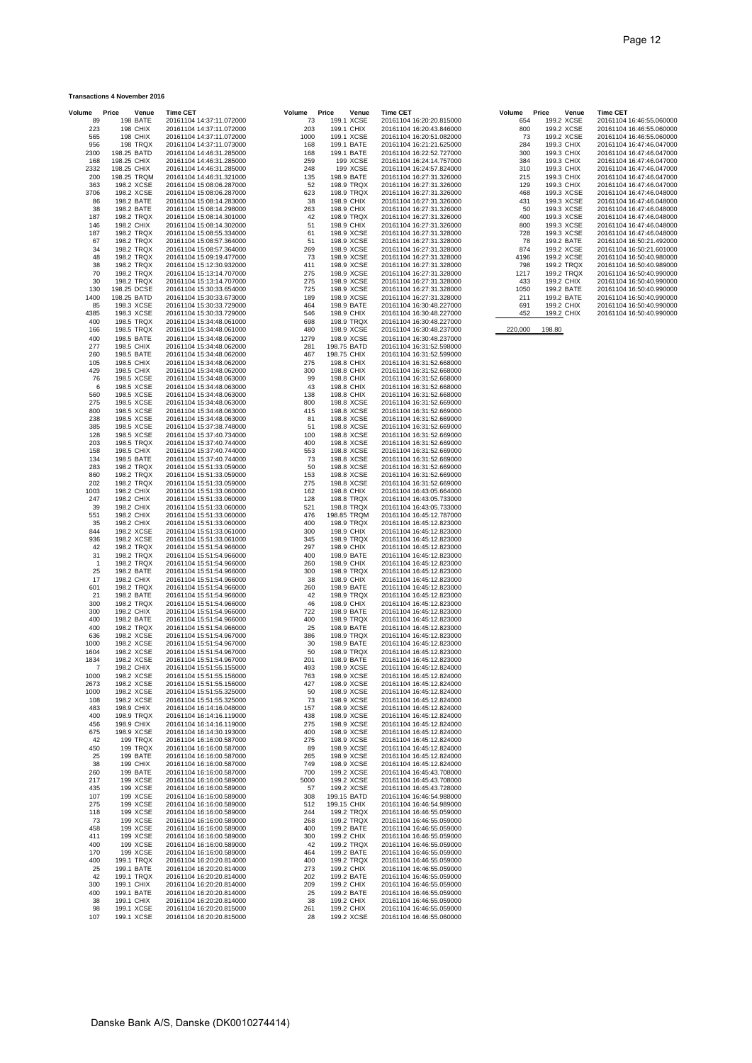**Transactions 4 November 2016**

| Volume | Price | Venue | Time CET |
|---|---|---|---|
| 89 | 198 | BATE | 20161104 14:37:11.072000 |
| 223 | 198 | CHIX | 20161104 14:37:11.072000 |
| 565 | 198 | CHIX | 20161104 14:37:11.072000 |
| 956 | 198 | TRQX | 20161104 14:37:11.073000 |
| 2300 | 198.25 | BATD | 20161104 14:46:31.285000 |
| 168 | 198.25 | CHIX | 20161104 14:46:31.285000 |
| 2332 | 198.25 | CHIX | 20161104 14:46:31.285000 |
| 200 | 198.25 | TRQM | 20161104 14:46:31.321000 |
| 363 | 198.2 | XCSE | 20161104 15:08:06.287000 |
| 3706 | 198.2 | XCSE | 20161104 15:08:06.287000 |
| 86 | 198.2 | BATE | 20161104 15:08:14.283000 |
| 38 | 198.2 | BATE | 20161104 15:08:14.298000 |
| 187 | 198.2 | TRQX | 20161104 15:08:14.301000 |
| 146 | 198.2 | CHIX | 20161104 15:08:14.302000 |
| 187 | 198.2 | TRQX | 20161104 15:08:55.334000 |
| 67 | 198.2 | TRQX | 20161104 15:08:57.364000 |
| 34 | 198.2 | TRQX | 20161104 15:08:57.364000 |
| 48 | 198.2 | TRQX | 20161104 15:09:19.477000 |
| 38 | 198.2 | TRQX | 20161104 15:12:30.932000 |
| 70 | 198.2 | TRQX | 20161104 15:13:14.707000 |
| 30 | 198.2 | TRQX | 20161104 15:13:14.707000 |
| 130 | 198.25 | DCSE | 20161104 15:30:33.654000 |
| 1400 | 198.25 | BATD | 20161104 15:30:33.673000 |
| 85 | 198.3 | XCSE | 20161104 15:30:33.729000 |
| 4385 | 198.3 | XCSE | 20161104 15:30:33.729000 |
| 400 | 198.5 | TRQX | 20161104 15:34:48.061000 |
| 166 | 198.5 | TRQX | 20161104 15:34:48.061000 |
| 400 | 198.5 | BATE | 20161104 15:34:48.062000 |
| 277 | 198.5 | CHIX | 20161104 15:34:48.062000 |
| 260 | 198.5 | BATE | 20161104 15:34:48.062000 |
| 105 | 198.5 | CHIX | 20161104 15:34:48.062000 |
| 429 | 198.5 | CHIX | 20161104 15:34:48.062000 |
| 76 | 198.5 | XCSE | 20161104 15:34:48.063000 |
| 6 | 198.5 | XCSE | 20161104 15:34:48.063000 |
| 560 | 198.5 | XCSE | 20161104 15:34:48.063000 |
| 275 | 198.5 | XCSE | 20161104 15:34:48.063000 |
| 800 | 198.5 | XCSE | 20161104 15:34:48.063000 |
| 238 | 198.5 | XCSE | 20161104 15:34:48.063000 |
| 385 | 198.5 | XCSE | 20161104 15:37:38.748000 |
| 128 | 198.5 | XCSE | 20161104 15:37:40.734000 |
| 203 | 198.5 | TRQX | 20161104 15:37:40.744000 |
| 158 | 198.5 | CHIX | 20161104 15:37:40.744000 |
| 134 | 198.5 | BATE | 20161104 15:37:40.744000 |
| 283 | 198.2 | TRQX | 20161104 15:51:33.059000 |
| 860 | 198.2 | TRQX | 20161104 15:51:33.059000 |
| 202 | 198.2 | TRQX | 20161104 15:51:33.059000 |
| 1003 | 198.2 | CHIX | 20161104 15:51:33.060000 |
| 247 | 198.2 | CHIX | 20161104 15:51:33.060000 |
| 39 | 198.2 | CHIX | 20161104 15:51:33.060000 |
| 551 | 198.2 | CHIX | 20161104 15:51:33.060000 |
| 35 | 198.2 | CHIX | 20161104 15:51:33.060000 |
| 844 | 198.2 | XCSE | 20161104 15:51:33.061000 |
| 936 | 198.2 | XCSE | 20161104 15:51:33.061000 |
| 42 | 198.2 | TRQX | 20161104 15:51:54.966000 |
| 31 | 198.2 | TRQX | 20161104 15:51:54.966000 |
| 1 | 198.2 | TRQX | 20161104 15:51:54.966000 |
| 25 | 198.2 | BATE | 20161104 15:51:54.966000 |
| 17 | 198.2 | CHIX | 20161104 15:51:54.966000 |
| 601 | 198.2 | TRQX | 20161104 15:51:54.966000 |
| 21 | 198.2 | BATE | 20161104 15:51:54.966000 |
| 300 | 198.2 | TRQX | 20161104 15:51:54.966000 |
| 300 | 198.2 | CHIX | 20161104 15:51:54.966000 |
| 400 | 198.2 | BATE | 20161104 15:51:54.966000 |
| 400 | 198.2 | TRQX | 20161104 15:51:54.966000 |
| 636 | 198.2 | XCSE | 20161104 15:51:54.967000 |
| 1000 | 198.2 | XCSE | 20161104 15:51:54.967000 |
| 1604 | 198.2 | XCSE | 20161104 15:51:54.967000 |
| 1834 | 198.2 | XCSE | 20161104 15:51:54.967000 |
| 7 | 198.2 | CHIX | 20161104 15:51:55.155000 |
| 1000 | 198.2 | XCSE | 20161104 15:51:55.156000 |
| 2673 | 198.2 | XCSE | 20161104 15:51:55.156000 |
| 1000 | 198.2 | XCSE | 20161104 15:51:55.325000 |
| 108 | 198.2 | XCSE | 20161104 15:51:55.325000 |
| 483 | 198.9 | CHIX | 20161104 16:14:16.048000 |
| 400 | 198.9 | TRQX | 20161104 16:14:16.119000 |
| 456 | 198.9 | CHIX | 20161104 16:14:16.119000 |
| 675 | 198.9 | XCSE | 20161104 16:14:30.193000 |
| 42 | 199 | TRQX | 20161104 16:16:00.587000 |
| 450 | 199 | TRQX | 20161104 16:16:00.587000 |
| 25 | 199 | BATE | 20161104 16:16:00.587000 |
| 38 | 199 | CHIX | 20161104 16:16:00.587000 |
| 260 | 199 | BATE | 20161104 16:16:00.587000 |
| 217 | 199 | XCSE | 20161104 16:16:00.589000 |
| 435 | 199 | XCSE | 20161104 16:16:00.589000 |
| 107 | 199 | XCSE | 20161104 16:16:00.589000 |
| 275 | 199 | XCSE | 20161104 16:16:00.589000 |
| 118 | 199 | XCSE | 20161104 16:16:00.589000 |
| 73 | 199 | XCSE | 20161104 16:16:00.589000 |
| 458 | 199 | XCSE | 20161104 16:16:00.589000 |
| 411 | 199 | XCSE | 20161104 16:16:00.589000 |
| 400 | 199 | XCSE | 20161104 16:16:00.589000 |
| 170 | 199 | XCSE | 20161104 16:16:00.589000 |
| 400 | 199.1 | TRQX | 20161104 16:20:20.814000 |
| 25 | 199.1 | BATE | 20161104 16:20:20.814000 |
| 42 | 199.1 | TRQX | 20161104 16:20:20.814000 |
| 300 | 199.1 | CHIX | 20161104 16:20:20.814000 |
| 400 | 199.1 | BATE | 20161104 16:20:20.814000 |
| 38 | 199.1 | CHIX | 20161104 16:20:20.814000 |
| 98 | 199.1 | XCSE | 20161104 16:20:20.815000 |
| 107 | 199.1 | XCSE | 20161104 16:20:20.815000 |
| 73 | 199.1 | XCSE | 20161104 16:20:20.815000 |
| 203 | 199.1 | CHIX | 20161104 16:20:43.846000 |
| 1000 | 199.1 | XCSE | 20161104 16:20:51.082000 |
| 168 | 199.1 | XCSE | 20161104 16:21:21.625000 |
| 168 | 199.1 | BATE | 20161104 16:22:52.727000 |
| 259 | 199 | XCSE | 20161104 16:24:14.757000 |
| 248 | 199 | XCSE | 20161104 16:24:57.824000 |
| 135 | 198.9 | BATE | 20161104 16:27:31.326000 |
| 52 | 198.9 | TRQX | 20161104 16:27:31.326000 |
| 623 | 198.9 | TRQX | 20161104 16:27:31.326000 |
| 38 | 198.9 | CHIX | 20161104 16:27:31.326000 |
| 263 | 198.9 | CHIX | 20161104 16:27:31.326000 |
| 42 | 198.9 | TRQX | 20161104 16:27:31.326000 |
| 51 | 198.9 | CHIX | 20161104 16:27:31.326000 |
| 61 | 198.9 | XCSE | 20161104 16:27:31.328000 |
| 51 | 198.9 | XCSE | 20161104 16:27:31.328000 |
| 269 | 198.9 | XCSE | 20161104 16:27:31.328000 |
| 73 | 198.9 | XCSE | 20161104 16:27:31.328000 |
| 411 | 198.9 | XCSE | 20161104 16:27:31.328000 |
| 275 | 198.9 | XCSE | 20161104 16:27:31.328000 |
| 275 | 198.9 | XCSE | 20161104 16:27:31.328000 |
| 725 | 198.9 | XCSE | 20161104 16:27:31.328000 |
| 189 | 198.9 | XCSE | 20161104 16:27:31.328000 |
| 464 | 198.9 | BATE | 20161104 16:30:48.227000 |
| 546 | 198.9 | CHIX | 20161104 16:30:48.227000 |
| 698 | 198.9 | TRQX | 20161104 16:30:48.227000 |
| 480 | 198.9 | XCSE | 20161104 16:30:48.237000 |
| 1279 | 198.9 | XCSE | 20161104 16:30:48.237000 |
| 281 | 198.75 | BATD | 20161104 16:31:52.598000 |
| 467 | 198.75 | CHIX | 20161104 16:31:52.599000 |
| 275 | 198.8 | CHIX | 20161104 16:31:52.668000 |
| 300 | 198.8 | CHIX | 20161104 16:31:52.668000 |
| 99 | 198.8 | CHIX | 20161104 16:31:52.668000 |
| 43 | 198.8 | CHIX | 20161104 16:31:52.668000 |
| 138 | 198.8 | CHIX | 20161104 16:31:52.668000 |
| 800 | 198.8 | XCSE | 20161104 16:31:52.669000 |
| 415 | 198.8 | XCSE | 20161104 16:31:52.669000 |
| 81 | 198.8 | XCSE | 20161104 16:31:52.669000 |
| 51 | 198.8 | XCSE | 20161104 16:31:52.669000 |
| 100 | 198.8 | XCSE | 20161104 16:31:52.669000 |
| 400 | 198.8 | XCSE | 20161104 16:31:52.669000 |
| 553 | 198.8 | XCSE | 20161104 16:31:52.669000 |
| 73 | 198.8 | XCSE | 20161104 16:31:52.669000 |
| 50 | 198.8 | XCSE | 20161104 16:31:52.669000 |
| 153 | 198.8 | XCSE | 20161104 16:31:52.669000 |
| 275 | 198.8 | XCSE | 20161104 16:31:52.669000 |
| 162 | 198.8 | CHIX | 20161104 16:43:05.664000 |
| 128 | 198.8 | TRQX | 20161104 16:43:05.733000 |
| 521 | 198.8 | TRQX | 20161104 16:43:05.733000 |
| 476 | 198.85 | TRQM | 20161104 16:45:12.787000 |
| 400 | 198.9 | TRQX | 20161104 16:45:12.823000 |
| 300 | 198.9 | CHIX | 20161104 16:45:12.823000 |
| 345 | 198.9 | TRQX | 20161104 16:45:12.823000 |
| 297 | 198.9 | CHIX | 20161104 16:45:12.823000 |
| 400 | 198.9 | BATE | 20161104 16:45:12.823000 |
| 260 | 198.9 | CHIX | 20161104 16:45:12.823000 |
| 300 | 198.9 | TRQX | 20161104 16:45:12.823000 |
| 38 | 198.9 | CHIX | 20161104 16:45:12.823000 |
| 260 | 198.9 | BATE | 20161104 16:45:12.823000 |
| 42 | 198.9 | TRQX | 20161104 16:45:12.823000 |
| 46 | 198.9 | CHIX | 20161104 16:45:12.823000 |
| 722 | 198.9 | BATE | 20161104 16:45:12.823000 |
| 400 | 198.9 | TRQX | 20161104 16:45:12.823000 |
| 25 | 198.9 | BATE | 20161104 16:45:12.823000 |
| 386 | 198.9 | TRQX | 20161104 16:45:12.823000 |
| 30 | 198.9 | BATE | 20161104 16:45:12.823000 |
| 50 | 198.9 | TRQX | 20161104 16:45:12.823000 |
| 201 | 198.9 | BATE | 20161104 16:45:12.823000 |
| 493 | 198.9 | XCSE | 20161104 16:45:12.824000 |
| 763 | 198.9 | XCSE | 20161104 16:45:12.824000 |
| 427 | 198.9 | XCSE | 20161104 16:45:12.824000 |
| 50 | 198.9 | XCSE | 20161104 16:45:12.824000 |
| 73 | 198.9 | XCSE | 20161104 16:45:12.824000 |
| 157 | 198.9 | XCSE | 20161104 16:45:12.824000 |
| 438 | 198.9 | XCSE | 20161104 16:45:12.824000 |
| 275 | 198.9 | XCSE | 20161104 16:45:12.824000 |
| 400 | 198.9 | XCSE | 20161104 16:45:12.824000 |
| 275 | 198.9 | XCSE | 20161104 16:45:12.824000 |
| 89 | 198.9 | XCSE | 20161104 16:45:12.824000 |
| 265 | 198.9 | XCSE | 20161104 16:45:12.824000 |
| 749 | 198.9 | XCSE | 20161104 16:45:12.824000 |
| 700 | 199.2 | XCSE | 20161104 16:45:43.708000 |
| 5000 | 199.2 | XCSE | 20161104 16:45:43.708000 |
| 57 | 199.2 | XCSE | 20161104 16:45:43.728000 |
| 308 | 199.15 | BATD | 20161104 16:46:54.988000 |
| 512 | 199.15 | CHIX | 20161104 16:46:54.989000 |
| 244 | 199.2 | TRQX | 20161104 16:46:55.059000 |
| 268 | 199.2 | TRQX | 20161104 16:46:55.059000 |
| 400 | 199.2 | BATE | 20161104 16:46:55.059000 |
| 300 | 199.2 | CHIX | 20161104 16:46:55.059000 |
| 42 | 199.2 | TRQX | 20161104 16:46:55.059000 |
| 464 | 199.2 | BATE | 20161104 16:46:55.059000 |
| 400 | 199.2 | TRQX | 20161104 16:46:55.059000 |
| 273 | 199.2 | CHIX | 20161104 16:46:55.059000 |
| 202 | 199.2 | BATE | 20161104 16:46:55.059000 |
| 209 | 199.2 | CHIX | 20161104 16:46:55.059000 |
| 25 | 199.2 | BATE | 20161104 16:46:55.059000 |
| 38 | 199.2 | CHIX | 20161104 16:46:55.059000 |
| 261 | 199.2 | CHIX | 20161104 16:46:55.059000 |
| 28 | 199.2 | XCSE | 20161104 16:46:55.060000 |
| 654 | 199.2 | XCSE | 20161104 16:46:55.060000 |
| 800 | 199.2 | XCSE | 20161104 16:46:55.060000 |
| 73 | 199.2 | XCSE | 20161104 16:46:55.060000 |
| 284 | 199.3 | CHIX | 20161104 16:47:46.047000 |
| 300 | 199.3 | CHIX | 20161104 16:47:46.047000 |
| 384 | 199.3 | CHIX | 20161104 16:47:46.047000 |
| 310 | 199.3 | CHIX | 20161104 16:47:46.047000 |
| 215 | 199.3 | CHIX | 20161104 16:47:46.047000 |
| 129 | 199.3 | CHIX | 20161104 16:47:46.047000 |
| 468 | 199.3 | XCSE | 20161104 16:47:46.048000 |
| 431 | 199.3 | XCSE | 20161104 16:47:46.048000 |
| 50 | 199.3 | XCSE | 20161104 16:47:46.048000 |
| 400 | 199.3 | XCSE | 20161104 16:47:46.048000 |
| 800 | 199.3 | XCSE | 20161104 16:47:46.048000 |
| 728 | 199.3 | XCSE | 20161104 16:47:46.048000 |
| 78 | 199.2 | BATE | 20161104 16:50:21.492000 |
| 874 | 199.2 | XCSE | 20161104 16:50:21.601000 |
| 4196 | 199.2 | XCSE | 20161104 16:50:40.980000 |
| 798 | 199.2 | TRQX | 20161104 16:50:40.989000 |
| 1217 | 199.2 | TRQX | 20161104 16:50:40.990000 |
| 433 | 199.2 | CHIX | 20161104 16:50:40.990000 |
| 1050 | 199.2 | BATE | 20161104 16:50:40.990000 |
| 211 | 199.2 | BATE | 20161104 16:50:40.990000 |
| 691 | 199.2 | CHIX | 20161104 16:50:40.990000 |
| 452 | 199.2 | CHIX | 20161104 16:50:40.990000 |
| 220,000 | 198.80 | | |

Danske Bank A/S, Danske (DK0010274414)